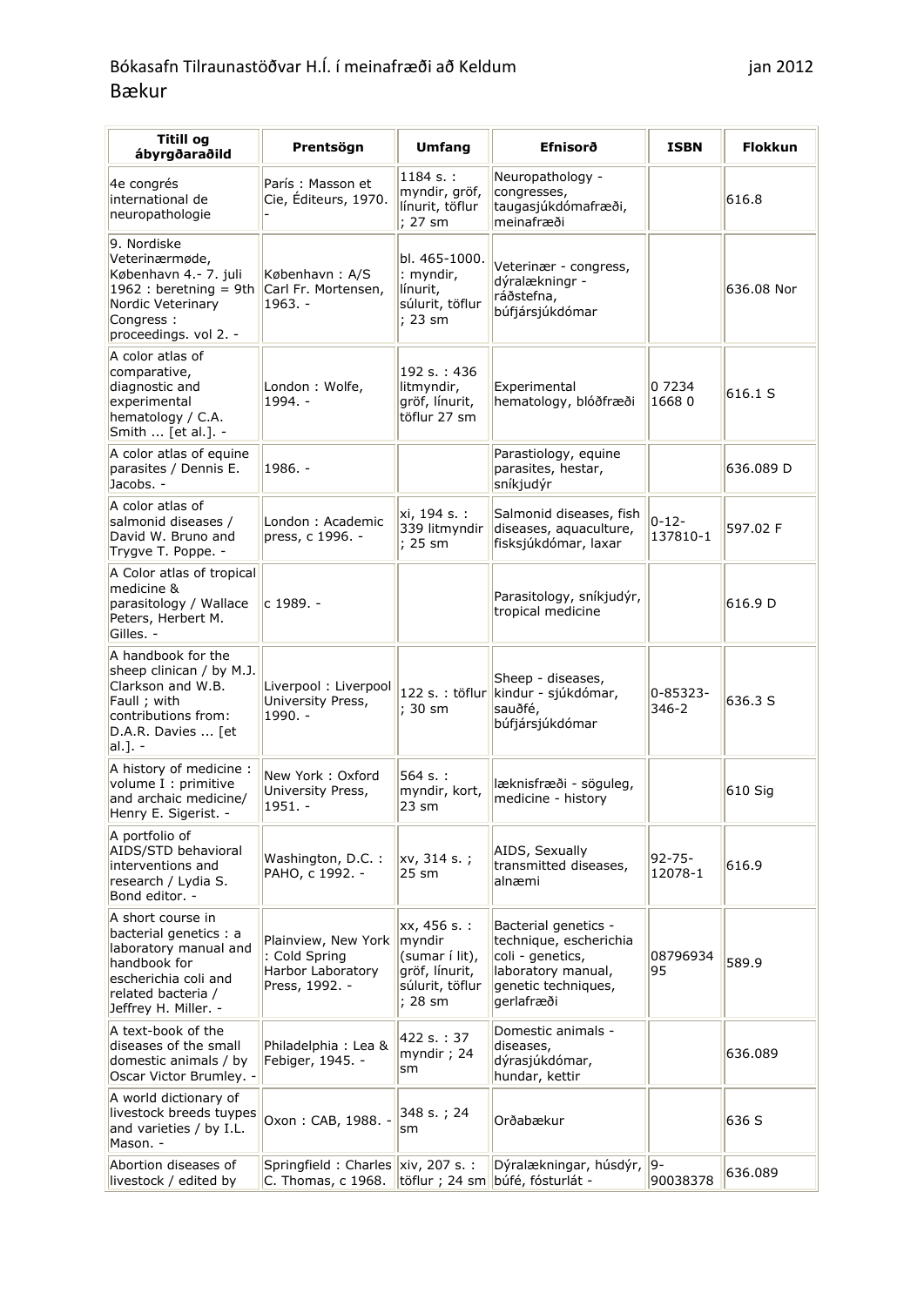# Bókasafn Tilraunastöðvar H.Í. í meinafræði að Keldum

jan 2012

## Bækur

| Titill og ábyrgðaraðild | Prentsögn | Umfang | Efnisorð | ISBN | Flokkun |
|---|---|---|---|---|---|
| 4e congrés international de neuropathologie | París : Masson et Cie, Éditeurs, 1970. - | 1184 s. : myndir, gröf, línurit, töflur ; 27 sm | Neuropathology - congresses, taugasjúkdómafræði, meinafræði | | 616.8 |
| 9. Nordiske Veterinærmøde, København 4.- 7. juli 1962 : beretning = 9th Nordic Veterinary Congress : proceedings. vol 2. - | København : A/S Carl Fr. Mortensen, 1963. - | bl. 465-1000. : myndir, línurit, súlurit, töflur ; 23 sm | Veterinær - congress, dýralækningr - ráðstefna, búfjársjúkdómar | | 636.08 Nor |
| A color atlas of comparative, diagnostic and experimental hematology / C.A. Smith ... [et al.]. - | London : Wolfe, 1994. - | 192 s. : 436 litmyndir, gröf, línurit, töflur 27 sm | Experimental hematology, blóðfræði | 0 7234 1668 0 | 616.1 S |
| A color atlas of equine parasites / Dennis E. Jacobs. - | 1986. - | | Parastiology, equine parasites, hestar, sníkjudýr | | 636.089 D |
| A color atlas of salmonid diseases / David W. Bruno and Trygve T. Poppe. - | London : Academic press, c 1996. - | xi, 194 s. : 339 litmyndir ; 25 sm | Salmonid diseases, fish diseases, aquaculture, fisksjúkdómar, laxar | 0-12-137810-1 | 597.02 F |
| A Color atlas of tropical medicine & parasitology / Wallace Peters, Herbert M. Gilles. - | c 1989. - | | Parasitology, sníkjudýr, tropical medicine | | 616.9 D |
| A handbook for the sheep clinican / by M.J. Clarkson and W.B. Faull ; with contributions from: D.A.R. Davies ... [et al.]. - | Liverpool : Liverpool University Press, 1990. - | 122 s. : töflur ; 30 sm | Sheep - diseases, kindur - sjúkdómar, sauðfé, búfjársjúkdómar | 0-85323-346-2 | 636.3 S |
| A history of medicine : volume I : primitive and archaic medicine/ Henry E. Sigerist. - | New York : Oxford University Press, 1951. - | 564 s. : myndir, kort, 23 sm | læknisfræði - söguleg, medicine - history | | 610 Sig |
| A portfolio of AIDS/STD behavioral interventions and research / Lydia S. Bond editor. - | Washington, D.C. : PAHO, c 1992. - | xv, 314 s. ; 25 sm | AIDS, Sexually transmitted diseases, alnæmi | 92-75-12078-1 | 616.9 |
| A short course in bacterial genetics : a laboratory manual and handbook for escherichia coli and related bacteria / Jeffrey H. Miller. - | Plainview, New York : Cold Spring Harbor Laboratory Press, 1992. - | xx, 456 s. : myndir (sumar í lit), gröf, línurit, súlurit, töflur ; 28 sm | Bacterial genetics - technique, escherichia coli - genetics, laboratory manual, genetic techniques, gerlafræði | 0879693495 | 589.9 |
| A text-book of the diseases of the small domestic animals / by Oscar Victor Brumley. - | Philadelphia : Lea & Febiger, 1945. - | 422 s. : 37 myndir ; 24 sm | Domestic animals - diseases, dýrasjúkdómar, hundar, kettir | | 636.089 |
| A world dictionary of livestock breeds tuypes and varieties / by I.L. Mason. - | Oxon : CAB, 1988. - | 348 s. ; 24 sm | Orðabækur | | 636 S |
| Abortion diseases of livestock / edited by | Springfield : Charles C. Thomas, c 1968. | xiv, 207 s. : töflur ; 24 sm | Dýralækningar, húsdýr, búfé, fósturlát - | 9-90038378 | 636.089 |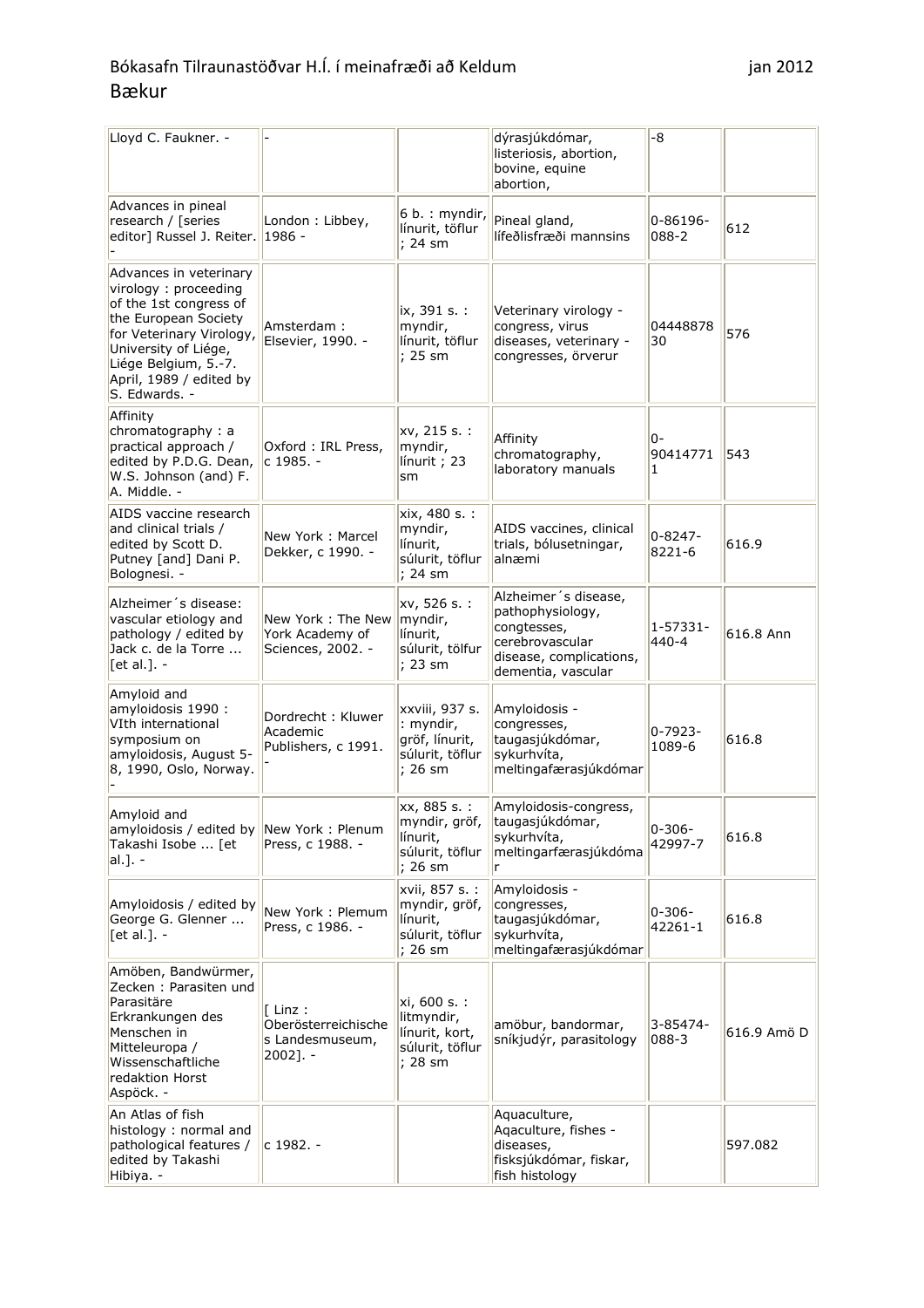| | | | | | |
|---|---|---|---|---|---|
| Lloyd C. Faukner. - | - | | dýrasjúkdómar, listeriosis, abortion, bovine, equine abortion, | -8 | |
| Advances in pineal research / [series editor] Russel J. Reiter. - | London : Libbey, 1986 - | 6 b. : myndir, línurit, töflur ; 24 sm | Pineal gland, lífeðlisfræði mannsins | 0-86196-088-2 | 612 |
| Advances in veterinary virology : proceeding of the 1st congress of the European Society for Veterinary Virology, University of Liége, Liége Belgium, 5.-7. April, 1989 / edited by S. Edwards. - | Amsterdam : Elsevier, 1990. - | ix, 391 s. : myndir, línurit, töflur ; 25 sm | Veterinary virology - congress, virus diseases, veterinary - congresses, örverur | 0444887830 | 576 |
| Affinity chromatography : a practical approach / edited by P.D.G. Dean, W.S. Johnson (and) F. A. Middle. - | Oxford : IRL Press, c 1985. - | xv, 215 s. : myndir, línurit ; 23 sm | Affinity chromatography, laboratory manuals | 0-904147711 | 543 |
| AIDS vaccine research and clinical trials / edited by Scott D. Putney [and] Dani P. Bolognesi. - | New York : Marcel Dekker, c 1990. - | xix, 480 s. : myndir, línurit, súlurit, töflur ; 24 sm | AIDS vaccines, clinical trials, bólusetningar, alnæmi | 0-8247-8221-6 | 616.9 |
| Alzheimer´s disease: vascular etiology and pathology / edited by Jack c. de la Torre ... [et al.]. - | New York : The New York Academy of Sciences, 2002. - | xv, 526 s. : myndir, línurit, súlurit, tölfur ; 23 sm | Alzheimer´s disease, pathophysiology, congtesses, cerebrovascular disease, complications, dementia, vascular | 1-57331-440-4 | 616.8 Ann |
| Amyloid and amyloidosis 1990 : VIth international symposium on amyloidosis, August 5-8, 1990, Oslo, Norway. - | Dordrecht : Kluwer Academic Publishers, c 1991. - | xxviii, 937 s. : myndir, gröf, línurit, súlurit, töflur ; 26 sm | Amyloidosis - congresses, taugasjúkdómar, sykurhvíta, meltingafærasjúkdómar | 0-7923-1089-6 | 616.8 |
| Amyloid and amyloidosis / edited by Takashi Isobe ... [et al.]. - | New York : Plenum Press, c 1988. - | xx, 885 s. : myndir, gröf, línurit, súlurit, töflur ; 26 sm | Amyloidosis-congress, taugasjúkdómar, sykurhvíta, meltingarfærasjúkdómar | 0-306-42997-7 | 616.8 |
| Amyloidosis / edited by George G. Glenner ... [et al.]. - | New York : Plemum Press, c 1986. - | xvii, 857 s. : myndir, gröf, línurit, súlurit, töflur ; 26 sm | Amyloidosis - congresses, taugasjúkdómar, sykurhvíta, meltingafærasjúkdómar | 0-306-42261-1 | 616.8 |
| Amöben, Bandwürmer, Zecken : Parasiten und Parasitäre Erkrankungen des Menschen in Mitteleuropa / Wissenschaftliche redaktion Horst Aspöck. - | [ Linz : Oberösterreichisches Landesmuseum, 2002]. - | xi, 600 s. : litmyndir, línurit, kort, súlurit, töflur ; 28 sm | amöbur, bandormar, sníkjudýr, parasitology | 3-85474-088-3 | 616.9 Amö D |
| An Atlas of fish histology : normal and pathological features / edited by Takashi Hibiya. - | c 1982. - | | Aquaculture, Aqaculture, fishes - diseases, fisksjúkdómar, fiskar, fish histology | | 597.082 |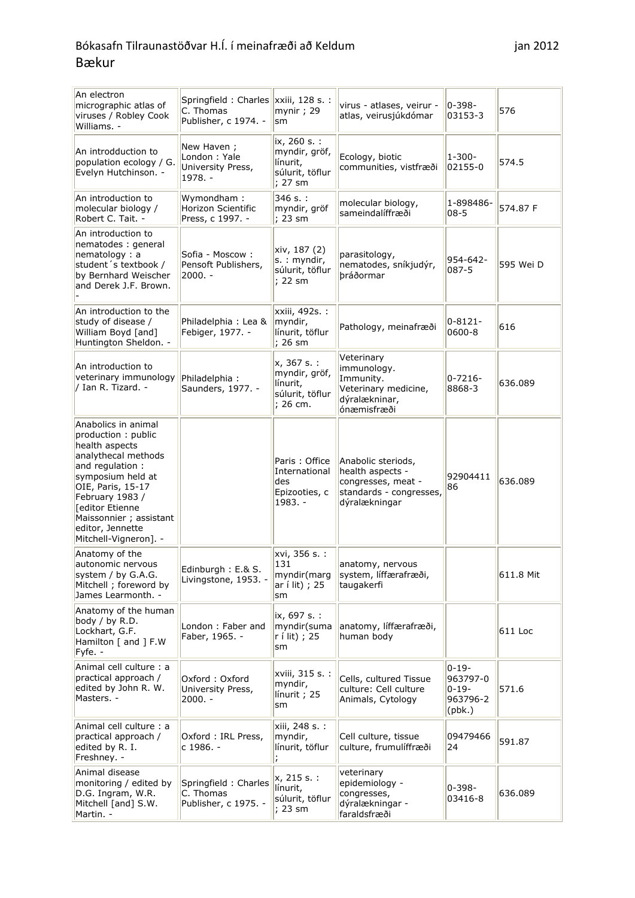| | | | | | |
|---|---|---|---|---|---|
| An electron micrographic atlas of viruses / Robley Cook Williams. - | Springfield : Charles C. Thomas Publisher, c 1974. - | xxiii, 128 s. : mynir ; 29 sm | virus - atlases, veirur - atlas, veirusjúkdómar | 0-398-03153-3 | 576 |
| An introdduction to population ecology / G. Evelyn Hutchinson. - | New Haven ; London : Yale University Press, 1978. - | ix, 260 s. : myndir, gröf, línurit, súlurit, töflur ; 27 sm | Ecology, biotic communities, vistfræði | 1-300-02155-0 | 574.5 |
| An introduction to molecular biology / Robert C. Tait. - | Wymondham : Horizon Scientific Press, c 1997. - | 346 s. : myndir, gröf ; 23 sm | molecular biology, sameindalíffræði | 1-898486-08-5 | 574.87 F |
| An introduction to nematodes : general nematology : a student´s textbook / by Bernhard Weischer and Derek J.F. Brown. - | Sofia - Moscow : Pensoft Publishers, 2000. - | xiv, 187 (2) s. : myndir, súlurit, töflur ; 22 sm | parasitology, nematodes, sníkjudýr, þráðormar | 954-642-087-5 | 595 Wei D |
| An introduction to the study of disease / William Boyd [and] Huntington Sheldon. - | Philadelphia : Lea & Febiger, 1977. - | xxiii, 492s. : myndir, línurit, töflur ; 26 sm | Pathology, meinafræði | 0-8121-0600-8 | 616 |
| An introduction to veterinary immunology / Ian R. Tizard. - | Philadelphia : Saunders, 1977. - | x, 367 s. : myndir, gröf, línurit, súlurit, töflur ; 26 cm. | Veterinary immunology. Immunity. Veterinary medicine, dýralækninar, ónæmisfræði | 0-7216-8868-3 | 636.089 |
| Anabolics in animal production : public health aspects analythecal methods and regulation : symposium held at OIE, Paris, 15-17 February 1983 / [editor Etienne Maissonnier ; assistant editor, Jennette Mitchell-Vigneron]. - | | Paris : Office International des Epizooties, c 1983. - | Anabolic steriods, health aspects - congresses, meat - standards - congresses, dýralækningar | 9290441186 | 636.089 |
| Anatomy of the autonomic nervous system / by G.A.G. Mitchell ; foreword by James Learmonth. - | Edinburgh : E.& S. Livingstone, 1953. - | xvi, 356 s. : 131 myndir(margar í lit) ; 25 sm | anatomy, nervous system, líffærafræði, taugakerfi | | 611.8 Mit |
| Anatomy of the human body / by R.D. Lockhart, G.F. Hamilton [ and ] F.W Fyfe. - | London : Faber and Faber, 1965. - | ix, 697 s. : myndir(sumar í lit) ; 25 sm | anatomy, líffærafræði, human body | | 611 Loc |
| Animal cell culture : a practical approach / edited by John R. W. Masters. - | Oxford : Oxford University Press, 2000. - | xviii, 315 s. : myndir, línurit ; 25 sm | Cells, cultured Tissue culture: Cell culture Animals, Cytology | 0-19-963797-0 0-19-963796-2 (pbk.) | 571.6 |
| Animal cell culture : a practical approach / edited by R. I. Freshney. - | Oxford : IRL Press, c 1986. - | xiii, 248 s. : myndir, línurit, töflur ; | Cell culture, tissue culture, frumulíffræði | 0947946624 | 591.87 |
| Animal disease monitoring / edited by D.G. Ingram, W.R. Mitchell [and] S.W. Martin. - | Springfield : Charles C. Thomas Publisher, c 1975. - | x, 215 s. : línurit, súlurit, töflur ; 23 sm | veterinary epidemiology - congresses, dýralækningar - faraldsfræði | 0-398-03416-8 | 636.089 |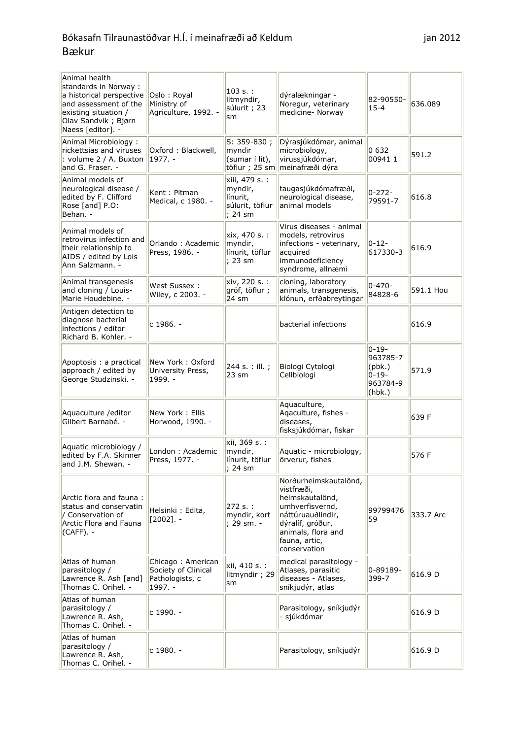| | | | | | |
|---|---|---|---|---|---|
| Animal health standards in Norway : a historical perspective and assessment of the existing situation / Olav Sandvik ; Bjørn Naess [editor]. - | Oslo : Royal Ministry of Agriculture, 1992. - | 103 s. : litmyndir, súlurit ; 23 sm | dýralækningar - Noregur, veterinary medicine- Norway | 82-90550-15-4 | 636.089 |
| Animal Microbiology : rickettsias and viruses : volume 2 / A. Buxton and G. Fraser. - | Oxford : Blackwell, 1977. - | S: 359-830 ; myndir (sumar í lit), töflur ; 25 sm | Dýrasjúkdómar, animal microbiology, virussjúkdómar, meinafræði dýra | 0 632 00941 1 | 591.2 |
| Animal models of neurological disease / edited by F. Clifford Rose [and] P.O: Behan. - | Kent : Pitman Medical, c 1980. - | xiii, 479 s. : myndir, línurit, súlurit, töflur ; 24 sm | taugasjúkdómafræði, neurological disease, animal models | 0-272-79591-7 | 616.8 |
| Animal models of retrovirus infection and their relationship to AIDS / edited by Lois Ann Salzmann. - | Orlando : Academic Press, 1986. - | xix, 470 s. : myndir, línurit, töflur ; 23 sm | Virus diseases - animal models, retrovirus infections - veterinary, acquired immunodeficiency syndrome, allnæmi | 0-12-617330-3 | 616.9 |
| Animal transgenesis and cloning / Louis-Marie Houdebine. - | West Sussex : Wiley, c 2003. - | xiv, 220 s. : gröf, töflur ; 24 sm | cloning, laboratory animals, transgenesis, klónun, erfðabreytingar | 0-470-84828-6 | 591.1 Hou |
| Antigen detection to diagnose bacterial infections / editor Richard B. Kohler. - | c 1986. - | | bacterial infections | | 616.9 |
| Apoptosis : a practical approach / edited by George Studzinski. - | New York : Oxford University Press, 1999. - | 244 s. : ill. ; 23 sm | Biologi Cytologi Cellbiologi | 0-19-963785-7 (pbk.) 0-19-963784-9 (hbk.) | 571.9 |
| Aquaculture /editor Gilbert Barnabé. - | New York : Ellis Horwood, 1990. - | | Aquaculture, Aqaculture, fishes - diseases, fisksjúkdómar, fiskar | | 639 F |
| Aquatic microbiology / edited by F.A. Skinner and J.M. Shewan. - | London : Academic Press, 1977. - | xii, 369 s. : myndir, línurit, töflur ; 24 sm | Aquatic - microbiology, örverur, fishes | | 576 F |
| Arctic flora and fauna : status and conservatin / Conservation of Arctic Flora and Fauna (CAFF). - | Helsinki : Edita, [2002]. - | 272 s. : myndir, kort ; 29 sm. - | Norðurheimskautalönd, vistfræði, heimskautalönd, umhverfisvernd, náttúruauðlindir, dýralíf, gróður, animals, flora and fauna, artic, conservation | 9979947659 | 333.7 Arc |
| Atlas of human parasitology / Lawrence R. Ash [and] Thomas C. Orihel. - | Chicago : American Society of Clinical Pathologists, c 1997. - | xii, 410 s. : litmyndir ; 29 sm | medical parasitology - Atlases, parasitic diseases - Atlases, sníkjudýr, atlas | 0-89189-399-7 | 616.9 D |
| Atlas of human parasitology / Lawrence R. Ash, Thomas C. Orihel. - | c 1990. - | | Parasitology, sníkjudýr - sjúkdómar | | 616.9 D |
| Atlas of human parasitology / Lawrence R. Ash, Thomas C. Orihel. - | c 1980. - | | Parasitology, sníkjudýr | | 616.9 D |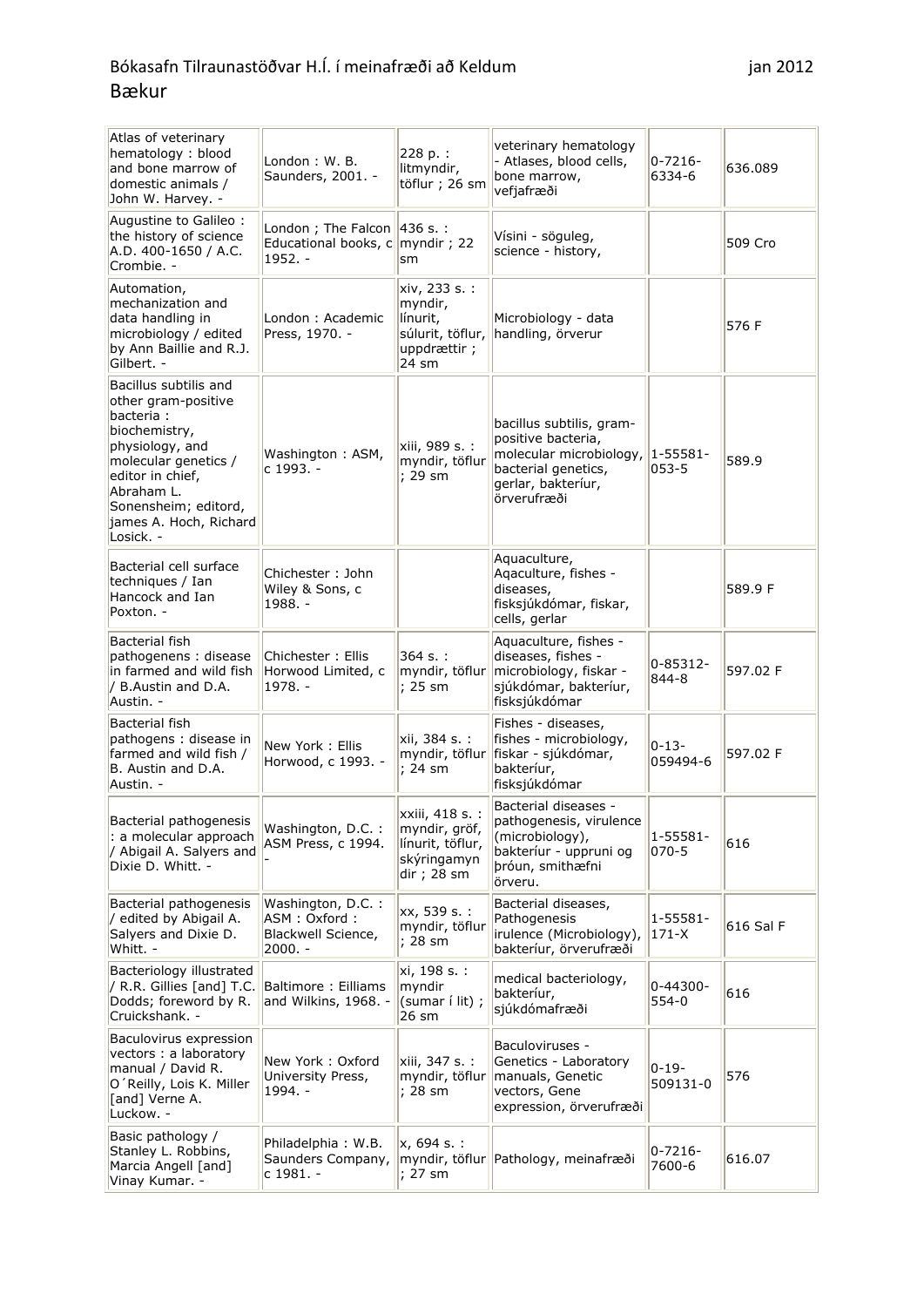| | | | | | |
|---|---|---|---|---|---|
| Atlas of veterinary hematology : blood and bone marrow of domestic animals / John W. Harvey. - | London : W. B. Saunders, 2001. - | 228 p. : litmyndir, töflur ; 26 sm | veterinary hematology - Atlases, blood cells, bone marrow, vefjafræði | 0-7216-6334-6 | 636.089 |
| Augustine to Galileo : the history of science A.D. 400-1650 / A.C. Crombie. - | London ; The Falcon Educational books, c 1952. - | 436 s. : myndir ; 22 sm | Vísini - söguleg, science - history, | | 509 Cro |
| Automation, mechanization and data handling in microbiology / edited by Ann Baillie and R.J. Gilbert. - | London : Academic Press, 1970. - | xiv, 233 s. : myndir, línurit, súlurit, töflur, uppdrættir ; 24 sm | Microbiology - data handling, örverur | | 576 F |
| Bacillus subtilis and other gram-positive bacteria : biochemistry, physiology, and molecular genetics / editor in chief, Abraham L. Sonensheim; editord, james A. Hoch, Richard Losick. - | Washington : ASM, c 1993. - | xiii, 989 s. : myndir, töflur ; 29 sm | bacillus subtilis, gram-positive bacteria, molecular microbiology, bacterial genetics, gerlar, bakteríur, örverufræði | 1-55581-053-5 | 589.9 |
| Bacterial cell surface techniques / Ian Hancock and Ian Poxton. - | Chichester : John Wiley & Sons, c 1988. - | | Aquaculture, Aqaculture, fishes - diseases, fisksjúkdómar, fiskar, cells, gerlar | | 589.9 F |
| Bacterial fish pathogenens : disease in farmed and wild fish / B.Austin and D.A. Austin. - | Chichester : Ellis Horwood Limited, c 1978. - | 364 s. : myndir, töflur ; 25 sm | Aquaculture, fishes - diseases, fishes - microbiology, fiskar - sjúkdómar, bakteríur, fisksjúkdómar | 0-85312-844-8 | 597.02 F |
| Bacterial fish pathogens : disease in farmed and wild fish / B. Austin and D.A. Austin. - | New York : Ellis Horwood, c 1993. - | xii, 384 s. : myndir, töflur ; 24 sm | Fishes - diseases, fishes - microbiology, fiskar - sjúkdómar, bakteríur, fisksjúkdómar | 0-13-059494-6 | 597.02 F |
| Bacterial pathogenesis : a molecular approach / Abigail A. Salyers and Dixie D. Whitt. - | Washington, D.C. : ASM Press, c 1994. - | xxiii, 418 s. : myndir, gröf, línurit, töflur, skýringamyndir ; 28 sm | Bacterial diseases - pathogenesis, virulence (microbiology), bakteríur - uppruni og þróun, smithæfni örveru. | 1-55581-070-5 | 616 |
| Bacterial pathogenesis / edited by Abigail A. Salyers and Dixie D. Whitt. - | Washington, D.C. : ASM : Oxford : Blackwell Science, 2000. - | xx, 539 s. : myndir, töflur ; 28 sm | Bacterial diseases, Pathogenesis irulence (Microbiology), bakteríur, örverufræði | 1-55581-171-X | 616 Sal F |
| Bacteriology illustrated / R.R. Gillies [and] T.C. Dodds; foreword by R. Cruickshank. - | Baltimore : Eilliams and Wilkins, 1968. - | xi, 198 s. : myndir (sumar í lit) ; 26 sm | medical bacteriology, bakteríur, sjúkdómafræði | 0-44300-554-0 | 616 |
| Baculovirus expression vectors : a laboratory manual / David R. O´Reilly, Lois K. Miller [and] Verne A. Luckow. - | New York : Oxford University Press, 1994. - | xiii, 347 s. : myndir, töflur ; 28 sm | Baculoviruses - Genetics - Laboratory manuals, Genetic vectors, Gene expression, örverufræði | 0-19-509131-0 | 576 |
| Basic pathology / Stanley L. Robbins, Marcia Angell [and] Vinay Kumar. - | Philadelphia : W.B. Saunders Company, c 1981. - | x, 694 s. : myndir, töflur ; 27 sm | Pathology, meinafræði | 0-7216-7600-6 | 616.07 |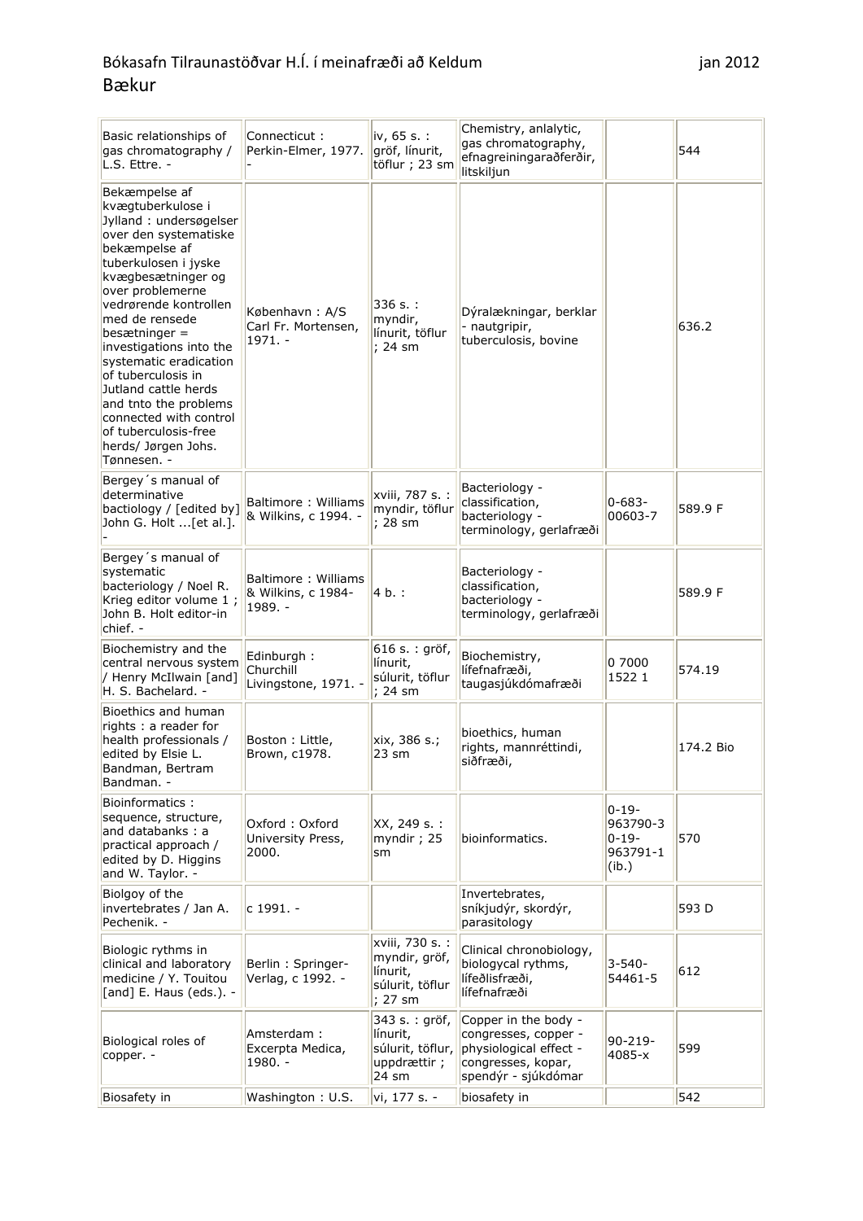| | | | | | |
|---|---|---|---|---|---|
| Basic relationships of gas chromatography / L.S. Ettre. - | Connecticut : Perkin-Elmer, 1977. - | iv, 65 s. : gröf, línurit, töflur ; 23 sm | Chemistry, anlalytic, gas chromatography, efnagreiningaraðferðir, litskiljun | | 544 |
| Bekæmpelse af kvægtuberkulose i Jylland : undersøgelser over den systematiske bekæmpelse af tuberkulosen i jyske kvægbesætninger og over problemerne vedrørende kontrollen med de rensede besætninger = investigations into the systematic eradication of tuberculosis in Jutland cattle herds and tnto the problems connected with control of tuberculosis-free herds/ Jørgen Johs. Tønnesen. - | København : A/S Carl Fr. Mortensen, 1971. - | 336 s. : myndir, línurit, töflur ; 24 sm | Dýralækningar, berklar - nautgripir, tuberculosis, bovine | | 636.2 |
| Bergey´s manual of determinative bactiology / [edited by] John G. Holt ...[et al.]. - | Baltimore : Williams & Wilkins, c 1994. - | xviii, 787 s. : myndir, töflur ; 28 sm | Bacteriology - classification, bacteriology - terminology, gerlafræði | 0-683-00603-7 | 589.9 F |
| Bergey´s manual of systematic bacteriology / Noel R. Krieg editor volume 1 ; John B. Holt editor-in chief. - | Baltimore : Williams & Wilkins, c 1984-1989. - | 4 b. : | Bacteriology - classification, bacteriology - terminology, gerlafræði | | 589.9 F |
| Biochemistry and the central nervous system / Henry McIlwain [and] H. S. Bachelard. - | Edinburgh : Churchill Livingstone, 1971. - | 616 s. : gröf, línurit, súlurit, töflur ; 24 sm | Biochemistry, lífefnafræði, taugasjúkdómafræði | 0 7000 1522 1 | 574.19 |
| Bioethics and human rights : a reader for health professionals / edited by Elsie L. Bandman, Bertram Bandman. - | Boston : Little, Brown, c1978. | xix, 386 s.; 23 sm | bioethics, human rights, mannréttindi, siðfræði, | | 174.2 Bio |
| Bioinformatics : sequence, structure, and databanks : a practical approach / edited by D. Higgins and W. Taylor. - | Oxford : Oxford University Press, 2000. | XX, 249 s. : myndir ; 25 sm | bioinformatics. | 0-19-963790-3 0-19-963791-1 (ib.) | 570 |
| Biolgoy of the invertebrates / Jan A. Pechenik. - | c 1991. - | | Invertebrates, sníkjudýr, skordýr, parasitology | | 593 D |
| Biologic rythms in clinical and laboratory medicine / Y. Touitou [and] E. Haus (eds.). - | Berlin : Springer-Verlag, c 1992. - | xviii, 730 s. : myndir, gröf, línurit, súlurit, töflur ; 27 sm | Clinical chronobiology, biologycal rythms, lífeðlisfræði, lífefnafræði | 3-540-54461-5 | 612 |
| Biological roles of copper. - | Amsterdam : Excerpta Medica, 1980. - | 343 s. : gröf, línurit, súlurit, töflur, uppdrættir ; 24 sm | Copper in the body - congresses, copper - physiological effect - congresses, kopar, spendýr - sjúkdómar | 90-219-4085-x | 599 |
| Biosafety in | Washington : U.S. | vi, 177 s. - | biosafety in | | 542 |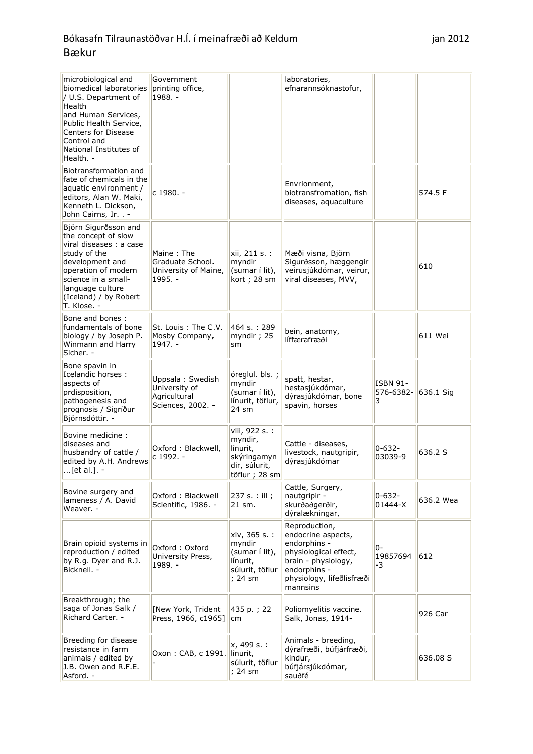| | | | | | |
|---|---|---|---|---|---|
| microbiological and biomedical laboratories / U.S. Department of Health and Human Services, Public Health Service, Centers for Disease Control and National Institutes of Health. - | Government printing office, 1988. - | | laboratories, efnarannsóknastofur, | | |
| Biotransformation and fate of chemicals in the aquatic environment / editors, Alan W. Maki, Kenneth L. Dickson, John Cairns, Jr. . - | c 1980. - | | Envrionment, biotransfromation, fish diseases, aquaculture | | 574.5 F |
| Björn Sigurðsson and the concept of slow viral diseases : a case study of the development and operation of modern science in a small-language culture (Iceland) / by Robert T. Klose. - | Maine : The Graduate School. University of Maine, 1995. - | xii, 211 s. : myndir (sumar í lit), kort ; 28 sm | Mæði visna, Björn Sigurðsson, hæggengir veirusjúkdómar, veirur, viral diseases, MVV, | | 610 |
| Bone and bones : fundamentals of bone biology / by Joseph P. Winmann and Harry Sicher. - | St. Louis : The C.V. Mosby Company, 1947. - | 464 s. : 289 myndir ; 25 sm | bein, anatomy, líffærafræði | | 611 Wei |
| Bone spavin in Icelandic horses : aspects of prdisposition, pathogenesis and prognosis / Sigríður Björnsdóttir. - | Uppsala : Swedish University of Agricultural Sciences, 2002. - | óreglul. bls. ; myndir (sumar í lit), línurit, töflur, 24 sm | spatt, hestar, hestasjúkdómar, dýrasjúkdómar, bone spavin, horses | ISBN 91-576-6382-3 | 636.1 Sig |
| Bovine medicine : diseases and husbandry of cattle / edited by A.H. Andrews ...[et al.]. - | Oxford : Blackwell, c 1992. - | viii, 922 s. : myndir, línurit, skýringamyndir, súlurit, töflur ; 28 sm | Cattle - diseases, livestock, nautgripir, dýrasjúkdómar | 0-632-03039-9 | 636.2 S |
| Bovine surgery and lameness / A. David Weaver. - | Oxford : Blackwell Scientific, 1986. - | 237 s. : ill ; 21 sm. | Cattle, Surgery, nautgripir - skurðaðgerðir, dýralækningar, | 0-632-01444-X | 636.2 Wea |
| Brain opioid systems in reproduction / edited by R.g. Dyer and R.J. Bicknell. - | Oxford : Oxford University Press, 1989. - | xiv, 365 s. : myndir (sumar í lit), línurit, súlurit, töflur ; 24 sm | Reproduction, endocrine aspects, endorphins - physiological effect, brain - physiology, endorphins - physiology, lífeðlisfræði mannsins | 0-19857694-3 | 612 |
| Breakthrough; the saga of Jonas Salk / Richard Carter. - | [New York, Trident Press, 1966, c1965] | 435 p. ; 22 cm | Poliomyelitis vaccine. Salk, Jonas, 1914- | | 926 Car |
| Breeding for disease resistance in farm animals / edited by J.B. Owen and R.F.E. Asford. - | Oxon : CAB, c 1991. - | x, 499 s. : línurit, súlurit, töflur ; 24 sm | Animals - breeding, dýrafræði, búfjárfræði, kindur, búfjársjúkdómar, sauðfé | | 636.08 S |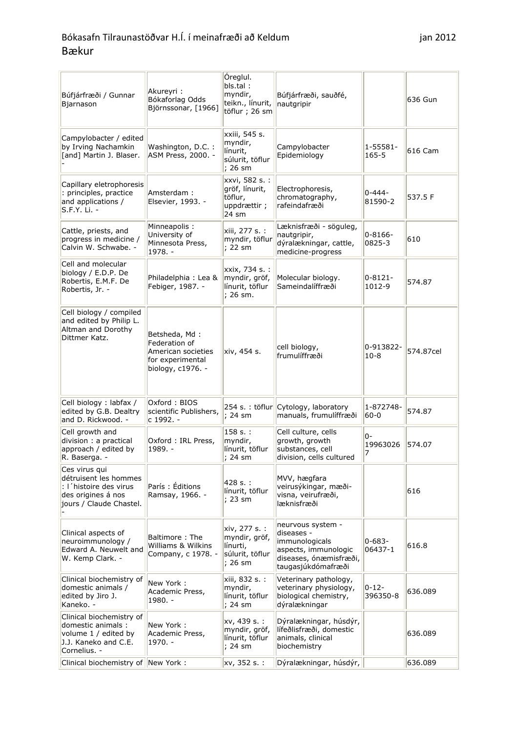| | | | | | |
|---|---|---|---|---|---|
| Búfjárfræði / Gunnar Bjarnason | Akureyri : Bókaforlag Odds Björnssonar, [1966] | Óreglul. bls.tal : myndir, teikn., línurit, töflur ; 26 sm | Búfjárfræði, sauðfé, nautgripir | | 636 Gun |
| Campylobacter / edited by Irving Nachamkin [and] Martin J. Blaser. - | Washington, D.C. : ASM Press, 2000. - | xxiii, 545 s. myndir, línurit, súlurit, töflur ; 26 sm | Campylobacter Epidemiology | 1-55581-165-5 | 616 Cam |
| Capillary eletrophoresis : principles, practice and applications / S.F.Y. Li. - | Amsterdam : Elsevier, 1993. - | xxvi, 582 s. : gröf, línurit, töflur, uppdrættir ; 24 sm | Electrophoresis, chromatography, rafeindafræði | 0-444-81590-2 | 537.5 F |
| Cattle, priests, and progress in medicine / Calvin W. Schwabe. - | Minneapolis : University of Minnesota Press, 1978. - | xiii, 277 s. : myndir, töflur ; 22 sm | Læknisfræði - söguleg, nautgripir, dýralækningar, cattle, medicine-progress | 0-8166-0825-3 | 610 |
| Cell and molecular biology / E.D.P. De Robertis, E.M.F. De Robertis, Jr. - | Philadelphia : Lea & Febiger, 1987. - | xxix, 734 s. : myndir, gröf, línurit, töflur ; 26 sm. | Molecular biology. Sameindalíffræði | 0-8121-1012-9 | 574.87 |
| Cell biology / compiled and edited by Philip L. Altman and Dorothy Dittmer Katz. | Betsheda, Md : Federation of American societies for experimental biology, c1976. - | xiv, 454 s. | cell biology, frumulíffræði | 0-913822-10-8 | 574.87cel |
| Cell biology : labfax / edited by G.B. Dealtry and D. Rickwood. - | Oxford : BIOS scientific Publishers, c 1992. - | 254 s. : töflur ; 24 sm | Cytology, laboratory manuals, frumulíffræði | 1-872748-60-0 | 574.87 |
| Cell growth and division : a practical approach / edited by R. Baserga. - | Oxford : IRL Press, 1989. - | 158 s. : myndir, línurit, töflur ; 24 sm | Cell culture, cells growth, growth substances, cell division, cells cultured | 0-199630267 | 574.07 |
| Ces virus qui détruisent les hommes : l´histoire des virus des origines á nos jours / Claude Chastel. - | París : Éditions Ramsay, 1966. - | 428 s. : línurit, töflur ; 23 sm | MVV, hægfara veirusýkingar, mæði-visna, veirufræði, læknisfræði | | 616 |
| Clinical aspects of neuroimmunology / Edward A. Neuwelt and W. Kemp Clark. - | Baltimore : The Williams & Wilkins Company, c 1978. - | xiv, 277 s. : myndir, gröf, línurti, súlurit, töflur ; 26 sm | neurvous system - diseases - immunologicals aspects, immunologic diseases, ónæmisfræði, taugasjúkdómafræði | 0-683-06437-1 | 616.8 |
| Clinical biochemistry of domestic animals / edited by Jiro J. Kaneko. - | New York : Academic Press, 1980. - | xiii, 832 s. : myndir, línurit, töflur ; 24 sm | Veterinary pathology, veterinary physiology, biological chemistry, dýralækningar | 0-12-396350-8 | 636.089 |
| Clinical biochemistry of domestic animals : volume 1 / edited by J.J. Kaneko and C.E. Cornelius. - | New York : Academic Press, 1970. - | xv, 439 s. : myndir, gröf, línurit, töflur ; 24 sm | Dýralækningar, húsdýr, lífeðlisfræði, domestic animals, clinical biochemistry | | 636.089 |
| Clinical biochemistry of | New York : | xv, 352 s. : | Dýralækningar, húsdýr, | | 636.089 |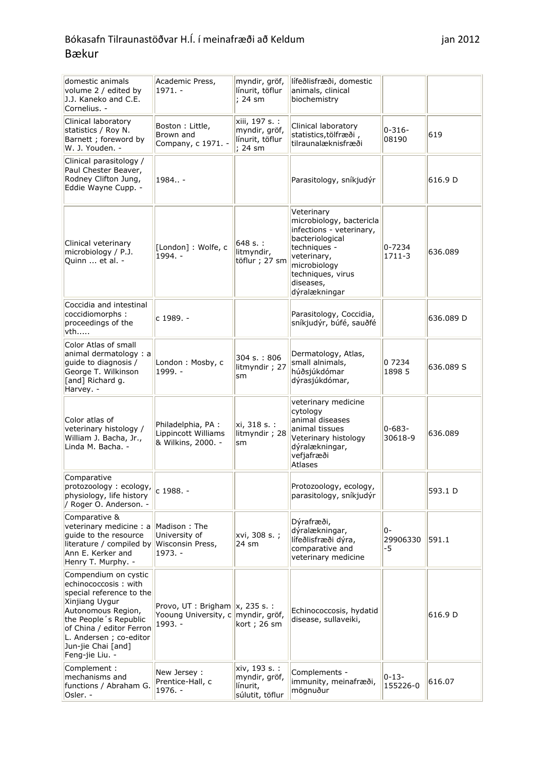| | | | | | |
|---|---|---|---|---|---|
| domestic animals volume 2 / edited by J.J. Kaneko and C.E. Cornelius. - | Academic Press, 1971. - | myndir, gröf, línurit, töflur ; 24 sm | lífeðlisfræði, domestic animals, clinical biochemistry | | |
| Clinical laboratory statistics / Roy N. Barnett ; foreword by W. J. Youden. - | Boston : Little, Brown and Company, c 1971. - | xiii, 197 s. : myndir, gröf, línurit, töflur ; 24 sm | Clinical laboratory statistics,tölfræði , tilraunalæknisfræði | 0-316-08190 | 619 |
| Clinical parasitology / Paul Chester Beaver, Rodney Clifton Jung, Eddie Wayne Cupp. - | 1984.. - | | Parasitology, sníkjudýr | | 616.9 D |
| Clinical veterinary microbiology / P.J. Quinn ... et al. - | [London] : Wolfe, c 1994. - | 648 s. : litmyndir, töflur ; 27 sm | Veterinary microbiology, bactericla infections - veterinary, bacteriological techniques - veterinary, microbiology techniques, virus diseases, dýralækningar | 0-7234 1711-3 | 636.089 |
| Coccidia and intestinal coccidiomorphs : proceedings of the vth..... | c 1989. - | | Parasitology, Coccidia, sníkjudýr, búfé, sauðfé | | 636.089 D |
| Color Atlas of small animal dermatology : a guide to diagnosis / George T. Wilkinson [and] Richard g. Harvey. - | London : Mosby, c 1999. - | 304 s. : 806 litmyndir ; 27 sm | Dermatology, Atlas, small alnimals, húðsjúkdómar dýrasjúkdómar, | 0 7234 1898 5 | 636.089 S |
| Color atlas of veterinary histology / William J. Bacha, Jr., Linda M. Bacha. - | Philadelphia, PA : Lippincott Williams & Wilkins, 2000. - | xi, 318 s. : litmyndir ; 28 sm | veterinary medicine cytology animal diseases animal tissues Veterinary histology dýralækningar, vefjafræði Atlases | 0-683-30618-9 | 636.089 |
| Comparative protozoology : ecology, physiology, life history / Roger O. Anderson. - | c 1988. - | | Protozoology, ecology, parasitology, sníkjudýr | | 593.1 D |
| Comparative & veterinary medicine : a guide to the resource literature / compiled by Ann E. Kerker and Henry T. Murphy. - | Madison : The University of Wisconsin Press, 1973. - | xvi, 308 s. ; 24 sm | Dýrafræði, dýralækningar, lífeðlisfræði dýra, comparative and veterinary medicine | 0-29906330-5 | 591.1 |
| Compendium on cystic echinococcosis : with special reference to the Xinjiang Uygur Autonomous Region, the People´s Republic of China / editor Ferron L. Andersen ; co-editor Jun-jie Chai [and] Feng-jie Liu. - | Provo, UT : Brigham Yooung University, c 1993. - | x, 235 s. : myndir, gröf, kort ; 26 sm | Echinococcosis, hydatid disease, sullaveiki, | | 616.9 D |
| Complement : mechanisms and functions / Abraham G. Osler. - | New Jersey : Prentice-Hall, c 1976. - | xiv, 193 s. : myndir, gröf, línurit, súlutit, töflur | Complements - immunity, meinafræði, mögnuður | 0-13-155226-0 | 616.07 |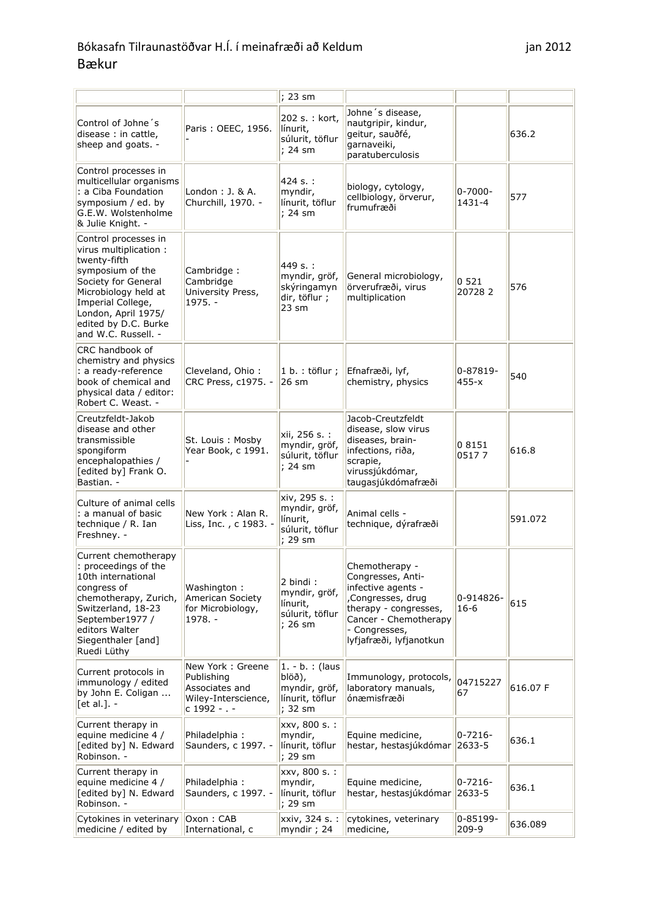| | | | | | |
|---|---|---|---|---|---|
| | | ; 23 sm | | | |
| Control of Johne´s disease : in cattle, sheep and goats. - | Paris : OEEC, 1956. - | 202 s. : kort, línurit, súlurit, töflur ; 24 sm | Johne´s disease, nautgripir, kindur, geitur, sauðfé, garnaveiki, paratuberculosis | | 636.2 |
| Control processes in multicellular organisms : a Ciba Foundation symposium / ed. by G.E.W. Wolstenholme & Julie Knight. - | London : J. & A. Churchill, 1970. - | 424 s. : myndir, línurit, töflur ; 24 sm | biology, cytology, cellbiology, örverur, frumufræði | 0-7000-1431-4 | 577 |
| Control processes in virus multiplication : twenty-fifth symposium of the Society for General Microbiology held at Imperial College, London, April 1975/ edited by D.C. Burke and W.C. Russell. - | Cambridge : Cambridge University Press, 1975. - | 449 s. : myndir, gröf, skýringamyndir, töflur ; 23 sm | General microbiology, örverufræði, virus multiplication | 0 521 20728 2 | 576 |
| CRC handbook of chemistry and physics : a ready-reference book of chemical and physical data / editor: Robert C. Weast. - | Cleveland, Ohio : CRC Press, c1975. - | 1 b. : töflur ; 26 sm | Efnafræði, lyf, chemistry, physics | 0-87819-455-x | 540 |
| Creutzfeldt-Jakob disease and other transmissible spongiform encephalopathies / [edited by] Frank O. Bastian. - | St. Louis : Mosby Year Book, c 1991. - | xii, 256 s. : myndir, gröf, súlurit, töflur ; 24 sm | Jacob-Creutzfeldt disease, slow virus diseases, brain-infections, riða, scrapie, virussjúkdómar, taugasjúkdómafræði | 0 8151 0517 7 | 616.8 |
| Culture of animal cells : a manual of basic technique / R. Ian Freshney. - | New York : Alan R. Liss, Inc. , c 1983. - | xiv, 295 s. : myndir, gröf, línurit, súlurit, töflur ; 29 sm | Animal cells - technique, dýrafræði | | 591.072 |
| Current chemotherapy : proceedings of the 10th international congress of chemotherapy, Zurich, Switzerland, 18-23 September1977 / editors Walter Siegenthaler [and] Ruedi Lüthy | Washington : American Society for Microbiology, 1978. - | 2 bindi : myndir, gröf, línurit, súlurit, töflur ; 26 sm | Chemotherapy - Congresses, Anti-infective agents - ,Congresses, drug therapy - congresses, Cancer - Chemotherapy - Congresses, lyfjafræði, lyfjanotkun | 0-914826-16-6 | 615 |
| Current protocols in immunology / edited by John E. Coligan ... [et al.]. - | New York : Greene Publishing Associates and Wiley-Interscience, c 1992 - . - | 1. - b. : (laus blöð), myndir, gröf, línurit, töflur ; 32 sm | Immunology, protocols, laboratory manuals, ónæmisfræði | 0471522767 | 616.07 F |
| Current therapy in equine medicine 4 / [edited by] N. Edward Robinson. - | Philadelphia : Saunders, c 1997. - | xxv, 800 s. : myndir, línurit, töflur ; 29 sm | Equine medicine, hestar, hestasjúkdómar | 0-7216-2633-5 | 636.1 |
| Current therapy in equine medicine 4 / [edited by] N. Edward Robinson. - | Philadelphia : Saunders, c 1997. - | xxv, 800 s. : myndir, línurit, töflur ; 29 sm | Equine medicine, hestar, hestasjúkdómar | 0-7216-2633-5 | 636.1 |
| Cytokines in veterinary medicine / edited by | Oxon : CAB International, c | xxiv, 324 s. : myndir ; 24 | cytokines, veterinary medicine, | 0-85199-209-9 | 636.089 |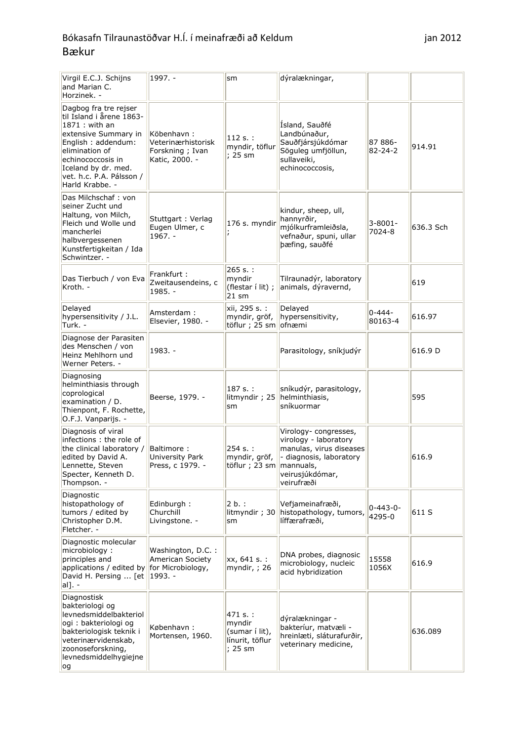| | | | | | |
|---|---|---|---|---|---|
| Virgil E.C.J. Schijns and Marian C. Horzinek. - | 1997. - | sm | dýralækningar, | | |
| Dagbog fra tre rejser til Island i årene 1863-1871 : with an extensive Summary in English : addendum: elimination of echinococcosis in Iceland by dr. med. vet. h.c. P.A. Pálsson / Harld Krabbe. - | Köbenhavn : Veterinærhistorisk Forskning ; Ivan Katic, 2000. - | 112 s. : myndir, töflur ; 25 sm | Ísland, Sauðfé Landbúnaður, Sauðfjársjúkdómar Söguleg umfjöllun, sullaveiki, echinococcosis, | 87 886-82-24-2 | 914.91 |
| Das Milchschaf : von seiner Zucht und Haltung, von Milch, Fleich und Wolle und mancherlei halbvergessenen Kunstfertigkeitan / Ida Schwintzer. - | Stuttgart : Verlag Eugen Ulmer, c 1967. - | 176 s. myndir ; | kindur, sheep, ull, hannyrðir, mjólkurframleiðsla, vefnaður, spuni, ullar þæfing, sauðfé | 3-8001-7024-8 | 636.3 Sch |
| Das Tierbuch / von Eva Kroth. - | Frankfurt : Zweitausendeins, c 1985. - | 265 s. : myndir (flestar í lit) ; 21 sm | Tilraunadýr, laboratory animals, dýravernd, | | 619 |
| Delayed hypersensitivity / J.L. Turk. - | Amsterdam : Elsevier, 1980. - | xii, 295 s. : myndir, gröf, töflur ; 25 sm | Delayed hypersensitivity, ofnæmi | 0-444-80163-4 | 616.97 |
| Diagnose der Parasiten des Menschen / von Heinz Mehlhorn und Werner Peters. - | 1983. - | | Parasitology, sníkjudýr | | 616.9 D |
| Diagnosing helminthiasis through coprological examination / D. Thienpont, F. Rochette, O.F.J. Vanparijs. - | Beerse, 1979. - | 187 s. : litmyndir ; 25 sm | sníkudýr, parasitology, helminthiasis, sníkuormar | | 595 |
| Diagnosis of viral infections : the role of the clinical laboratory / edited by David A. Lennette, Steven Specter, Kenneth D. Thompson. - | Baltimore : University Park Press, c 1979. - | 254 s. : myndir, gröf, töflur ; 23 sm | Virology- congresses, virology - laboratory manulas, virus diseases - diagnosis, laboratory mannuals, veirusjúkdómar, veirufræði | | 616.9 |
| Diagnostic histopathology of tumors / edited by Christopher D.M. Fletcher. - | Edinburgh : Churchill Livingstone. - | 2 b. : litmyndir ; 30 sm | Vefjameinafræði, histopathology, tumors, líffærafræði, | 0-443-0-4295-0 | 611 S |
| Diagnostic molecular microbiology : principles and applications / edited by David H. Persing ... [et al]. - | Washington, D.C. : American Society for Microbiology, 1993. - | xx, 641 s. : myndir, ; 26 | DNA probes, diagnosic microbiology, nucleic acid hybridization | 15558 1056X | 616.9 |
| Diagnostisk bakteriologi og levnedsmiddelbakteriologi : bakteriologi og bakteriologisk teknik i veterinærvidenskab, zoonoseforskning, levnedsmiddelhygiejne og | København : Mortensen, 1960. | 471 s. : myndir (sumar í lit), línurit, töflur ; 25 sm | dýralækningar - bakteríur, matvæli - hreinlæti, sláturafurðir, veterinary medicine, | | 636.089 |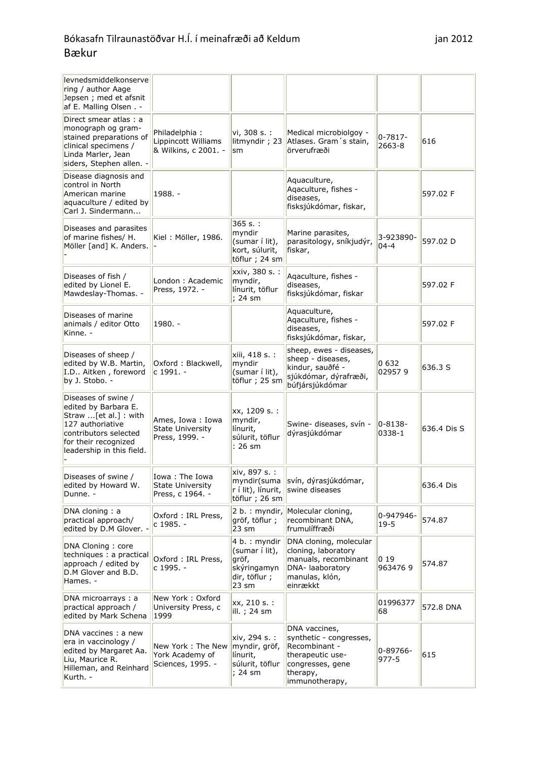| | | | | | |
|---|---|---|---|---|---|
| levnedsmiddelkonserve ring / author Aage Jepsen ; med et afsnit af E. Malling Olsen . - | | | | | |
| Direct smear atlas : a monograph og gram-stained preparations of clinical specimens / Linda Marler, Jean siders, Stephen allen. - | Philadelphia : Lippincott Williams & Wilkins, c 2001. - | vi, 308 s. : litmyndir ; 23 sm | Medical microbiolgoy - Atlases. Gram´s stain, örverufræði | 0-7817-2663-8 | 616 |
| Disease diagnosis and control in North American marine aquaculture / edited by Carl J. Sindermann... | 1988. - | | Aquaculture, Aqaculture, fishes - diseases, fisksjúkdómar, fiskar, | | 597.02 F |
| Diseases and parasites of marine fishes/ H. Möller [and] K. Anders. - | Kiel : Möller, 1986. - | 365 s. : myndir (sumar í lit), kort, súlurit, töflur ; 24 sm | Marine parasites, parasitology, sníkjudýr, fiskar, | 3-923890-04-4 | 597.02 D |
| Diseases of fish / edited by Lionel E. Mawdeslay-Thomas. - | London : Academic Press, 1972. - | xxiv, 380 s. : myndir, línurit, töflur ; 24 sm | Aqaculture, fishes - diseases, fisksjúkdómar, fiskar | | 597.02 F |
| Diseases of marine animals / editor Otto Kinne. - | 1980. - | | Aquaculture, Aqaculture, fishes - diseases, fisksjúkdómar, fiskar, | | 597.02 F |
| Diseases of sheep / edited by W.B. Martin, I.D.. Aitken , foreword by J. Stobo. - | Oxford : Blackwell, c 1991. - | xiii, 418 s. : myndir (sumar í lit), töflur ; 25 sm | sheep, ewes - diseases, sheep - diseases, kindur, sauðfé - sjúkdómar, dýrafræði, búfjársjúkdómar | 0 632 02957 9 | 636.3 S |
| Diseases of swine / edited by Barbara E. Straw ...[et al.] : with 127 authoriative contributors selected for their recognized leadership in this field. - | Ames, Iowa : Iowa State University Press, 1999. - | xx, 1209 s. : myndir, línurit, súlurit, töflur : 26 sm | Swine- diseases, svín - dýrasjúkdómar | 0-8138-0338-1 | 636.4 Dis S |
| Diseases of swine / edited by Howard W. Dunne. - | Iowa : The Iowa State University Press, c 1964. - | xiv, 897 s. : myndir(sumar í lit), línurit, töflur ; 26 sm | svín, dýrasjúkdómar, swine diseases | | 636.4 Dis |
| DNA cloning : a practical approach/ edited by D.M Glover. - | Oxford : IRL Press, c 1985. - | 2 b. : myndir, gröf, töflur ; 23 sm | Molecular cloning, recombinant DNA, frumulíffræði | 0-947946-19-5 | 574.87 |
| DNA Cloning : core techniques : a practical approach / edited by D.M Glover and B.D. Hames. - | Oxford : IRL Press, c 1995. - | 4 b. : myndir (sumar í lit), gröf, skýringamyndir, töflur ; 23 sm | DNA cloning, molecular cloning, laboratory manuals, recombinant DNA- laaboratory manulas, klón, einrækkt | 0 19 963476 9 | 574.87 |
| DNA microarrays : a practical approach / edited by Mark Schena | New York : Oxford University Press, c 1999 | xx, 210 s. : ill. ; 24 sm | | 01996377 68 | 572.8 DNA |
| DNA vaccines : a new era in vaccinology / edited by Margaret Aa. Liu, Maurice R. Hilleman, and Reinhard Kurth. - | New York : The New York Academy of Sciences, 1995. - | xiv, 294 s. : myndir, gröf, línurit, súlurit, töflur ; 24 sm | DNA vaccines, synthetic - congresses, Recombinant - therapeutic use-congresses, gene therapy, immunotherapy, | 0-89766-977-5 | 615 |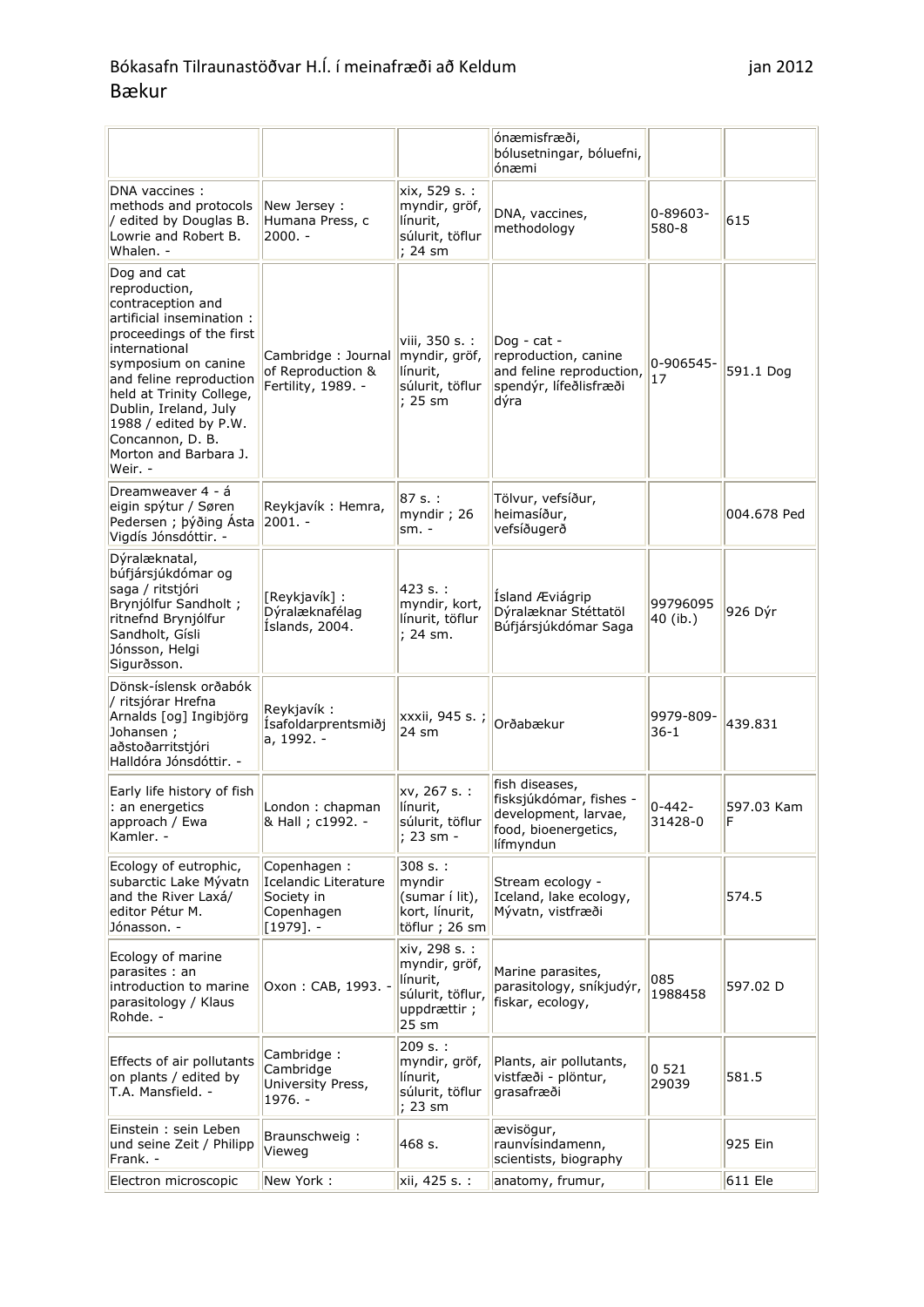Bókasafn Tilraunastöðvar H.Í. í meinafræði að Keldum jan 2012

# Bækur

| | | | | | |
|---|---|---|---|---|---|
| | | | ónæmisfræði, bólusetningar, bóluefni, ónæmi | | |
| DNA vaccines : methods and protocols / edited by Douglas B. Lowrie and Robert B. Whalen. - | New Jersey : Humana Press, c 2000. - | xix, 529 s. : myndir, gröf, línurit, súlurit, töflur ; 24 sm | DNA, vaccines, methodology | 0-89603-580-8 | 615 |
| Dog and cat reproduction, contraception and artificial insemination : proceedings of the first international symposium on canine and feline reproduction held at Trinity College, Dublin, Ireland, July 1988 / edited by P.W. Concannon, D. B. Morton and Barbara J. Weir. - | Cambridge : Journal of Reproduction & Fertility, 1989. - | viii, 350 s. : myndir, gröf, línurit, súlurit, töflur ; 25 sm | Dog - cat - reproduction, canine and feline reproduction, spendýr, lífeðlisfræði dýra | 0-906545-17 | 591.1 Dog |
| Dreamweaver 4 - á eigin spýtur / Søren Pedersen ; þýðing Ásta Vigdís Jónsdóttir. - | Reykjavík : Hemra, 2001. - | 87 s. : myndir ; 26 sm. - | Tölvur, vefsíður, heimasíður, vefsíðugerð | | 004.678 Ped |
| Dýralæknatal, búfjársjúkdómar og saga / ritstjóri Brynjólfur Sandholt ; ritnefnd Brynjólfur Sandholt, Gísli Jónsson, Helgi Sigurðsson. | [Reykjavík] : Dýralæknafélag Íslands, 2004. | 423 s. : myndir, kort, línurit, töflur ; 24 sm. | Ísland Æviágrip Dýralæknar Stéttatöl Búfjársjúkdómar Saga | 99796095 40 (ib.) | 926 Dýr |
| Dönsk-íslensk orðabók / ritstjórar Hrefna Arnalds [og] Ingibjörg Johansen ; aðstoðarritstjóri Halldóra Jónsdóttir. - | Reykjavík : Ísafoldarprentsmiðja, 1992. - | xxxii, 945 s. ; 24 sm | Orðabækur | 9979-809-36-1 | 439.831 |
| Early life history of fish : an energetics approach / Ewa Kamler. - | London : chapman & Hall ; c1992. - | xv, 267 s. : línurit, súlurit, töflur ; 23 sm - | fish diseases, fisksjúkdómar, fishes - development, larvae, food, bioenergetics, lífmyndun | 0-442-31428-0 | 597.03 Kam F |
| Ecology of eutrophic, subarctic Lake Mývatn and the River Laxá/ editor Pétur M. Jónasson. - | Copenhagen : Icelandic Literature Society in Copenhagen [1979]. - | 308 s. : myndir (sumar í lit), kort, línurit, töflur ; 26 sm | Stream ecology - Iceland, lake ecology, Mývatn, vistfræði | | 574.5 |
| Ecology of marine parasites : an introduction to marine parasitology / Klaus Rohde. - | Oxon : CAB, 1993. - | xiv, 298 s. : myndir, gröf, línurit, súlurit, töflur, uppdrættir ; 25 sm | Marine parasites, parasitology, sníkjudýr, fiskar, ecology, | 085 1988458 | 597.02 D |
| Effects of air pollutants on plants / edited by T.A. Mansfield. - | Cambridge : Cambridge University Press, 1976. - | 209 s. : myndir, gröf, línurit, súlurit, töflur ; 23 sm | Plants, air pollutants, vistfræði - plöntur, grasafræði | 0 521 29039 | 581.5 |
| Einstein : sein Leben und seine Zeit / Philipp Frank. - | Braunschweig : Vieweg | 468 s. | ævisögur, raunvísindamenn, scientists, biography | | 925 Ein |
| Electron microscopic | New York : | xii, 425 s. : | anatomy, frumur, | | 611 Ele |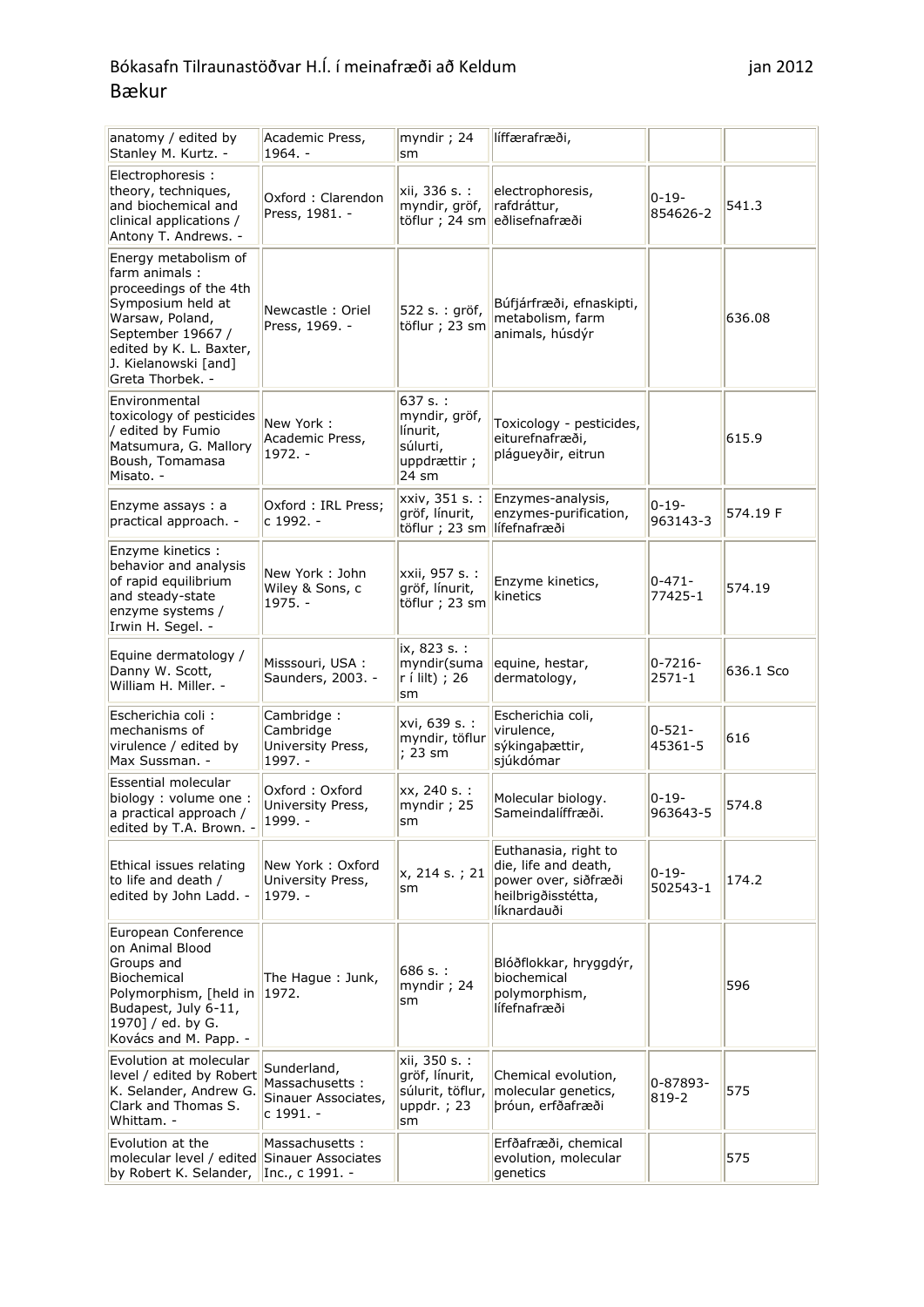| | | | | | |
|---|---|---|---|---|---|
| anatomy / edited by Stanley M. Kurtz. - | Academic Press, 1964. - | myndir ; 24 sm | líffærafræði, | | |
| Electrophoresis : theory, techniques, and biochemical and clinical applications / Antony T. Andrews. - | Oxford : Clarendon Press, 1981. - | xii, 336 s. : myndir, gröf, töflur ; 24 sm | electrophoresis, rafdráttur, eðlisefnafræði | 0-19-854626-2 | 541.3 |
| Energy metabolism of farm animals : proceedings of the 4th Symposium held at Warsaw, Poland, September 19667 / edited by K. L. Baxter, J. Kielanowski [and] Greta Thorbek. - | Newcastle : Oriel Press, 1969. - | 522 s. : gröf, töflur ; 23 sm | Búfjárfræði, efnaskipti, metabolism, farm animals, húsdýr | | 636.08 |
| Environmental toxicology of pesticides / edited by Fumio Matsumura, G. Mallory Boush, Tomamasa Misato. - | New York : Academic Press, 1972. - | 637 s. : myndir, gröf, línurit, súlurti, uppdrættir ; 24 sm | Toxicology - pesticides, eiturefnafræði, plágueyðir, eitrun | | 615.9 |
| Enzyme assays : a practical approach. - | Oxford : IRL Press; c 1992. - | xxiv, 351 s. : gröf, línurit, töflur ; 23 sm | Enzymes-analysis, enzymes-purification, lífefnafræði | 0-19-963143-3 | 574.19 F |
| Enzyme kinetics : behavior and analysis of rapid equilibrium and steady-state enzyme systems / Irwin H. Segel. - | New York : John Wiley & Sons, c 1975. - | xxii, 957 s. : gröf, línurit, töflur ; 23 sm | Enzyme kinetics, kinetics | 0-471-77425-1 | 574.19 |
| Equine dermatology / Danny W. Scott, William H. Miller. - | Misssouri, USA : Saunders, 2003. - | ix, 823 s. : myndir(suma r í lilt) ; 26 sm | equine, hestar, dermatology, | 0-7216-2571-1 | 636.1 Sco |
| Escherichia coli : mechanisms of virulence / edited by Max Sussman. - | Cambridge : Cambridge University Press, 1997. - | xvi, 639 s. : myndir, töflur ; 23 sm | Escherichia coli, virulence, sýkingaþættir, sjúkdómar | 0-521-45361-5 | 616 |
| Essential molecular biology : volume one : a practical approach / edited by T.A. Brown. - | Oxford : Oxford University Press, 1999. - | xx, 240 s. : myndir ; 25 sm | Molecular biology. Sameindalíffræði. | 0-19-963643-5 | 574.8 |
| Ethical issues relating to life and death / edited by John Ladd. - | New York : Oxford University Press, 1979. - | x, 214 s. ; 21 sm | Euthanasia, right to die, life and death, power over, siðfræði heilbrigðisstétta, líknardauði | 0-19-502543-1 | 174.2 |
| European Conference on Animal Blood Groups and Biochemical Polymorphism, [held in Budapest, July 6-11, 1970] / ed. by G. Kovács and M. Papp. - | The Hague : Junk, 1972. | 686 s. : myndir ; 24 sm | Blóðflokkar, hryggdýr, biochemical polymorphism, lífefnafræði | | 596 |
| Evolution at molecular level / edited by Robert K. Selander, Andrew G. Clark and Thomas S. Whittam. - | Sunderland, Massachusetts : Sinauer Associates, c 1991. - | xii, 350 s. : gröf, línurit, súlurit, töflur, uppdr. ; 23 sm | Chemical evolution, molecular genetics, þróun, erfðafræði | 0-87893-819-2 | 575 |
| Evolution at the molecular level / edited by Robert K. Selander, | Massachusetts : Sinauer Associates Inc., c 1991. - | | Erfðafræði, chemical evolution, molecular genetics | | 575 |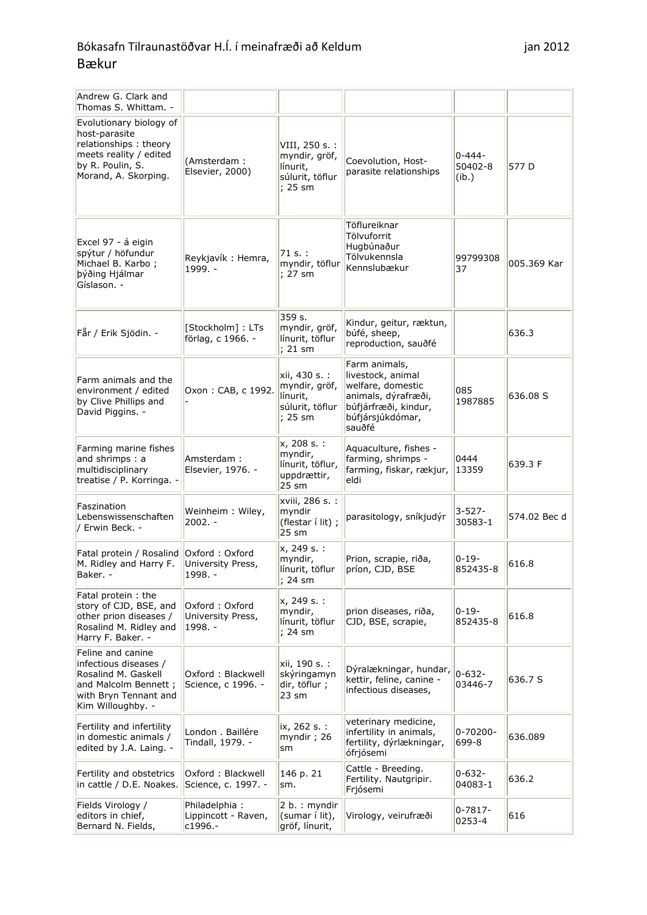| | | | | | |
|---|---|---|---|---|---|
| Andrew G. Clark and Thomas S. Whittam. - | | | | | |
| Evolutionary biology of host-parasite relationships : theory meets reality / edited by R. Poulin, S. Morand, A. Skorping. | (Amsterdam : Elsevier, 2000) | VIII, 250 s. : myndir, gröf, línurit, súlurit, töflur ; 25 sm | Coevolution, Host-parasite relationships | 0-444-50402-8 (ib.) | 577 D |
| Excel 97 - á eigin spýtur / höfundur Michael B. Karbo ; þýðing Hjálmar Gíslason. - | Reykjavík : Hemra, 1999. - | 71 s. : myndir, töflur ; 27 sm | Töflureiknar Tölvuforrit Hugbúnaður Tölvukennsla Kennslubækur | 9979930837 | 005.369 Kar |
| Får / Erik Sjödin. - | [Stockholm] : LTs förlag, c 1966. - | 359 s. myndir, gröf, línurit, töflur ; 21 sm | Kindur, geitur, ræktun, búfé, sheep, reproduction, sauðfé | | 636.3 |
| Farm animals and the environment / edited by Clive Phillips and David Piggins. - | Oxon : CAB, c 1992. - | xii, 430 s. : myndir, gröf, línurit, súlurit, töflur ; 25 sm | Farm animals, livestock, animal welfare, domestic animals, dýrafræði, búfjárfræði, kindur, búfjársjúkdómar, sauðfé | 085 1987885 | 636.08 S |
| Farming marine fishes and shrimps : a multidisciplinary treatise / P. Korringa. - | Amsterdam : Elsevier, 1976. - | x, 208 s. : myndir, línurit, töflur, uppdrættir, 25 sm | Aquaculture, fishes - farming, shrimps - farming, fiskar, rækjur, eldi | 0444 13359 | 639.3 F |
| Faszination Lebenswissenschaften / Erwin Beck. - | Weinheim : Wiley, 2002. - | xviii, 286 s. : myndir (flestar í lit) ; 25 sm | parasitology, sníkjudýr | 3-527-30583-1 | 574.02 Bec d |
| Fatal protein / Rosalind M. Ridley and Harry F. Baker. - | Oxford : Oxford University Press, 1998. - | x, 249 s. : myndir, línurit, töflur ; 24 sm | Prion, scrapie, riða, príon, CJD, BSE | 0-19-852435-8 | 616.8 |
| Fatal protein : the story of CJD, BSE, and other prion diseases / Rosalind M. Ridley and Harry F. Baker. - | Oxford : Oxford University Press, 1998. - | x, 249 s. : myndir, línurit, töflur ; 24 sm | prion diseases, riða, CJD, BSE, scrapie, | 0-19-852435-8 | 616.8 |
| Feline and canine infectious diseases / Rosalind M. Gaskell and Malcolm Bennett ; with Bryn Tennant and Kim Willoughby. - | Oxford : Blackwell Science, c 1996. - | xii, 190 s. : skýringamyndir, töflur ; 23 sm | Dýralækningar, hundar, kettir, feline, canine - infectious diseases, | 0-632-03446-7 | 636.7 S |
| Fertility and infertility in domestic animals / edited by J.A. Laing. - | London . Baillére Tindall, 1979. - | ix, 262 s. : myndir ; 26 sm | veterinary medicine, infertility in animals, fertility, dýrlækningar, ófrjósemi | 0-70200-699-8 | 636.089 |
| Fertility and obstetrics in cattle / D.E. Noakes. | Oxford : Blackwell Science, c. 1997. - | 146 p. 21 sm. | Cattle - Breeding. Fertility. Nautgripir. Frjósemi | 0-632-04083-1 | 636.2 |
| Fields Virology / editors in chief, Bernard N. Fields, | Philadelphia : Lippincott - Raven, c1996.- | 2 b. : myndir (sumar í lit), gröf, línurit, | Virology, veirufræði | 0-7817-0253-4 | 616 |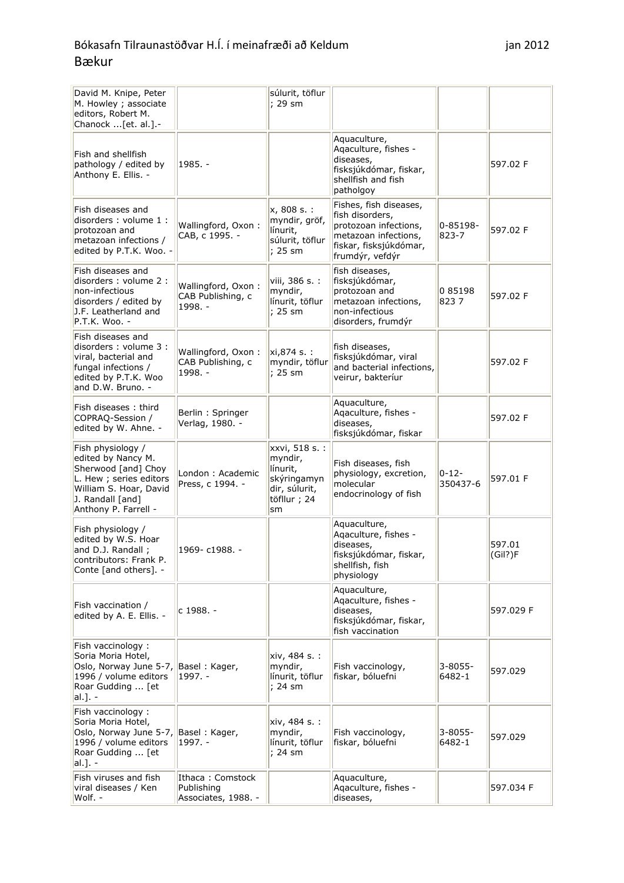| | | | | | |
|---|---|---|---|---|---|
| David M. Knipe, Peter M. Howley ; associate editors, Robert M. Chanock ...[et. al.].- | | súlurit, töflur ; 29 sm | | | |
| Fish and shellfish pathology / edited by Anthony E. Ellis. - | 1985. - | | Aquaculture, Aqaculture, fishes - diseases, fisksjúkdómar, fiskar, shellfish and fish patholgoy | | 597.02 F |
| Fish diseases and disorders : volume 1 : protozoan and metazoan infections / edited by P.T.K. Woo. - | Wallingford, Oxon : CAB, c 1995. - | x, 808 s. : myndir, gröf, línurit, súlurit, töflur ; 25 sm | Fishes, fish diseases, fish disorders, protozoan infections, metazoan infections, fiskar, fisksjúkdómar, frumdýr, vefdýr | 0-85198-823-7 | 597.02 F |
| Fish diseases and disorders : volume 2 : non-infectious disorders / edited by J.F. Leatherland and P.T.K. Woo. - | Wallingford, Oxon : CAB Publishing, c 1998. - | viii, 386 s. : myndir, línurit, töflur ; 25 sm | fish diseases, fisksjúkdómar, protozoan and metazoan infections, non-infectious disorders, frumdýr | 0 85198 823 7 | 597.02 F |
| Fish diseases and disorders : volume 3 : viral, bacterial and fungal infections / edited by P.T.K Woo and D.W. Bruno. - | Wallingford, Oxon : CAB Publishing, c 1998. - | xi,874 s. : myndir, töflur ; 25 sm | fish diseases, fisksjúkdómar, viral and bacterial infections, veirur, bakteríur | | 597.02 F |
| Fish diseases : third COPRAQ-Session / edited by W. Ahne. - | Berlin : Springer Verlag, 1980. - | | Aquaculture, Aqaculture, fishes - diseases, fisksjúkdómar, fiskar | | 597.02 F |
| Fish physiology / edited by Nancy M. Sherwood [and] Choy L. Hew ; series editors William S. Hoar, David J. Randall [and] Anthony P. Farrell - | London : Academic Press, c 1994. - | xxvi, 518 s. : myndir, línurit, skýringamyndir, súlurit, töfllur ; 24 sm | Fish diseases, fish physiology, excretion, molecular endocrinology of fish | 0-12-350437-6 | 597.01 F |
| Fish physiology / edited by W.S. Hoar and D.J. Randall ; contributors: Frank P. Conte [and others]. - | 1969- c1988. - | | Aquaculture, Aqaculture, fishes - diseases, fisksjúkdómar, fiskar, shellfish, fish physiology | | 597.01 (Gil?)F |
| Fish vaccination / edited by A. E. Ellis. - | c 1988. - | | Aquaculture, Aqaculture, fishes - diseases, fisksjúkdómar, fiskar, fish vaccination | | 597.029 F |
| Fish vaccinology : Soria Moria Hotel, Oslo, Norway June 5-7, 1996 / volume editors Roar Gudding ... [et al.]. - | Basel : Kager, 1997. - | xiv, 484 s. : myndir, línurit, töflur ; 24 sm | Fish vaccinology, fiskar, bóluefni | 3-8055-6482-1 | 597.029 |
| Fish vaccinology : Soria Moria Hotel, Oslo, Norway June 5-7, 1996 / volume editors Roar Gudding ... [et al.]. - | Basel : Kager, 1997. - | xiv, 484 s. : myndir, línurit, töflur ; 24 sm | Fish vaccinology, fiskar, bóluefni | 3-8055-6482-1 | 597.029 |
| Fish viruses and fish viral diseases / Ken Wolf. - | Ithaca : Comstock Publishing Associates, 1988. - | | Aquaculture, Aqaculture, fishes - diseases, | | 597.034 F |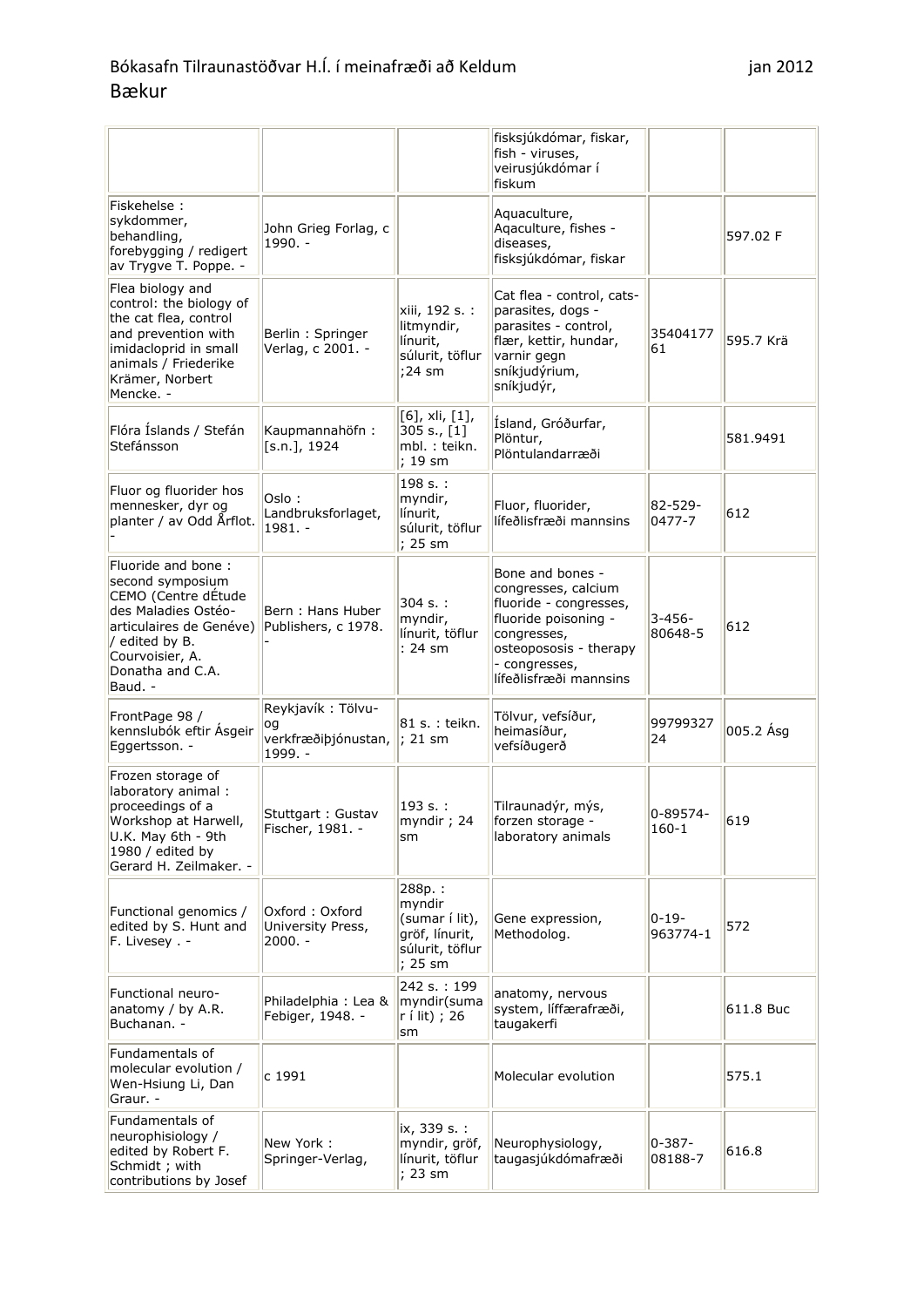| | | | | | |
|---|---|---|---|---|---|
| | | | fisksjúkdómar, fiskar, fish - viruses, veirusjúkdómar í fiskum | | |
| Fiskehelse : sykdommer, behandling, forebygging / redigert av Trygve T. Poppe. - | John Grieg Forlag, c 1990. - | | Aquaculture, Aqaculture, fishes - diseases, fisksjúkdómar, fiskar | | 597.02 F |
| Flea biology and control: the biology of the cat flea, control and prevention with imidacloprid in small animals / Friederike Krämer, Norbert Mencke. - | Berlin : Springer Verlag, c 2001. - | xiii, 192 s. : litmyndir, línurit, súlurit, töflur ;24 sm | Cat flea - control, cats-parasites, dogs - parasites - control, flær, kettir, hundar, varnir gegn sníkjudýrium, sníkjudýr, | 3540417761 | 595.7 Krä |
| Flóra Íslands / Stefán Stefánsson | Kaupmannahöfn : [s.n.], 1924 | [6], xli, [1], 305 s., [1] mbl. : teikn. ; 19 sm | Ísland, Gróðurfar, Plöntur, Plöntulandarræði | | 581.9491 |
| Fluor og fluorider hos mennesker, dyr og planter / av Odd Årflot. - | Oslo : Landbruksforlaget, 1981. - | 198 s. : myndir, línurit, súlurit, töflur ; 25 sm | Fluor, fluorider, lífeðlisfræði mannsins | 82-529-0477-7 | 612 |
| Fluoride and bone : second symposium CEMO (Centre dÉtude des Maladies Ostéo-articulaires de Genéve) / edited by B. Courvoisier, A. Donatha and C.A. Baud. - | Bern : Hans Huber Publishers, c 1978. - | 304 s. : myndir, línurit, töflur : 24 sm | Bone and bones - congresses, calcium fluoride - congresses, fluoride poisoning - congresses, osteoposis - therapy - congresses, lífeðlisfræði mannsins | 3-456-80648-5 | 612 |
| FrontPage 98 / kennslubók eftir Ásgeir Eggertsson. - | Reykjavík : Tölvu- og verkfræðiþjónustan, 1999. - | 81 s. : teikn. ; 21 sm | Tölvur, vefsíður, heimasíður, vefsíðugerð | 9979932724 | 005.2 Ásg |
| Frozen storage of laboratory animal : proceedings of a Workshop at Harwell, U.K. May 6th - 9th 1980 / edited by Gerard H. Zeilmaker. - | Stuttgart : Gustav Fischer, 1981. - | 193 s. : myndir ; 24 sm | Tilraunadýr, mýs, forzen storage - laboratory animals | 0-89574-160-1 | 619 |
| Functional genomics / edited by S. Hunt and F. Livesey . - | Oxford : Oxford University Press, 2000. - | 288p. : myndir (sumar í lit), gröf, línurit, súlurit, töflur ; 25 sm | Gene expression, Methodolog. | 0-19-963774-1 | 572 |
| Functional neuro-anatomy / by A.R. Buchanan. - | Philadelphia : Lea & Febiger, 1948. - | 242 s. : 199 myndir(sumar í lit) ; 26 sm | anatomy, nervous system, líffærafræði, taugakerfi | | 611.8 Buc |
| Fundamentals of molecular evolution / Wen-Hsiung Li, Dan Graur. - | c 1991 | | Molecular evolution | | 575.1 |
| Fundamentals of neurophisiology / edited by Robert F. Schmidt ; with contributions by Josef | New York : Springer-Verlag, | ix, 339 s. : myndir, gröf, línurit, töflur ; 23 sm | Neurophysiology, taugasjúkdómafræði | 0-387-08188-7 | 616.8 |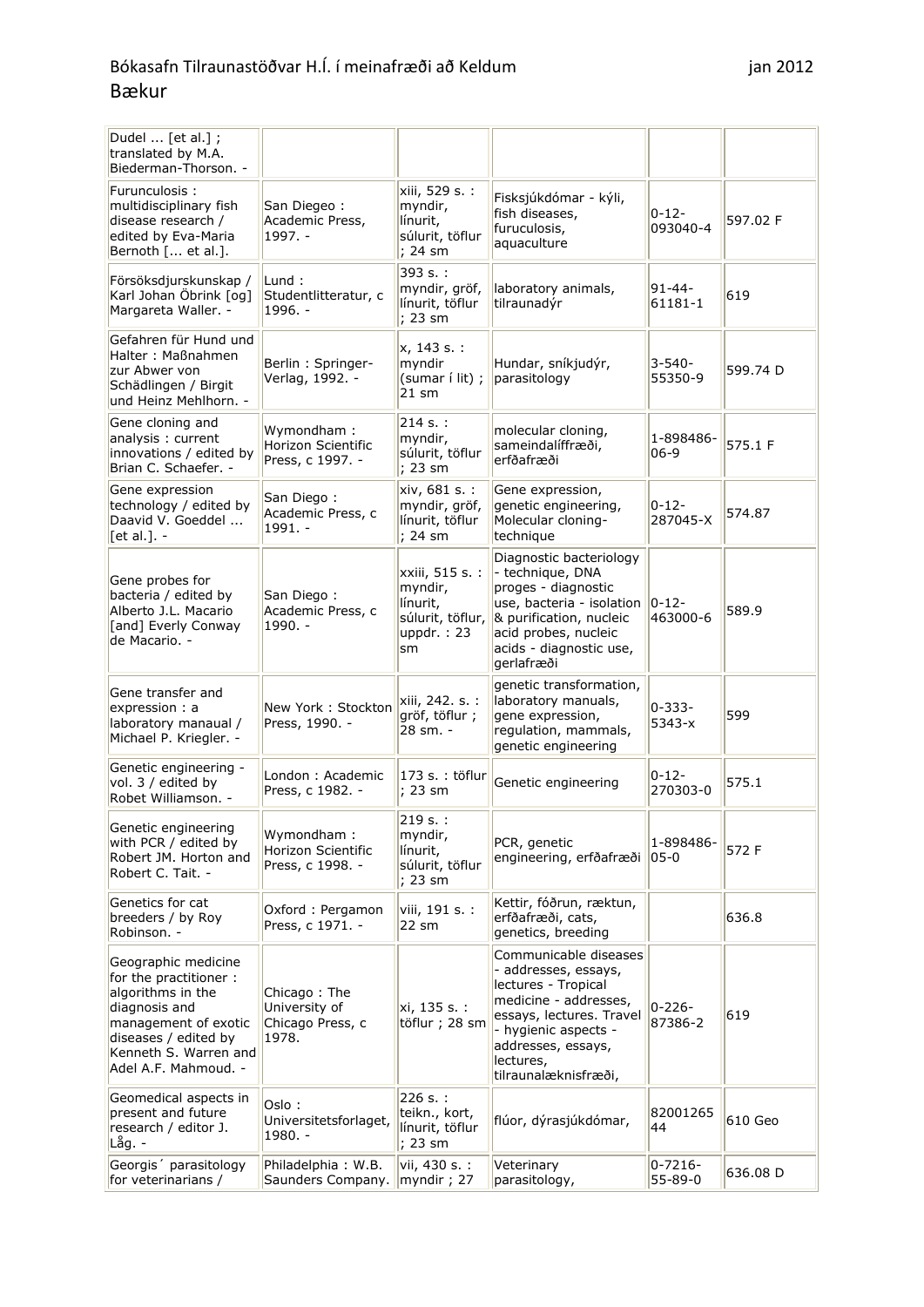| | | | | | |
|---|---|---|---|---|---|
| Dudel ... [et al.] ; translated by M.A. Biederman-Thorson. - | | | | | |
| Furunculosis : multidisciplinary fish disease research / edited by Eva-Maria Bernoth [... et al.]. | San Diegeo : Academic Press, 1997. - | xiii, 529 s. : myndir, línurit, súlurit, töflur ; 24 sm | Fisksjúkdómar - kýli, fish diseases, furuculosis, aquaculture | 0-12-093040-4 | 597.02 F |
| Försöksdjurskunskap / Karl Johan Öbrink [og] Margareta Waller. - | Lund : Studentlitteratur, c 1996. - | 393 s. : myndir, gröf, línurit, töflur ; 23 sm | laboratory animals, tilraunadýr | 91-44-61181-1 | 619 |
| Gefahren für Hund und Halter : Maßnahmen zur Abwer von Schädlingen / Birgit und Heinz Mehlhorn. - | Berlin : Springer-Verlag, 1992. - | x, 143 s. : myndir (sumar í lit) ; 21 sm | Hundar, sníkjudýr, parasitology | 3-540-55350-9 | 599.74 D |
| Gene cloning and analysis : current innovations / edited by Brian C. Schaefer. - | Wymondham : Horizon Scientific Press, c 1997. - | 214 s. : myndir, súlurit, töflur ; 23 sm | molecular cloning, sameindalíffræði, erfðafræði | 1-898486-06-9 | 575.1 F |
| Gene expression technology / edited by Daavid V. Goeddel ... [et al.]. - | San Diego : Academic Press, c 1991. - | xiv, 681 s. : myndir, gröf, línurit, töflur ; 24 sm | Gene expression, genetic engineering, Molecular cloning-technique | 0-12-287045-X | 574.87 |
| Gene probes for bacteria / edited by Alberto J.L. Macario [and] Everly Conway de Macario. - | San Diego : Academic Press, c 1990. - | xxiii, 515 s. : myndir, línurit, súlurit, töflur, uppdr. : 23 sm | Diagnostic bacteriology - technique, DNA proges - diagnostic use, bacteria - isolation & purification, nucleic acid probes, nucleic acids - diagnostic use, gerlafræði | 0-12-463000-6 | 589.9 |
| Gene transfer and expression : a laboratory manaual / Michael P. Kriegler. - | New York : Stockton Press, 1990. - | xiii, 242. s. : gröf, töflur ; 28 sm. - | genetic transformation, laboratory manuals, gene expression, regulation, mammals, genetic engineering | 0-333-5343-x | 599 |
| Genetic engineering - vol. 3 / edited by Robet Williamson. - | London : Academic Press, c 1982. - | 173 s. : töflur ; 23 sm | Genetic engineering | 0-12-270303-0 | 575.1 |
| Genetic engineering with PCR / edited by Robert JM. Horton and Robert C. Tait. - | Wymondham : Horizon Scientific Press, c 1998. - | 219 s. : myndir, línurit, súlurit, töflur ; 23 sm | PCR, genetic engineering, erfðafræði | 1-898486-05-0 | 572 F |
| Genetics for cat breeders / by Roy Robinson. - | Oxford : Pergamon Press, c 1971. - | viii, 191 s. : 22 sm | Kettir, fóðrun, ræktun, erfðafræði, cats, genetics, breeding | | 636.8 |
| Geographic medicine for the practitioner : algorithms in the diagnosis and management of exotic diseases / edited by Kenneth S. Warren and Adel A.F. Mahmoud. - | Chicago : The University of Chicago Press, c 1978. | xi, 135 s. : töflur ; 28 sm | Communicable diseases - addresses, essays, lectures - Tropical medicine - addresses, essays, lectures. Travel - hygienic aspects - addresses, essays, lectures, tilraunalæknisfræði, | 0-226-87386-2 | 619 |
| Geomedical aspects in present and future research / editor J. Låg. - | Oslo : Universitetsforlaget, 1980. - | 226 s. : teikn., kort, línurit, töflur ; 23 sm | flúor, dýrasjúkdómar, | 8200126544 | 610 Geo |
| Georgis´ parasitology for veterinarians / | Philadelphia : W.B. Saunders Company. | vii, 430 s. : myndir ; 27 | Veterinary parasitology, | 0-7216-55-89-0 | 636.08 D |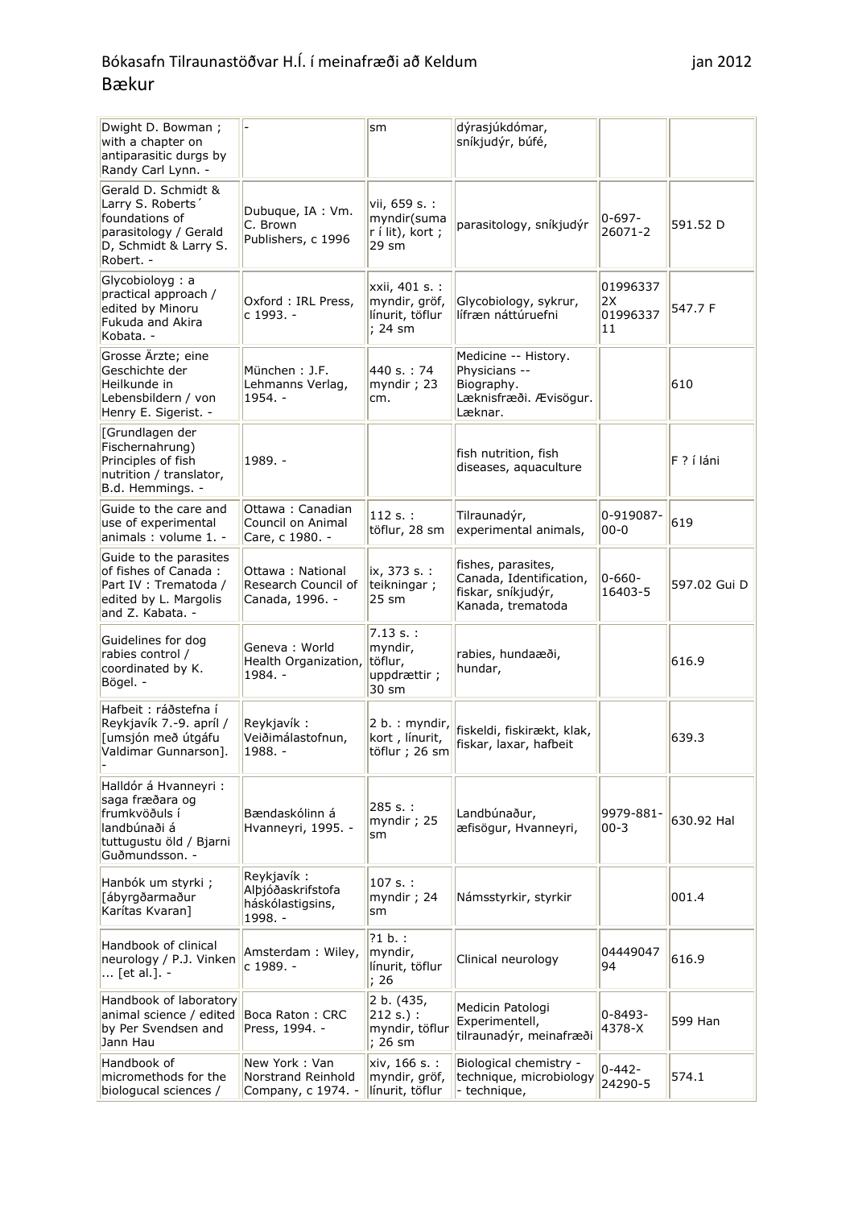| | | | | | |
|---|---|---|---|---|---|
| Dwight D. Bowman ; with a chapter on antiparasitic durgs by Randy Carl Lynn. - | - | sm | dýrasjúkdómar, sníkjudýr, búfé, | | |
| Gerald D. Schmidt & Larry S. Roberts´ foundations of parasitology / Gerald D, Schmidt & Larry S. Robert. - | Dubuque, IA : Vm. C. Brown Publishers, c 1996 | vii, 659 s. : myndir(suma r í lit), kort ; 29 sm | parasitology, sníkjudýr | 0-697-26071-2 | 591.52 D |
| Glycobioloyg : a practical approach / edited by Minoru Fukuda and Akira Kobata. - | Oxford : IRL Press, c 1993. - | xxii, 401 s. : myndir, gröf, línurit, töflur ; 24 sm | Glycobiology, sykrur, lífræn náttúruefni | 019963372X 0199633711 | 547.7 F |
| Grosse Ärzte; eine Geschichte der Heilkunde in Lebensbildern / von Henry E. Sigerist. - | München : J.F. Lehmanns Verlag, 1954. - | 440 s. : 74 myndir ; 23 cm. | Medicine -- History. Physicians -- Biography. Læknisfræði. Ævisögur. Læknar. | | 610 |
| [Grundlagen der Fischernahrung) Principles of fish nutrition / translator, B.d. Hemmings. - | 1989. - | | fish nutrition, fish diseases, aquaculture | | F ? í láni |
| Guide to the care and use of experimental animals : volume 1. - | Ottawa : Canadian Council on Animal Care, c 1980. - | 112 s. : töflur, 28 sm | Tilraunadýr, experimental animals, | 0-919087-00-0 | 619 |
| Guide to the parasites of fishes of Canada : Part IV : Trematoda / edited by L. Margolis and Z. Kabata. - | Ottawa : National Research Council of Canada, 1996. - | ix, 373 s. : teikningar ; 25 sm | fishes, parasites, Canada, Identification, fiskar, sníkjudýr, Kanada, trematoda | 0-660-16403-5 | 597.02 Gui D |
| Guidelines for dog rabies control / coordinated by K. Bögel. - | Geneva : World Health Organization, 1984. - | 7.13 s. : myndir, töflur, uppdrættir ; 30 sm | rabies, hundaæði, hundar, | | 616.9 |
| Hafbeit : ráðstefna í Reykjavík 7.-9. apríl / [umsjón með útgáfu Valdimar Gunnarson]. - | Reykjavík : Veiðimálastofnun, 1988. - | 2 b. : myndir, kort , línurit, töflur ; 26 sm | fiskeldi, fiskirækt, klak, fiskar, laxar, hafbeit | | 639.3 |
| Halldór á Hvanneyri : saga fræðara og frumkvöðuls í landbúnaði á tuttugustu öld / Bjarni Guðmundsson. - | Bændaskólinn á Hvanneyri, 1995. - | 285 s. : myndir ; 25 sm | Landbúnaður, æfisögur, Hvanneyri, | 9979-881-00-3 | 630.92 Hal |
| Hanbók um styrki ; [ábyrgðarmaður Karítas Kvaran] | Reykjavík : Alþjóðaskrifstofa háskólastigsins, 1998. - | 107 s. : myndir ; 24 sm | Námsstyrkir, styrkir | | 001.4 |
| Handbook of clinical neurology / P.J. Vinken ... [et al.]. - | Amsterdam : Wiley, c 1989. - | ?1 b. : myndir, línurit, töflur ; 26 | Clinical neurology | 0444904794 | 616.9 |
| Handbook of laboratory animal science / edited by Per Svendsen and Jann Hau | Boca Raton : CRC Press, 1994. - | 2 b. (435, 212 s.) : myndir, töflur ; 26 sm | Medicin Patologi Experimentell, tilraunadýr, meinafræði | 0-8493-4378-X | 599 Han |
| Handbook of micromethods for the biologucal sciences / | New York : Van Norstrand Reinhold Company, c 1974. - | xiv, 166 s. : myndir, gröf, línurit, töflur | Biological chemistry - technique, microbiology - technique, | 0-442-24290-5 | 574.1 |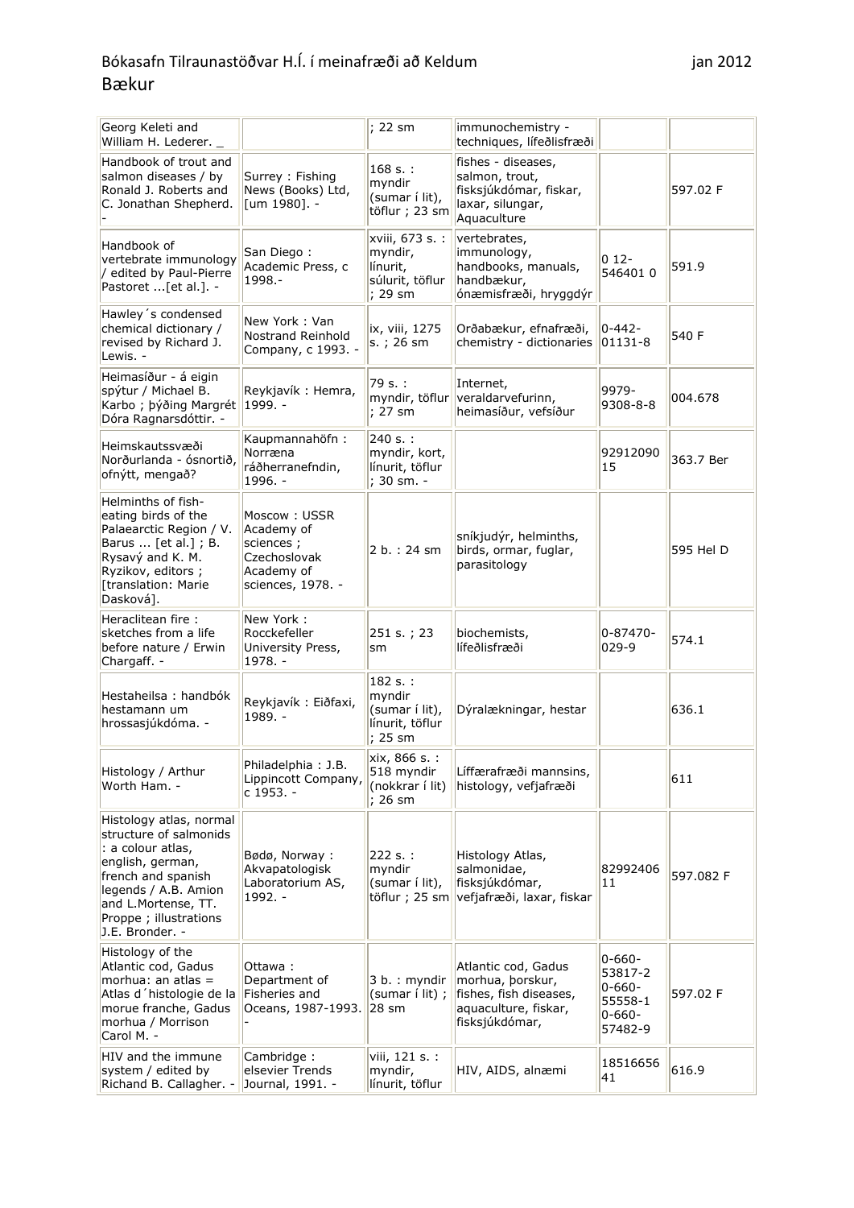| | | | | | |
|---|---|---|---|---|---|
| Georg Keleti and William H. Lederer. _ | | ; 22 sm | immunochemistry - techniques, lífeðlisfræði | | |
| Handbook of trout and salmon diseases / by Ronald J. Roberts and C. Jonathan Shepherd. - | Surrey : Fishing News (Books) Ltd, [um 1980]. - | 168 s. : myndir (sumar í lit), töflur ; 23 sm | fishes - diseases, salmon, trout, fisksjúkdómar, fiskar, laxar, silungar, Aquaculture | | 597.02 F |
| Handbook of vertebrate immunology / edited by Paul-Pierre Pastoret ...[et al.]. - | San Diego : Academic Press, c 1998.- | xviii, 673 s. : myndir, línurit, súlurit, töflur ; 29 sm | vertebrates, immunology, handbooks, manuals, handbækur, ónæmisfræði, hryggdýr | 0 12-546401 0 | 591.9 |
| Hawley´s condensed chemical dictionary / revised by Richard J. Lewis. - | New York : Van Nostrand Reinhold Company, c 1993. - | ix, viii, 1275 s. ; 26 sm | Orðabækur, efnafræði, chemistry - dictionaries | 0-442-01131-8 | 540 F |
| Heimasíður - á eigin spýtur / Michael B. Karbo ; þýðing Margrét Dóra Ragnarsdóttir. - | Reykjavík : Hemra, 1999. - | 79 s. : myndir, töflur ; 27 sm | Internet, veraldarvefurinn, heimasíður, vefsíður | 9979-9308-8-8 | 004.678 |
| Heimskautssvæði Norðurlanda - ósnortið, ofnýtt, mengað? | Kaupmannahöfn : Norræna ráðherranefndin, 1996. - | 240 s. : myndir, kort, línurit, töflur ; 30 sm. - | | 9291209015 | 363.7 Ber |
| Helminths of fish-eating birds of the Palaearctic Region / V. Barus ... [et al.] ; B. Rysavý and K. M. Ryzikov, editors ; [translation: Marie Dasková]. | Moscow : USSR Academy of sciences ; Czechoslovak Academy of sciences, 1978. - | 2 b. : 24 sm | sníkjudýr, helminths, birds, ormar, fuglar, parasitology | | 595 Hel D |
| Heraclitean fire : sketches from a life before nature / Erwin Chargaff. - | New York : Rocckefeller University Press, 1978. - | 251 s. ; 23 sm | biochemists, lífeðlisfræði | 0-87470-029-9 | 574.1 |
| Hestaheilsa : handbók hestamann um hrossasjúkdóma. - | Reykjavík : Eiðfaxi, 1989. - | 182 s. : myndir (sumar í lit), línurit, töflur ; 25 sm | Dýralækningar, hestar | | 636.1 |
| Histology / Arthur Worth Ham. - | Philadelphia : J.B. Lippincott Company, c 1953. - | xix, 866 s. : 518 myndir (nokkrar í lit) ; 26 sm | Líffærafræði mannsins, histology, vefjafræði | | 611 |
| Histology atlas, normal structure of salmonids : a colour atlas, english, german, french and spanish legends / A.B. Amion and L.Mortense, TT. Proppe ; illustrations J.E. Bronder. - | Bødø, Norway : Akvapatologisk Laboratorium AS, 1992. - | 222 s. : myndir (sumar í lit), töflur ; 25 sm | Histology Atlas, salmonidae, fisksjúkdómar, vefjafræði, laxar, fiskar | 8299240611 | 597.082 F |
| Histology of the Atlantic cod, Gadus morhua: an atlas = Atlas d´histologie de la morue franche, Gadus morhua / Morrison Carol M. - | Ottawa : Department of Fisheries and Oceans, 1987-1993. - | 3 b. : myndir (sumar í lit) ; 28 sm | Atlantic cod, Gadus morhua, þorskur, fishes, fish diseases, aquaculture, fiskar, fisksjúkdómar, | 0-660-53817-2 0-660-55558-1 0-660-57482-9 | 597.02 F |
| HIV and the immune system / edited by Richard B. Callagher. - | Cambridge : elsevier Trends Journal, 1991. - | viii, 121 s. : myndir, línurit, töflur | HIV, AIDS, alnæmi | 1851665641 | 616.9 |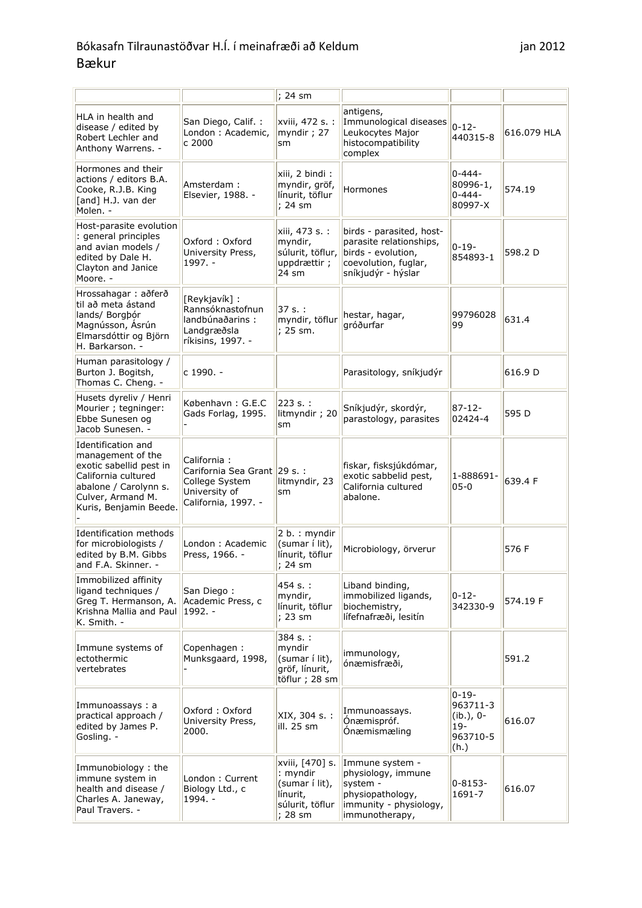| | | | | | |
|---|---|---|---|---|---|
| | | ; 24 sm | | | |
| HLA in health and disease / edited by Robert Lechler and Anthony Warrens. - | San Diego, Calif. : London : Academic, c 2000 | xviii, 472 s. : myndir ; 27 sm | antigens, Immunological diseases Leukocytes Major histocompatibility complex | 0-12-440315-8 | 616.079 HLA |
| Hormones and their actions / editors B.A. Cooke, R.J.B. King [and] H.J. van der Molen. - | Amsterdam : Elsevier, 1988. - | xiii, 2 bindi : myndir, gröf, línurit, töflur ; 24 sm | Hormones | 0-444-80996-1, 0-444-80997-X | 574.19 |
| Host-parasite evolution : general principles and avian models / edited by Dale H. Clayton and Janice Moore. - | Oxford : Oxford University Press, 1997. - | xiii, 473 s. : myndir, súlurit, töflur, uppdrættir ; 24 sm | birds - parasited, host-parasite relationships, birds - evolution, coevolution, fuglar, sníkjudýr - hýslar | 0-19-854893-1 | 598.2 D |
| Hrossahagar : aðferð til að meta ástand lands/ Borgþór Magnússon, Ásrún Elmarsdóttir og Björn H. Barkarson. - | [Reykjavík] : Rannsóknastofnun landbúnaðarins : Landgræðsla ríkisins, 1997. - | 37 s. : myndir, töflur ; 25 sm. | hestar, hagar, gróðurfar | 9979602899 | 631.4 |
| Human parasitology / Burton J. Bogitsh, Thomas C. Cheng. - | c 1990. - | | Parasitology, sníkjudýr | | 616.9 D |
| Husets dyreliv / Henri Mourier ; tegninger: Ebbe Sunesen og Jacob Sunesen. - | København : G.E.C Gads Forlag, 1995. - | 223 s. : litmyndir ; 20 sm | Sníkjudýr, skordýr, parastology, parasites | 87-12-02424-4 | 595 D |
| Identification and management of the exotic sabellid pest in California cultured abalone / Carolynn s. Culver, Armand M. Kuris, Benjamin Beede. - | California : Carifornia Sea Grant College System University of California, 1997. - | 29 s. : litmyndir, 23 sm | fiskar, fisksjúkdómar, exotic sabbelid pest, California cultured abalone. | 1-888691-05-0 | 639.4 F |
| Identification methods for microbiologists / edited by B.M. Gibbs and F.A. Skinner. - | London : Academic Press, 1966. - | 2 b. : myndir (sumar í lit), línurit, töflur ; 24 sm | Microbiology, örverur | | 576 F |
| Immobilized affinity ligand techniques / Greg T. Hermanson, A. Krishna Mallia and Paul K. Smith. - | San Diego : Academic Press, c 1992. - | 454 s. : myndir, línurit, töflur ; 23 sm | Liband binding, immobilized ligands, biochemistry, lífefnafræði, lesitín | 0-12-342330-9 | 574.19 F |
| Immune systems of ectothermic vertebrates | Copenhagen : Munksgaard, 1998, - | 384 s. : myndir (sumar í lit), gröf, línurit, töflur ; 28 sm | immunology, ónæmisfræði, | | 591.2 |
| Immunoassays : a practical approach / edited by James P. Gosling. - | Oxford : Oxford University Press, 2000. | XIX, 304 s. : ill. 25 sm | Immunoassays. Ónæmispróf. Ónæmismæling | 0-19-963711-3 (ib.), 0-19-963710-5 (h.) | 616.07 |
| Immunobiology : the immune system in health and disease / Charles A. Janeway, Paul Travers. - | London : Current Biology Ltd., c 1994. - | xviii, [470] s. : myndir (sumar í lit), línurit, súlurit, töflur ; 28 sm | Immune system - physiology, immune system - physiopathology, immunity - physiology, immunotherapy, | 0-8153-1691-7 | 616.07 |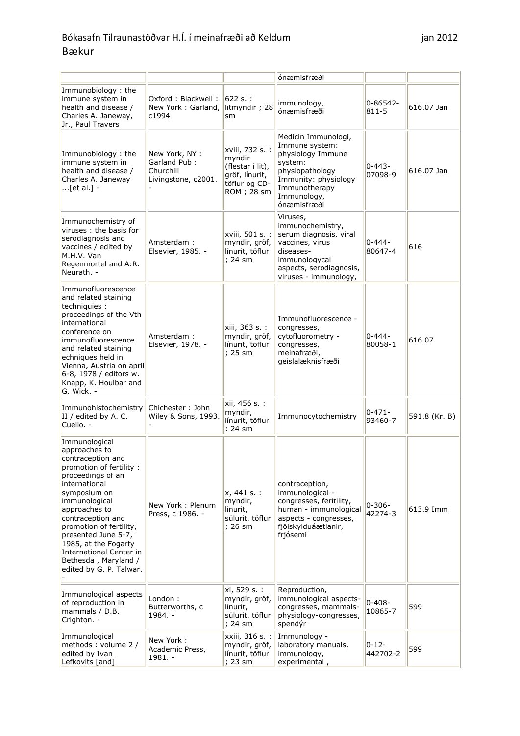| | | | | | |
|---|---|---|---|---|---|
| | | | ónæmisfræði | | |
| Immunobiology : the immune system in health and disease / Charles A. Janeway, Jr., Paul Travers | Oxford : Blackwell : New York : Garland, c1994 | 622 s. : litmyndir ; 28 sm | immunology, ónæmisfræði | 0-86542-811-5 | 616.07 Jan |
| Immunobiology : the immune system in health and disease / Charles A. Janeway ...[et al.] - | New York, NY : Garland Pub : Churchill Livingstone, c2001. - | xviii, 732 s. : myndir (flestar í lit), gröf, línurit, töflur og CD-ROM ; 28 sm | Medicin Immunologi, Immune system: physiology Immune system: physiopathology Immunity: physiology Immunotherapy Immunology, ónæmisfræði | 0-443-07098-9 | 616.07 Jan |
| Immunochemistry of viruses : the basis for serodiagnosis and vaccines / edited by M.H.V. Van Regenmortel and A:R. Neurath. - | Amsterdam : Elsevier, 1985. - | xviii, 501 s. : myndir, gröf, línurit, töflur ; 24 sm | Viruses, immunochemistry, serum diagnosis, viral vaccines, virus diseases-immunologycal aspects, serodiagnosis, viruses - immunology, | 0-444-80647-4 | 616 |
| Immunofluorescence and related staining techniques : proceedings of the Vth international conference on immunofluorescence and related staining echniques held in Vienna, Austria on april 6-8, 1978 / editors w. Knapp, K. Houlbar and G. Wick. - | Amsterdam : Elsevier, 1978. - | xiii, 363 s. : myndir, gröf, línurit, töflur ; 25 sm | Immunofluorescence - congresses, cytofluorometry - congresses, meinafræði, geislalæknisfræði | 0-444-80058-1 | 616.07 |
| Immunohistochemistry II / edited by A. C. Cuello. - | Chichester : John Wiley & Sons, 1993. - | xii, 456 s. : myndir, línurit, töflur : 24 sm | Immunocytochemistry | 0-471-93460-7 | 591.8 (Kr. B) |
| Immunological approaches to contraception and promotion of fertility : proceedings of an international symposium on immunological approaches to contraception and promotion of fertility, presented June 5-7, 1985, at the Fogarty International Center in Bethesda , Maryland / edited by G. P. Talwar. - | New York : Plenum Press, c 1986. - | x, 441 s. : myndir, línurit, súlurit, töflur ; 26 sm | contraception, immunological - congresses, feritility, human - immunological aspects - congresses, fjölskylduáætlanir, frjósemi | 0-306-42274-3 | 613.9 Imm |
| Immunological aspects of reproduction in mammals / D.B. Crighton. - | London : Butterworths, c 1984. - | xi, 529 s. : myndir, gröf, línurit, súlurit, töflur ; 24 sm | Reproduction, immunological aspects-congresses, mammals-physiology-congresses, spendýr | 0-408-10865-7 | 599 |
| Immunological methods : volume 2 / edited by Ivan Lefkovits [and] | New York : Academic Press, 1981. - | xxiii, 316 s. : myndir, gröf, línurit, töflur ; 23 sm | Immunology - laboratory manuals, immunology, experimental , | 0-12-442702-2 | 599 |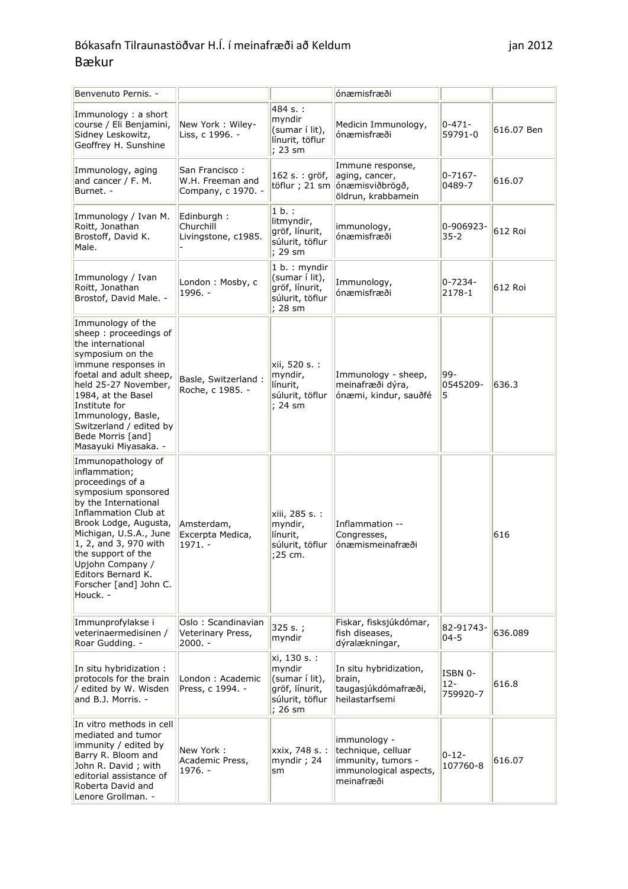| | | | | | |
|---|---|---|---|---|---|
| Benvenuto Pernis. - | | | ónæmisfræði | | |
| Immunology : a short course / Eli Benjamini, Sidney Leskowitz, Geoffrey H. Sunshine | New York : Wiley-Liss, c 1996. - | 484 s. : myndir (sumar í lit), línurit, töflur ; 23 sm | Medicin Immunology, ónæmisfræði | 0-471-59791-0 | 616.07 Ben |
| Immunology, aging and cancer / F. M. Burnet. - | San Francisco : W.H. Freeman and Company, c 1970. - | 162 s. : gröf, töflur ; 21 sm | Immune response, aging, cancer, ónæmisviðbrögð, öldrun, krabbamein | 0-7167-0489-7 | 616.07 |
| Immunology / Ivan M. Roitt, Jonathan Brostoff, David K. Male. | Edinburgh : Churchill Livingstone, c1985. - | 1 b. : litmyndir, gröf, línurit, súlurit, töflur ; 29 sm | immunology, ónæmisfræði | 0-906923-35-2 | 612 Roi |
| Immunology / Ivan Roitt, Jonathan Brostof, David Male. - | London : Mosby, c 1996. - | 1 b. : myndir (sumar í lit), gröf, línurit, súlurit, töflur ; 28 sm | Immunology, ónæmisfræði | 0-7234-2178-1 | 612 Roi |
| Immunology of the sheep : proceedings of the international symposium on the immune responses in foetal and adult sheep, held 25-27 November, 1984, at the Basel Institute for Immunology, Basle, Switzerland / edited by Bede Morris [and] Masayuki Miyasaka. - | Basle, Switzerland : Roche, c 1985. - | xii, 520 s. : myndir, línurit, súlurit, töflur ; 24 sm | Immunology - sheep, meinafræði dýra, ónæmi, kindur, sauðfé | 99-0545209-5 | 636.3 |
| Immunopathology of inflammation; proceedings of a symposium sponsored by the International Inflammation Club at Brook Lodge, Augusta, Michigan, U.S.A., June 1, 2, and 3, 970 with the support of the Upjohn Company / Editors Bernard K. Forscher [and] John C. Houck. - | Amsterdam, Excerpta Medica, 1971. - | xiii, 285 s. : myndir, línurit, súlurit, töflur ;25 cm. | Inflammation -- Congresses, ónæmismeinafræði | | 616 |
| Immunprofylakse i veterinaermedisinen / Roar Gudding. - | Oslo : Scandinavian Veterinary Press, 2000. - | 325 s. ; myndir | Fiskar, fisksjúkdómar, fish diseases, dýralækningar, | 82-91743-04-5 | 636.089 |
| In situ hybridization : protocols for the brain / edited by W. Wisden and B.J. Morris. - | London : Academic Press, c 1994. - | xi, 130 s. : myndir (sumar í lit), gröf, línurit, súlurit, töflur ; 26 sm | In situ hybridization, brain, taugasjúkdómafræði, heilastarfsemi | ISBN 0-12-759920-7 | 616.8 |
| In vitro methods in cell mediated and tumor immunity / edited by Barry R. Bloom and John R. David ; with editorial assistance of Roberta David and Lenore Grollman. - | New York : Academic Press, 1976. - | xxix, 748 s. : myndir ; 24 sm | immunology - technique, celluar immunity, tumors - immunological aspects, meinafræði | 0-12-107760-8 | 616.07 |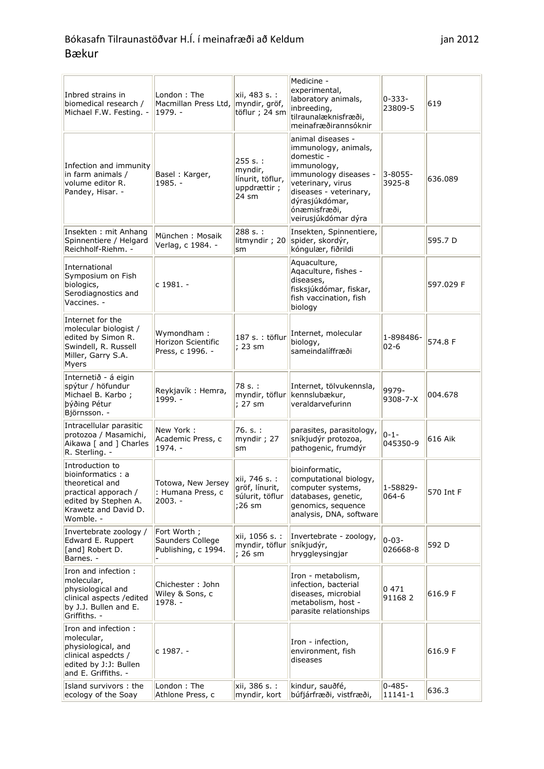| | | | | | |
|---|---|---|---|---|---|
| Inbred strains in biomedical research / Michael F.W. Festing. - | London : The Macmillan Press Ltd, 1979. - | xii, 483 s. : myndir, gröf, töflur ; 24 sm | Medicine - experimental, laboratory animals, inbreeding, tilraunalæknisfræði, meinafræðirannsóknir | 0-333-23809-5 | 619 |
| Infection and immunity in farm animals / volume editor R. Pandey, Hisar. - | Basel : Karger, 1985. - | 255 s. : myndir, línurit, töflur, uppdrættir ; 24 sm | animal diseases - immunology, animals, domestic - immunology, immunology diseases - veterinary, virus diseases - veterinary, dýrasjúkdómar, ónæmisfræði, veirusjúkdómar dýra | 3-8055-3925-8 | 636.089 |
| Insekten : mit Anhang Spinnentiere / Helgard Reichholf-Riehm. - | München : Mosaik Verlag, c 1984. - | 288 s. : litmyndir ; 20 sm | Insekten, Spinnentiere, spider, skordýr, köngulær, fiðrildi | | 595.7 D |
| International Symposium on Fish biologics, Serodiagnostics and Vaccines. - | c 1981. - | | Aquaculture, Aqaculture, fishes - diseases, fisksjúkdómar, fiskar, fish vaccination, fish biology | | 597.029 F |
| Internet for the molecular biologist / edited by Simon R. Swindell, R. Russell Miller, Garry S.A. Myers | Wymondham : Horizon Scientific Press, c 1996. - | 187 s. : töflur ; 23 sm | Internet, molecular biology, sameindalíffræði | 1-898486-02-6 | 574.8 F |
| Internetið - á eigin spýtur / höfundur Michael B. Karbo ; þýðing Pétur Björnsson. - | Reykjavík : Hemra, 1999. - | 78 s. : myndir, töflur ; 27 sm | Internet, tölvukennsla, kennslubækur, veraldarvefurinn | 9979-9308-7-X | 004.678 |
| Intracellular parasitic protozoa / Masamichi, Aikawa [ and ] Charles R. Sterling. - | New York : Academic Press, c 1974. - | 76. s. : myndir ; 27 sm | parasites, parasitology, sníkjudýr protozoa, pathogenic, frumdýr | 0-1-045350-9 | 616 Aik |
| Introduction to bioinformatics : a theoretical and practical apporach / edited by Stephen A. Krawetz and David D. Womble. - | Totowa, New Jersey : Humana Press, c 2003. - | xii, 746 s. : gröf, línurit, súlurit, töflur ;26 sm | bioinformatic, computational biology, computer systems, databases, genetic, genomics, sequence analysis, DNA, software | 1-58829-064-6 | 570 Int F |
| Invertebrate zoology / Edward E. Ruppert [and] Robert D. Barnes. - | Fort Worth ; Saunders College Publishing, c 1994. - | xii, 1056 s. : myndir, töflur ; 26 sm | Invertebrate - zoology, sníkjudýr, hryggleysingjar | 0-03-026668-8 | 592 D |
| Iron and infection : molecular, physiological and clinical aspects /edited by J.J. Bullen and E. Griffiths. - | Chichester : John Wiley & Sons, c 1978. - | | Iron - metabolism, infection, bacterial diseases, microbial metabolism, host - parasite relationships | 0 471 91168 2 | 616.9 F |
| Iron and infection : molecular, physiological, and clinical aspedcts / edited by J:J: Bullen and E. Griffiths. - | c 1987. - | | Iron - infection, environment, fish diseases | | 616.9 F |
| Island survivors : the ecology of the Soay | London : The Athlone Press, c | xii, 386 s. : myndir, kort | kindur, sauðfé, búfjárfræði, vistfræði, | 0-485-11141-1 | 636.3 |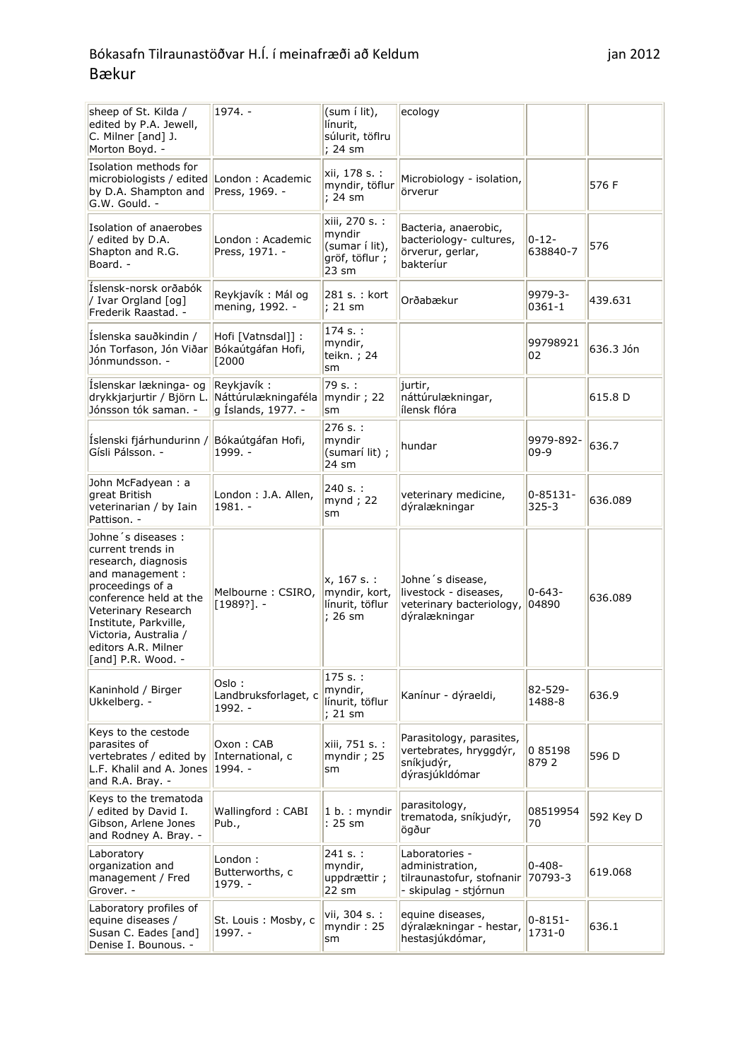| | | | | | |
|---|---|---|---|---|---|
| sheep of St. Kilda / edited by P.A. Jewell, C. Milner [and] J. Morton Boyd. - | 1974. - | (sum í lit), línurit, súlurit, töflru ; 24 sm | ecology | | |
| Isolation methods for microbiologists / edited by D.A. Shampton and G.W. Gould. - | London : Academic Press, 1969. - | xii, 178 s. : myndir, töflur ; 24 sm | Microbiology - isolation, örverur | | 576 F |
| Isolation of anaerobes / edited by D.A. Shapton and R.G. Board. - | London : Academic Press, 1971. - | xiii, 270 s. : myndir (sumar í lit), gröf, töflur ; 23 sm | Bacteria, anaerobic, bacteriology- cultures, örverur, gerlar, bakteríur | 0-12-638840-7 | 576 |
| Íslensk-norsk orðabók / Ivar Orgland [og] Frederik Raastad. - | Reykjavík : Mál og mening, 1992. - | 281 s. : kort ; 21 sm | Orðabækur | 9979-3-0361-1 | 439.631 |
| Íslenska sauðkindin / Jón Torfason, Jón Viðar Jónmundsson. - | Hofi [Vatnsdal]] : Bókaútgáfan Hofi, [2000 | 174 s. : myndir, teikn. ; 24 sm | | 9979892102 | 636.3 Jón |
| Íslenskar lækninga- og drykkjarjurtir / Björn L. Jónsson tók saman. - | Reykjavík : Náttúrulækningafélag Íslands, 1977. - | 79 s. : myndir ; 22 sm | jurtir, náttúrulækningar, ílensk flóra | | 615.8 D |
| Íslenski fjárhundurinn / Gísli Pálsson. - | Bókaútgáfan Hofi, 1999. - | 276 s. : myndir (sumarí lit) ; 24 sm | hundar | 9979-892-09-9 | 636.7 |
| John McFadyean : a great British veterinarian / by Iain Pattison. - | London : J.A. Allen, 1981. - | 240 s. : mynd ; 22 sm | veterinary medicine, dýralækningar | 0-85131-325-3 | 636.089 |
| Johne´s diseases : current trends in research, diagnosis and management : proceedings of a conference held at the Veterinary Research Institute, Parkville, Victoria, Australia / editors A.R. Milner [and] P.R. Wood. - | Melbourne : CSIRO, [1989?]. - | x, 167 s. : myndir, kort, línurit, töflur ; 26 sm | Johne´s disease, livestock - diseases, veterinary bacteriology, dýralækningar | 0-643-04890 | 636.089 |
| Kaninhold / Birger Ukkelberg. - | Oslo : Landbruksforlaget, c 1992. - | 175 s. : myndir, línurit, töflur ; 21 sm | Kanínur - dýraeldi, | 82-529-1488-8 | 636.9 |
| Keys to the cestode parasites of vertebrates / edited by L.F. Khalil and A. Jones and R.A. Bray. - | Oxon : CAB International, c 1994. - | xiii, 751 s. : myndir ; 25 sm | Parasitology, parasites, vertebrates, hryggdýr, sníkjudýr, dýrasjúkldómar | 0 85198 879 2 | 596 D |
| Keys to the trematoda / edited by David I. Gibson, Arlene Jones and Rodney A. Bray. - | Wallingford : CABI Pub., | 1 b. : myndir : 25 sm | parasitology, trematoda, sníkjudýr, ögður | 0851995470 | 592 Key D |
| Laboratory organization and management / Fred Grover. - | London : Butterworths, c 1979. - | 241 s. : myndir, uppdrættir ; 22 sm | Laboratories - administration, tilraunastofur, stofnanir - skipulag - stjórnun | 0-408-70793-3 | 619.068 |
| Laboratory profiles of equine diseases / Susan C. Eades [and] Denise I. Bounous. - | St. Louis : Mosby, c 1997. - | vii, 304 s. : myndir : 25 sm | equine diseases, dýralækningar - hestar, hestasjúkdómar, | 0-8151-1731-0 | 636.1 |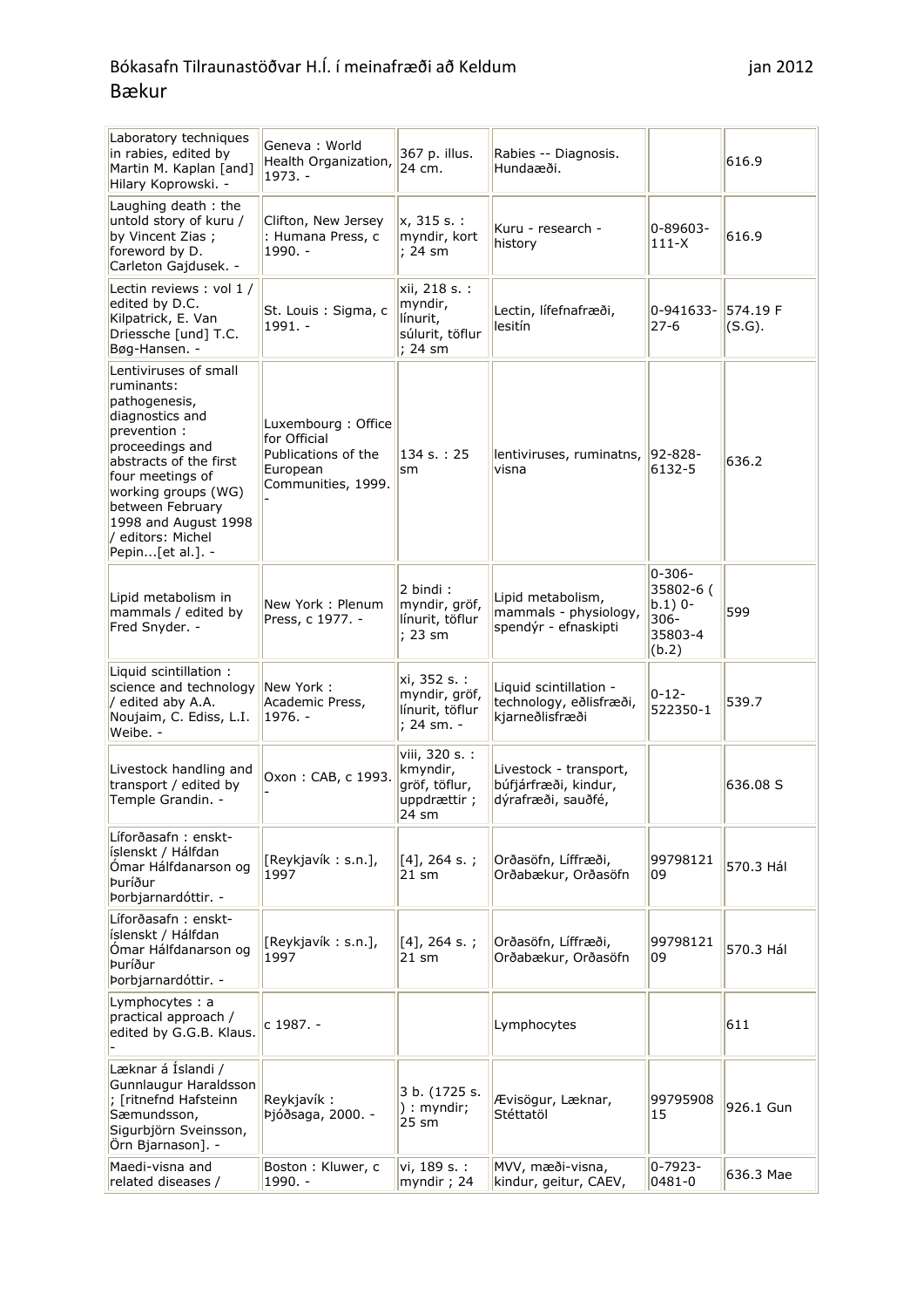Bókasafn Tilraunastöðvar H.Í. í meinafræði að Keldum

jan 2012

Bækur

| | | | | | |
|---|---|---|---|---|---|
| Laboratory techniques in rabies, edited by Martin M. Kaplan [and] Hilary Koprowski. - | Geneva : World Health Organization, 1973. - | 367 p. illus. 24 cm. | Rabies -- Diagnosis. Hundaæði. | | 616.9 |
| Laughing death : the untold story of kuru / by Vincent Zias ; foreword by D. Carleton Gajdusek. - | Clifton, New Jersey : Humana Press, c 1990. - | x, 315 s. : myndir, kort ; 24 sm | Kuru - research - history | 0-89603-111-X | 616.9 |
| Lectin reviews : vol 1 / edited by D.C. Kilpatrick, E. Van Driessche [und] T.C. Bøg-Hansen. - | St. Louis : Sigma, c 1991. - | xii, 218 s. : myndir, línurit, súlurit, töflur ; 24 sm | Lectin, lífefnafræði, lesitín | 0-941633-27-6 | 574.19 F (S.G). |
| Lentiviruses of small ruminants: pathogenesis, diagnostics and prevention : proceedings and abstracts of the first four meetings of working groups (WG) between February 1998 and August 1998 / editors: Michel Pepin...[et al.]. - | Luxembourg : Office for Official Publications of the European Communities, 1999. - | 134 s. : 25 sm | lentiviruses, ruminatns, visna | 92-828-6132-5 | 636.2 |
| Lipid metabolism in mammals / edited by Fred Snyder. - | New York : Plenum Press, c 1977. - | 2 bindi : myndir, gröf, línurit, töflur ; 23 sm | Lipid metabolism, mammals - physiology, spendýr - efnaskipti | 0-306-35802-6 ( b.1) 0-306-35803-4 (b.2) | 599 |
| Liquid scintillation : science and technology / edited aby A.A. Noujaim, C. Ediss, L.I. Weibe. - | New York : Academic Press, 1976. - | xi, 352 s. : myndir, gröf, línurit, töflur ; 24 sm. - | Liquid scintillation - technology, eðlisfræði, kjarneðlisfræði | 0-12-522350-1 | 539.7 |
| Livestock handling and transport / edited by Temple Grandin. - | Oxon : CAB, c 1993. - | viii, 320 s. : kmyndir, gröf, töflur, uppdrættir ; 24 sm | Livestock - transport, búfjárfræði, kindur, dýrafræði, sauðfé, | | 636.08 S |
| Líforðasafn : enskt-íslenskt / Hálfdan Ómar Hálfdanarson og Þuríður Þorbjarnardóttir. - | [Reykjavík : s.n.], 1997 | [4], 264 s. ; 21 sm | Orðasöfn, Líffræði, Orðabækur, Orðasöfn | 9979812109 | 570.3 Hál |
| Líforðasafn : enskt-íslenskt / Hálfdan Ómar Hálfdanarson og Þuríður Þorbjarnardóttir. - | [Reykjavík : s.n.], 1997 | [4], 264 s. ; 21 sm | Orðasöfn, Líffræði, Orðabækur, Orðasöfn | 9979812109 | 570.3 Hál |
| Lymphocytes : a practical approach / edited by G.G.B. Klaus. - | c 1987. - | | Lymphocytes | | 611 |
| Læknar á Íslandi / Gunnlaugur Haraldsson ; [ritnefnd Hafsteinn Sæmundsson, Sigurbjörn Sveinsson, Örn Bjarnason]. - | Reykjavík : Þjóðsaga, 2000. - | 3 b. (1725 s. ) : myndir; 25 sm | Ævisögur, Læknar, Stéttatöl | 9979590815 | 926.1 Gun |
| Maedi-visna and related diseases / | Boston : Kluwer, c 1990. - | vi, 189 s. : myndir ; 24 | MVV, mæði-visna, kindur, geitur, CAEV, | 0-7923-0481-0 | 636.3 Mae |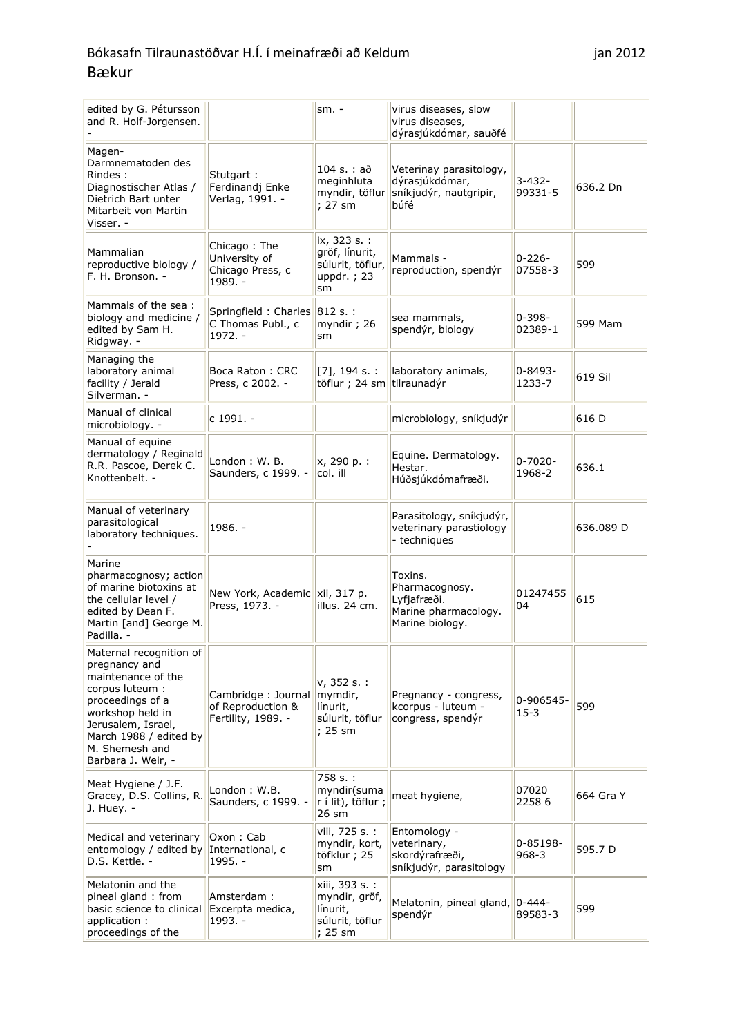| | | | | | |
|---|---|---|---|---|---|
| edited by G. Pétursson and R. Holf-Jorgensen. - | | sm. - | virus diseases, slow virus diseases, dýrasjúkdómar, sauðfé | | |
| Magen-Darmnematoden des Rindes : Diagnostischer Atlas / Dietrich Bart unter Mitarbeit von Martin Visser. - | Stutgart : Ferdinandj Enke Verlag, 1991. - | 104 s. : að meginhluta myndir, töflur ; 27 sm | Veterinay parasitology, dýrasjúkdómar, sníkjudýr, nautgripir, búfé | 3-432-99331-5 | 636.2 Dn |
| Mammalian reproductive biology / F. H. Bronson. - | Chicago : The University of Chicago Press, c 1989. - | ix, 323 s. : gröf, línurit, súlurit, töflur, uppdr. ; 23 sm | Mammals - reproduction, spendýr | 0-226-07558-3 | 599 |
| Mammals of the sea : biology and medicine / edited by Sam H. Ridgway. - | Springfield : Charles C Thomas Publ., c 1972. - | 812 s. : myndir ; 26 sm | sea mammals, spendýr, biology | 0-398-02389-1 | 599 Mam |
| Managing the laboratory animal facility / Jerald Silverman. - | Boca Raton : CRC Press, c 2002. - | [7], 194 s. : töflur ; 24 sm | laboratory animals, tilraunadýr | 0-8493-1233-7 | 619 Sil |
| Manual of clinical microbiology. - | c 1991. - | | microbiology, sníkjudýr | | 616 D |
| Manual of equine dermatology / Reginald R.R. Pascoe, Derek C. Knottenbelt. - | London : W. B. Saunders, c 1999. - | x, 290 p. : col. ill | Equine. Dermatology. Hestar. Húðsjúkdómafræði. | 0-7020-1968-2 | 636.1 |
| Manual of veterinary parasitological laboratory techniques. - | 1986. - | | Parasitology, sníkjudýr, veterinary parastiology - techniques | | 636.089 D |
| Marine pharmacognosy; action of marine biotoxins at the cellular level / edited by Dean F. Martin [and] George M. Padilla. - | New York, Academic Press, 1973. - | xii, 317 p. illus. 24 cm. | Toxins. Pharmacognosy. Lyfjafræði. Marine pharmacology. Marine biology. | 0124745504 | 615 |
| Maternal recognition of pregnancy and maintenance of the corpus luteum : proceedings of a workshop held in Jerusalem, Israel, March 1988 / edited by M. Shemesh and Barbara J. Weir, - | Cambridge : Journal of Reproduction & Fertility, 1989. - | v, 352 s. : mymdir, línurit, súlurit, töflur ; 25 sm | Pregnancy - congress, kcorpus - luteum - congress, spendýr | 0-906545-15-3 | 599 |
| Meat Hygiene / J.F. Gracey, D.S. Collins, R. J. Huey. - | London : W.B. Saunders, c 1999. - | 758 s. : myndir(suma r í lit), töflur ; 26 sm | meat hygiene, | 07020 2258 6 | 664 Gra Y |
| Medical and veterinary entomology / edited by D.S. Kettle. - | Oxon : Cab International, c 1995. - | viii, 725 s. : myndir, kort, töfklur ; 25 sm | Entomology - veterinary, skordýrafræði, sníkjudýr, parasitology | 0-85198-968-3 | 595.7 D |
| Melatonin and the pineal gland : from basic science to clinical application : proceedings of the | Amsterdam : Excerpta medica, 1993. - | xiii, 393 s. : myndir, gröf, línurit, súlurit, töflur ; 25 sm | Melatonin, pineal gland, spendýr | 0-444-89583-3 | 599 |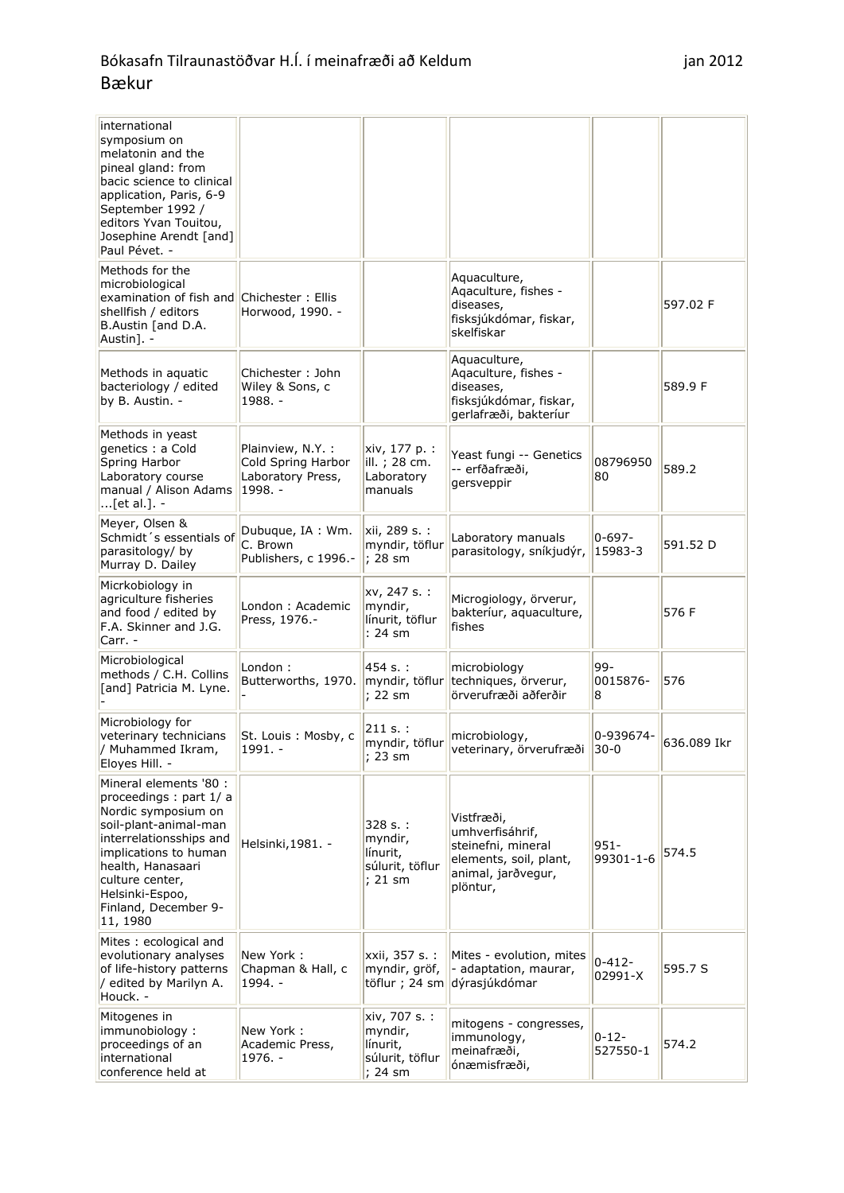| | | | | | |
|---|---|---|---|---|---|
| international symposium on melatonin and the pineal gland: from bacic science to clinical application, Paris, 6-9 September 1992 / editors Yvan Touitou, Josephine Arendt [and] Paul Pévet. - | | | | | |
| Methods for the microbiological examination of fish and shellfish / editors B.Austin [and D.A. Austin]. - | Chichester : Ellis Horwood, 1990. - | | Aquaculture, Aqaculture, fishes - diseases, fisksjúkdómar, fiskar, skelfiskar | | 597.02 F |
| Methods in aquatic bacteriology / edited by B. Austin. - | Chichester : John Wiley & Sons, c 1988. - | | Aquaculture, Aqaculture, fishes - diseases, fisksjúkdómar, fiskar, gerlafræði, bakteríur | | 589.9 F |
| Methods in yeast genetics : a Cold Spring Harbor Laboratory course manual / Alison Adams ...[et al.]. - | Plainview, N.Y. : Cold Spring Harbor Laboratory Press, 1998. - | xiv, 177 p. : ill. ; 28 cm. Laboratory manuals | Yeast fungi -- Genetics -- erfðafræði, gersveppir | 0879695080 | 589.2 |
| Meyer, Olsen & Schmidt´s essentials of parasitology/ by Murray D. Dailey | Dubuque, IA : Wm. C. Brown Publishers, c 1996.- | xii, 289 s. : myndir, töflur ; 28 sm | Laboratory manuals parasitology, sníkjudýr, | 0-697-15983-3 | 591.52 D |
| Micrkobiology in agriculture fisheries and food / edited by F.A. Skinner and J.G. Carr. - | London : Academic Press, 1976.- | xv, 247 s. : myndir, línurit, töflur : 24 sm | Micrgiology, örverur, bakteríur, aquaculture, fishes | | 576 F |
| Microbiological methods / C.H. Collins [and] Patricia M. Lyne. - | London : Butterworths, 1970. - | 454 s. : myndir, töflur ; 22 sm | microbiology techniques, örverur, örverufræði aðferðir | 99-0015876-8 | 576 |
| Microbiology for veterinary technicians / Muhammed Ikram, Eloyes Hill. - | St. Louis : Mosby, c 1991. - | 211 s. : myndir, töflur ; 23 sm | microbiology, veterinary, örverufræði | 0-939674-30-0 | 636.089 Ikr |
| Mineral elements '80 : proceedings : part 1/ a Nordic symposium on soil-plant-animal-man interrelationsships and implications to human health, Hanasaari culture center, Helsinki-Espoo, Finland, December 9-11, 1980 | Helsinki,1981. - | 328 s. : myndir, línurit, súlurit, töflur ; 21 sm | Vistfræði, umhverfisáhrif, steinefni, mineral elements, soil, plant, animal, jarðvegur, plöntur, | 951-99301-1-6 | 574.5 |
| Mites : ecological and evolutionary analyses of life-history patterns / edited by Marilyn A. Houck. - | New York : Chapman & Hall, c 1994. - | xxii, 357 s. : myndir, gröf, töflur ; 24 sm | Mites - evolution, mites - adaptation, maurar, dýrasjúkdómar | 0-412-02991-X | 595.7 S |
| Mitogenes in immunobiology : proceedings of an international conference held at | New York : Academic Press, 1976. - | xiv, 707 s. : myndir, línurit, súlurit, töflur ; 24 sm | mitogens - congresses, immunology, meinafræði, ónæmisfræði, | 0-12-527550-1 | 574.2 |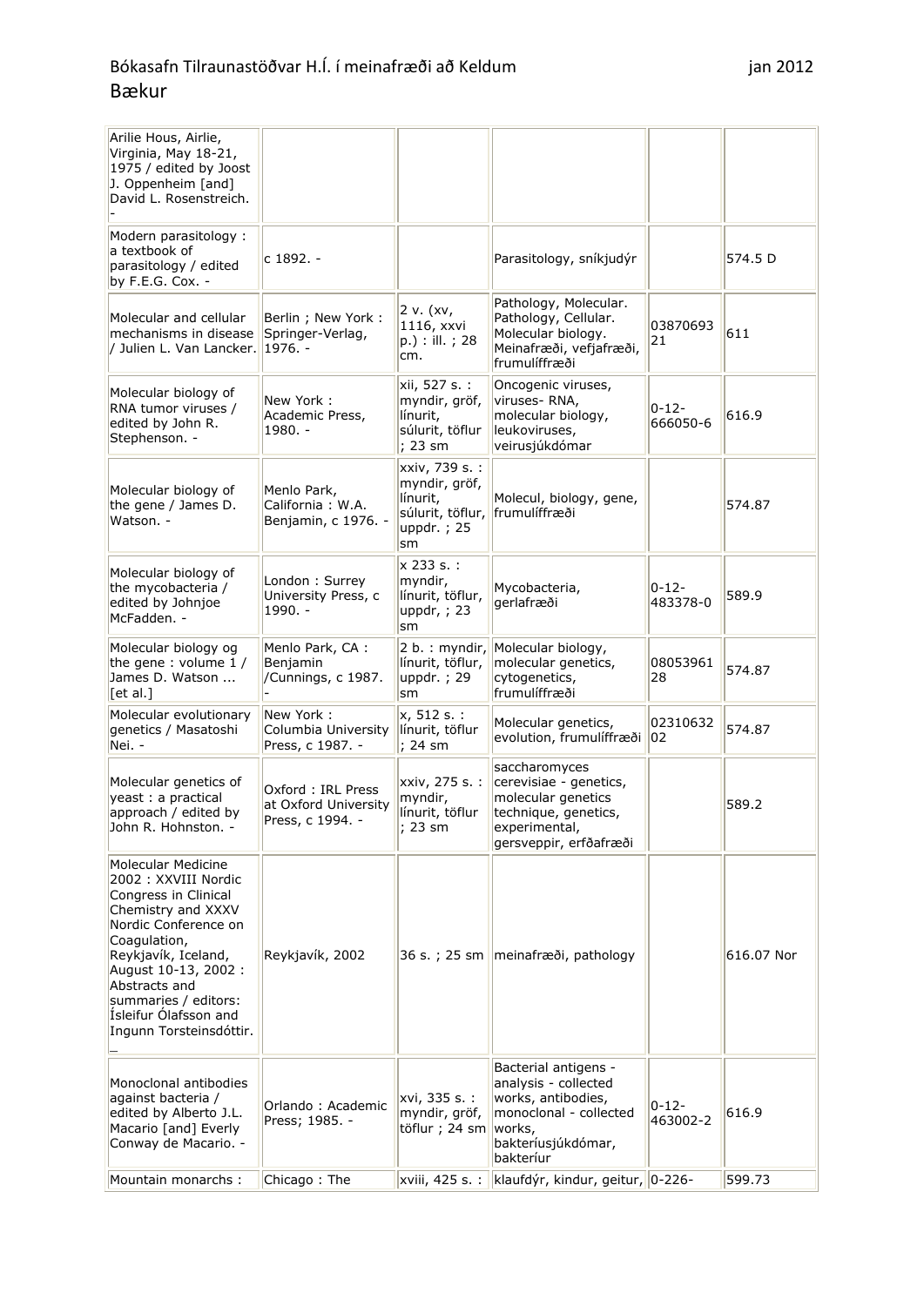## Bókasafn Tilraunastöðvar H.Í. í meinafræði að Keldum

jan 2012

## Bækur

| | | | | | |
|---|---|---|---|---|---|
| Arilie Hous, Airlie, Virginia, May 18-21, 1975 / edited by Joost J. Oppenheim [and] David L. Rosenstreich. - | | | | | |
| Modern parasitology : a textbook of parasitology / edited by F.E.G. Cox. - | c 1892. - | | Parasitology, sníkjudýr | | 574.5 D |
| Molecular and cellular mechanisms in disease / Julien L. Van Lancker. | Berlin ; New York : Springer-Verlag, 1976. - | 2 v. (xv, 1116, xxvi p.) : ill. ; 28 cm. | Pathology, Molecular. Pathology, Cellular. Molecular biology. Meinafræði, vefjafræði, frumulíffræði | 0387069321 | 611 |
| Molecular biology of RNA tumor viruses / edited by John R. Stephenson. - | New York : Academic Press, 1980. - | xii, 527 s. : myndir, gröf, línurit, súlurit, töflur ; 23 sm | Oncogenic viruses, viruses- RNA, molecular biology, leukoviruses, veirusjúkdómar | 0-12-666050-6 | 616.9 |
| Molecular biology of the gene / James D. Watson. - | Menlo Park, California : W.A. Benjamin, c 1976. - | xxiv, 739 s. : myndir, gröf, línurit, súlurit, töflur, uppdr. ; 25 sm | Molecul, biology, gene, frumulíffræði | | 574.87 |
| Molecular biology of the mycobacteria / edited by Johnjoe McFadden. - | London : Surrey University Press, c 1990. - | x 233 s. : myndir, línurit, töflur, uppdr, ; 23 sm | Mycobacteria, gerlafræði | 0-12-483378-0 | 589.9 |
| Molecular biology og the gene : volume 1 / James D. Watson ... [et al.] | Menlo Park, CA : Benjamin /Cunnings, c 1987. - | 2 b. : myndir, línurit, töflur, uppdr. ; 29 sm | Molecular biology, molecular genetics, cytogenetics, frumulíffræði | 0805396128 | 574.87 |
| Molecular evolutionary genetics / Masatoshi Nei. - | New York : Columbia University Press, c 1987. - | x, 512 s. : línurit, töflur ; 24 sm | Molecular genetics, evolution, frumulíffræði | 0231063202 | 574.87 |
| Molecular genetics of yeast : a practical approach / edited by John R. Hohnston. - | Oxford : IRL Press at Oxford University Press, c 1994. - | xxiv, 275 s. : myndir, línurit, töflur ; 23 sm | saccharomyces cerevisiae - genetics, molecular genetics technique, genetics, experimental, gersveppir, erfðafræði | | 589.2 |
| Molecular Medicine 2002 : XXVIII Nordic Congress in Clinical Chemistry and XXXV Nordic Conference on Coagulation, Reykjavík, Iceland, August 10-13, 2002 : Abstracts and summaries / editors: Ísleifur Ólafsson and Ingunn Torsteinsdóttir. – | Reykjavík, 2002 | 36 s. ; 25 sm | meinafræði, pathology | | 616.07 Nor |
| Monoclonal antibodies against bacteria / edited by Alberto J.L. Macario [and] Everly Conway de Macario. - | Orlando : Academic Press; 1985. - | xvi, 335 s. : myndir, gröf, töflur ; 24 sm | Bacterial antigens - analysis - collected works, antibodies, monoclonal - collected works, bakteríusjúkdómar, bakteríur | 0-12-463002-2 | 616.9 |
| Mountain monarchs : | Chicago : The | xviii, 425 s. : | klaufdýr, kindur, geitur, | 0-226- | 599.73 |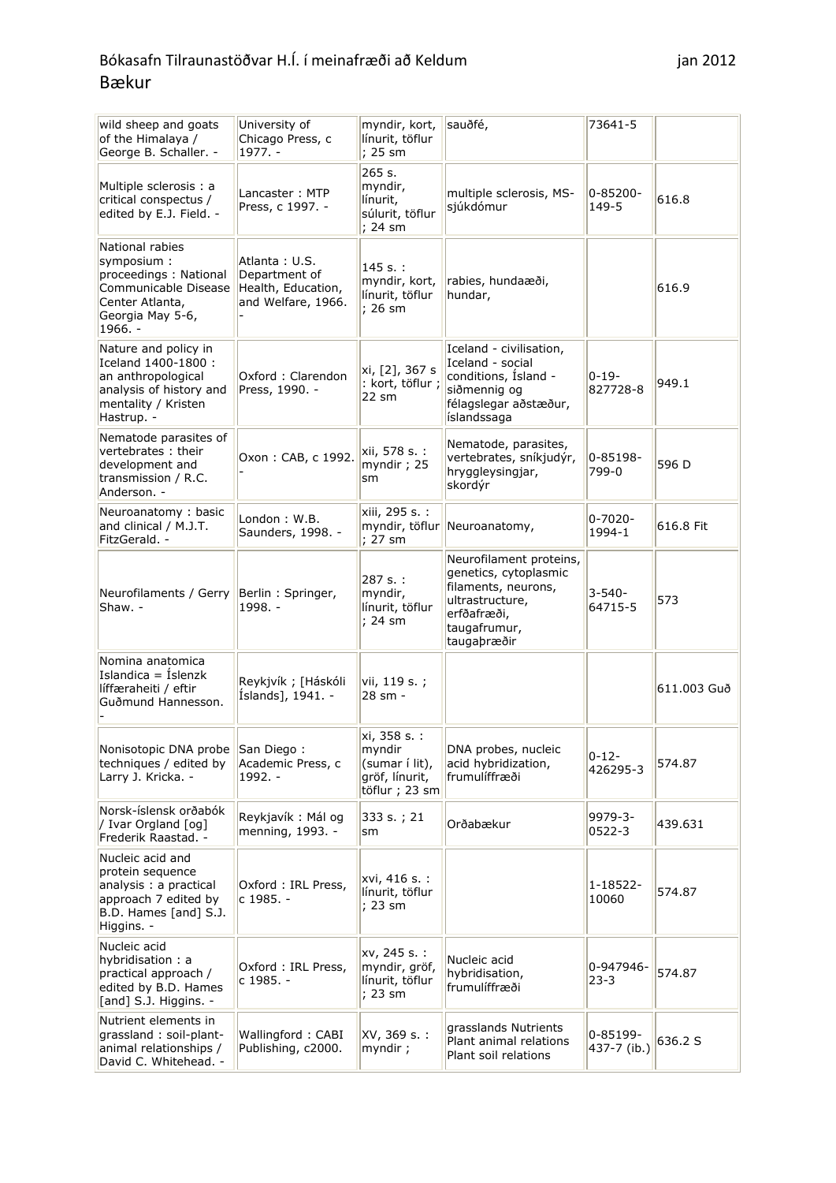| | | | | | |
|---|---|---|---|---|---|
| wild sheep and goats of the Himalaya / George B. Schaller. - | University of Chicago Press, c 1977. - | myndir, kort, línurit, töflur ; 25 sm | sauðfé, | 73641-5 | |
| Multiple sclerosis : a critical conspectus / edited by E.J. Field. - | Lancaster : MTP Press, c 1997. - | 265 s. myndir, línurit, súlurit, töflur ; 24 sm | multiple sclerosis, MS-sjúkdómur | 0-85200-149-5 | 616.8 |
| National rabies symposium : proceedings : National Communicable Disease Center Atlanta, Georgia May 5-6, 1966. - | Atlanta : U.S. Department of Health, Education, and Welfare, 1966. - | 145 s. : myndir, kort, línurit, töflur ; 26 sm | rabies, hundaæði, hundar, | | 616.9 |
| Nature and policy in Iceland 1400-1800 : an anthropological analysis of history and mentality / Kristen Hastrup. - | Oxford : Clarendon Press, 1990. - | xi, [2], 367 s : kort, töflur ; 22 sm | Iceland - civilisation, Iceland - social conditions, Ísland - siðmennig og félagslegar aðstæður, íslandssaga | 0-19-827728-8 | 949.1 |
| Nematode parasites of vertebrates : their development and transmission / R.C. Anderson. - | Oxon : CAB, c 1992. - | xii, 578 s. : myndir ; 25 sm | Nematode, parasites, vertebrates, sníkjudýr, hryggleysingjar, skordýr | 0-85198-799-0 | 596 D |
| Neuroanatomy : basic and clinical / M.J.T. FitzGerald. - | London : W.B. Saunders, 1998. - | xiii, 295 s. : myndir, töflur ; 27 sm | Neuroanatomy, | 0-7020-1994-1 | 616.8 Fit |
| Neurofilaments / Gerry Shaw. - | Berlin : Springer, 1998. - | 287 s. : myndir, línurit, töflur ; 24 sm | Neurofilament proteins, genetics, cytoplasmic filaments, neurons, ultrastructure, erfðafræði, taugafrumur, taugaþræðir | 3-540-64715-5 | 573 |
| Nomina anatomica Islandica = Íslenzk líffæraheiti / eftir Guðmund Hannesson. - | Reykjvík ; [Háskóli Íslands], 1941. - | vii, 119 s. ; 28 sm - | | | 611.003 Guð |
| Nonisotopic DNA probe techniques / edited by Larry J. Kricka. - | San Diego : Academic Press, c 1992. - | xi, 358 s. : myndir (sumar í lit), gröf, línurit, töflur ; 23 sm | DNA probes, nucleic acid hybridization, frumulíffræði | 0-12-426295-3 | 574.87 |
| Norsk-íslensk orðabók / Ivar Orgland [og] Frederik Raastad. - | Reykjavík : Mál og menning, 1993. - | 333 s. ; 21 sm | Orðabækur | 9979-3-0522-3 | 439.631 |
| Nucleic acid and protein sequence analysis : a practical approach 7 edited by B.D. Hames [and] S.J. Higgins. - | Oxford : IRL Press, c 1985. - | xvi, 416 s. : línurit, töflur ; 23 sm | | 1-18522-10060 | 574.87 |
| Nucleic acid hybridisation : a practical approach / edited by B.D. Hames [and] S.J. Higgins. - | Oxford : IRL Press, c 1985. - | xv, 245 s. : myndir, gröf, línurit, töflur ; 23 sm | Nucleic acid hybridisation, frumulíffræði | 0-947946-23-3 | 574.87 |
| Nutrient elements in grassland : soil-plant-animal relationships / David C. Whitehead. - | Wallingford : CABI Publishing, c2000. | XV, 369 s. : myndir ; | grasslands Nutrients Plant animal relations Plant soil relations | 0-85199-437-7 (ib.) | 636.2 S |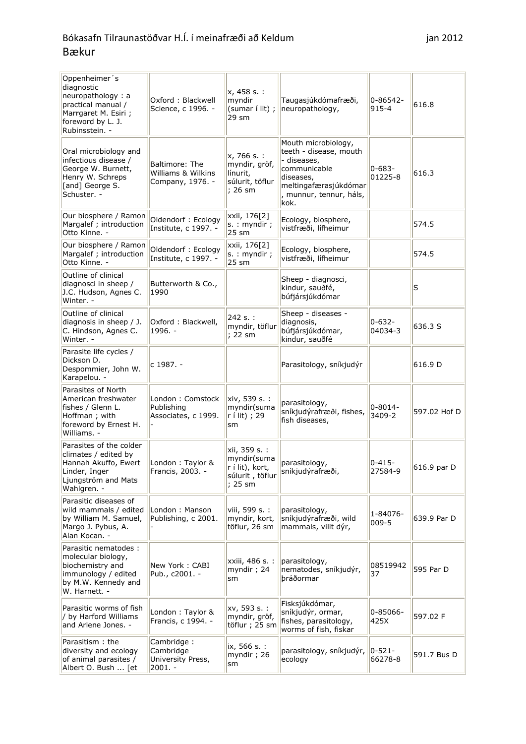| | | | | | |
|---|---|---|---|---|---|
| Oppenheimer´s diagnostic neuropathology : a practical manual / Marrgaret M. Esiri ; foreword by L. J. Rubinsstein. - | Oxford : Blackwell Science, c 1996. - | x, 458 s. : myndir (sumar í lit) ; 29 sm | Taugasjúkdómafræði, neuropathology, | 0-86542-915-4 | 616.8 |
| Oral microbiology and infectious disease / George W. Burnett, Henry W. Schreps [and] George S. Schuster. - | Baltimore: The Williams & Wilkins Company, 1976. - | x, 766 s. : myndir, gröf, línurit, súlurit, töflur ; 26 sm | Mouth microbiology, teeth - disease, mouth - diseases, communicable diseases, meltingafærasjúkdómar, munnur, tennur, háls, kok. | 0-683-01225-8 | 616.3 |
| Our biosphere / Ramon Margalef ; introduction Otto Kinne. - | Oldendorf : Ecology Institute, c 1997. - | xxii, 176[2] s. : myndir ; 25 sm | Ecology, biosphere, vistfræði, lífheimur | | 574.5 |
| Our biosphere / Ramon Margalef ; introduction Otto Kinne. - | Oldendorf : Ecology Institute, c 1997. - | xxii, 176[2] s. : myndir ; 25 sm | Ecology, biosphere, vistfræði, lífheimur | | 574.5 |
| Outline of clinical diagnosci in sheep / J.C. Hudson, Agnes C. Winter. - | Butterworth & Co., 1990 | | Sheep - diagnosci, kindur, sauðfé, búfjársjúkdómar | | S |
| Outline of clinical diagnosis in sheep / J. C. Hindson, Agnes C. Winter. - | Oxford : Blackwell, 1996. - | 242 s. : myndir, töflur ; 22 sm | Sheep - diseases - diagnosis, búfjársjúkdómar, kindur, sauðfé | 0-632-04034-3 | 636.3 S |
| Parasite life cycles / Dickson D. Despommier, John W. Karapelou. - | c 1987. - | | Parasitology, sníkjudýr | | 616.9 D |
| Parasites of North American freshwater fishes / Glenn L. Hoffman ; with foreword by Ernest H. Williams. - | London : Comstock Publishing Associates, c 1999. - | xiv, 539 s. : myndir(sumar í lit) ; 29 sm | parasitology, sníkjudýrafræði, fishes, fish diseases, | 0-8014-3409-2 | 597.02 Hof D |
| Parasites of the colder climates / edited by Hannah Akuffo, Ewert Linder, Inger Ljungström and Mats Wahlgren. - | London : Taylor & Francis, 2003. - | xii, 359 s. : myndir(sumar í lit), kort, súlurit , töflur ; 25 sm | parasitology, sníkjudýrafræði, | 0-415-27584-9 | 616.9 par D |
| Parasitic diseases of wild mammals / edited by William M. Samuel, Margo J. Pybus, A. Alan Kocan. - | London : Manson Publishing, c 2001. - | viii, 599 s. : myndir, kort, töflur, 26 sm | parasitology, sníkjudýrafræði, wild mammals, villt dýr, | 1-84076-009-5 | 639.9 Par D |
| Parasitic nematodes : molecular biology, biochemistry and immunology / edited by M.W. Kennedy and W. Harnett. - | New York : CABI Pub., c2001. - | xxiii, 486 s. : myndir ; 24 sm | parasitology, nematodes, sníkjudýr, þráðormar | 0851994237 | 595 Par D |
| Parasitic worms of fish / by Harford Williams and Arlene Jones. - | London : Taylor & Francis, c 1994. - | xv, 593 s. : myndir, gröf, töflur ; 25 sm | Fisksjúkdómar, sníkjudýr, ormar, fishes, parasitology, worms of fish, fiskar | 0-85066-425X | 597.02 F |
| Parasitism : the diversity and ecology of animal parasites / Albert O. Bush ... [et | Cambridge : Cambridge University Press, 2001. - | ix, 566 s. : myndir ; 26 sm | parasitology, sníkjudýr, ecology | 0-521-66278-8 | 591.7 Bus D |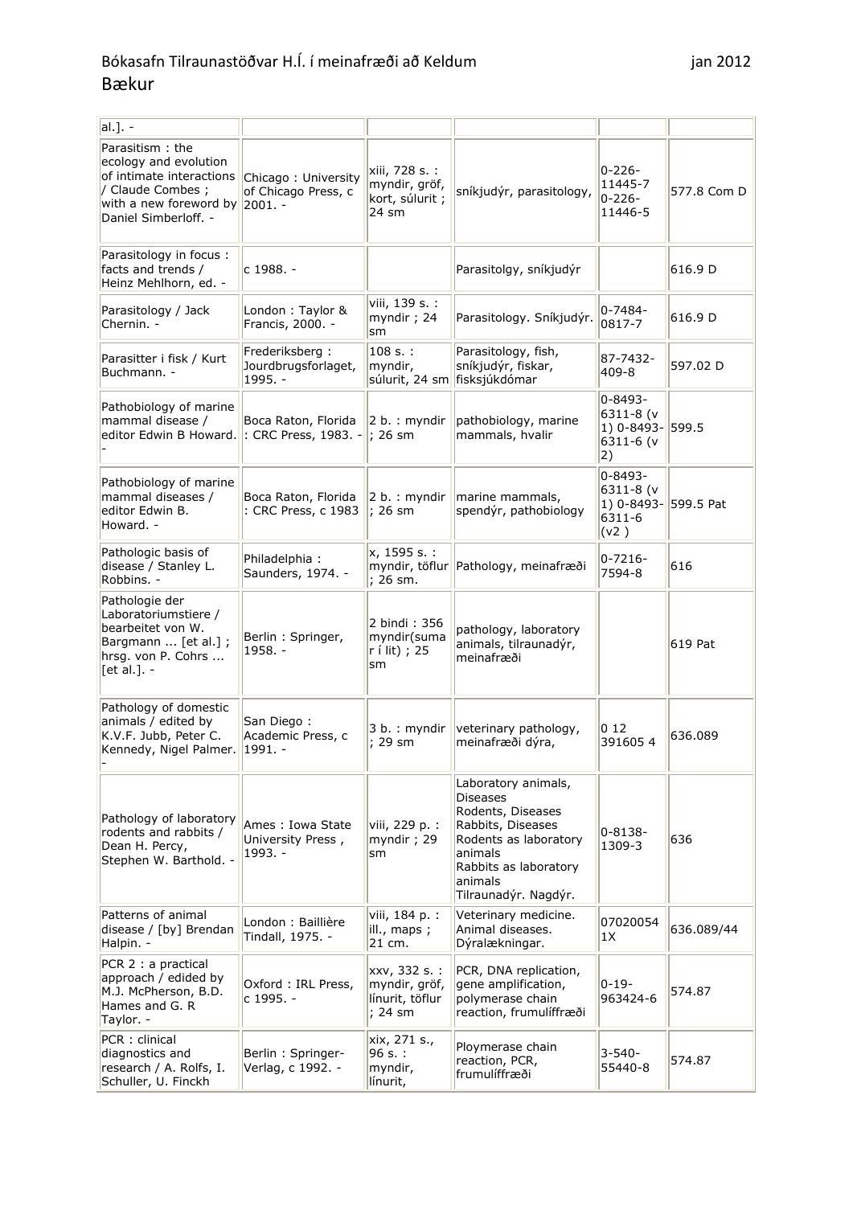| | | | | | |
|---|---|---|---|---|---|
| al.]. - | | | | | |
| Parasitism : the ecology and evolution of intimate interactions / Claude Combes ; with a new foreword by Daniel Simberloff. - | Chicago : University of Chicago Press, c 2001. - | xiii, 728 s. : myndir, gröf, kort, súlurit ; 24 sm | sníkjudýr, parasitology, | 0-226-11445-7 0-226-11446-5 | 577.8 Com D |
| Parasitology in focus : facts and trends / Heinz Mehlhorn, ed. - | c 1988. - | | Parasitolgy, sníkjudýr | | 616.9 D |
| Parasitology / Jack Chernin. - | London : Taylor & Francis, 2000. - | viii, 139 s. : myndir ; 24 sm | Parasitology. Sníkjudýr. | 0-7484-0817-7 | 616.9 D |
| Parasitter i fisk / Kurt Buchmann. - | Frederiksberg : Jourdbrugsforlaget, 1995. - | 108 s. : myndir, súlurit, 24 sm | Parasitology, fish, sníkjudýr, fiskar, fisksjúkdómar | 87-7432-409-8 | 597.02 D |
| Pathobiology of marine mammal disease / editor Edwin B Howard. - | Boca Raton, Florida : CRC Press, 1983. - | 2 b. : myndir ; 26 sm | pathobiology, marine mammals, hvalir | 0-8493-6311-8 (v 1) 0-8493-6311-6 (v 2) | 599.5 |
| Pathobiology of marine mammal diseases / editor Edwin B. Howard. - | Boca Raton, Florida : CRC Press, c 1983 | 2 b. : myndir ; 26 sm | marine mammals, spendýr, pathobiology | 0-8493-6311-8 (v 1) 0-8493-6311-6 (v2 ) | 599.5 Pat |
| Pathologic basis of disease / Stanley L. Robbins. - | Philadelphia : Saunders, 1974. - | x, 1595 s. : myndir, töflur ; 26 sm. | Pathology, meinafræði | 0-7216-7594-8 | 616 |
| Pathologie der Laboratoriumstiere / bearbeitet von W. Bargmann ... [et al.] ; hrsg. von P. Cohrs ... [et al.]. - | Berlin : Springer, 1958. - | 2 bindi : 356 myndir(sumar í lit) ; 25 sm | pathology, laboratory animals, tilraunadýr, meinafræði | | 619 Pat |
| Pathology of domestic animals / edited by K.V.F. Jubb, Peter C. Kennedy, Nigel Palmer. - | San Diego : Academic Press, c 1991. - | 3 b. : myndir ; 29 sm | veterinary pathology, meinafræði dýra, | 0 12 391605 4 | 636.089 |
| Pathology of laboratory rodents and rabbits / Dean H. Percy, Stephen W. Barthold. - | Ames : Iowa State University Press , 1993. - | viii, 229 p. : myndir ; 29 sm | Laboratory animals, Diseases Rodents, Diseases Rabbits, Diseases Rodents as laboratory animals Rabbits as laboratory animals Tilraunadýr. Nagdýr. | 0-8138-1309-3 | 636 |
| Patterns of animal disease / [by] Brendan Halpin. - | London : Baillière Tindall, 1975. - | viii, 184 p. : ill., maps ; 21 cm. | Veterinary medicine. Animal diseases. Dýralækningar. | 07020054 1X | 636.089/44 |
| PCR 2 : a practical approach / edided by M.J. McPherson, B.D. Hames and G. R Taylor. - | Oxford : IRL Press, c 1995. - | xxv, 332 s. : myndir, gröf, línurit, töflur ; 24 sm | PCR, DNA replication, gene amplification, polymerase chain reaction, frumulíffræði | 0-19-963424-6 | 574.87 |
| PCR : clinical diagnostics and research / A. Rolfs, I. Schuller, U. Finckh | Berlin : Springer-Verlag, c 1992. - | xix, 271 s., 96 s. : myndir, línurit, | Ploymerase chain reaction, PCR, frumulíffræði | 3-540-55440-8 | 574.87 |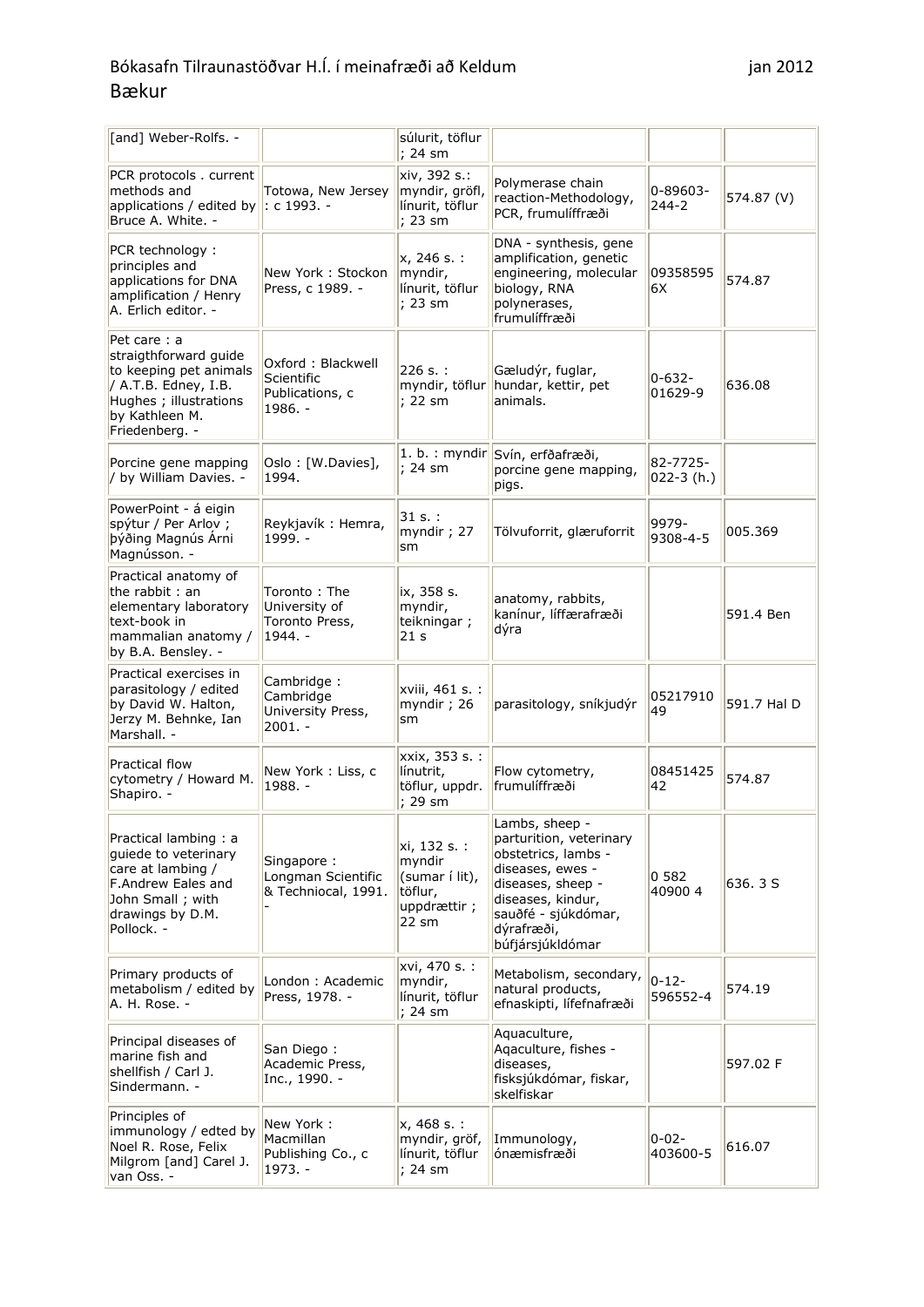| | | | | | |
|---|---|---|---|---|---|
| [and] Weber-Rolfs. - | | súlurit, töflur ; 24 sm | | | |
| PCR protocols . current methods and applications / edited by Bruce A. White. - | Totowa, New Jersey : c 1993. - | xiv, 392 s.: myndir, gröfl, línurit, töflur ; 23 sm | Polymerase chain reaction-Methodology, PCR, frumulíffræði | 0-89603-244-2 | 574.87 (V) |
| PCR technology : principles and applications for DNA amplification / Henry A. Erlich editor. - | New York : Stockon Press, c 1989. - | x, 246 s. : myndir, línurit, töflur ; 23 sm | DNA - synthesis, gene amplification, genetic engineering, molecular biology, RNA polynerases, frumulíffræði | 093585956X | 574.87 |
| Pet care : a straigthforward guide to keeping pet animals / A.T.B. Edney, I.B. Hughes ; illustrations by Kathleen M. Friedenberg. - | Oxford : Blackwell Scientific Publications, c 1986. - | 226 s. : myndir, töflur ; 22 sm | Gæludýr, fuglar, hundar, kettir, pet animals. | 0-632-01629-9 | 636.08 |
| Porcine gene mapping / by William Davies. - | Oslo : [W.Davies], 1994. | 1. b. : myndir ; 24 sm | Svín, erfðafræði, porcine gene mapping, pigs. | 82-7725-022-3 (h.) | |
| PowerPoint - á eigin spýtur / Per Arlov ; þýðing Magnús Árni Magnússon. - | Reykjavík : Hemra, 1999. - | 31 s. : myndir ; 27 sm | Tölvuforrit, glæruforrit | 9979-9308-4-5 | 005.369 |
| Practical anatomy of the rabbit : an elementary laboratory text-book in mammalian anatomy / by B.A. Bensley. - | Toronto : The University of Toronto Press, 1944. - | ix, 358 s. myndir, teikningar ; 21 s | anatomy, rabbits, kanínur, líffærafræði dýra | | 591.4 Ben |
| Practical exercises in parasitology / edited by David W. Halton, Jerzy M. Behnke, Ian Marshall. - | Cambridge : Cambridge University Press, 2001. - | xviii, 461 s. : myndir ; 26 sm | parasitology, sníkjudýr | 0521791049 | 591.7 Hal D |
| Practical flow cytometry / Howard M. Shapiro. - | New York : Liss, c 1988. - | xxix, 353 s. : línutrit, töflur, uppdr. ; 29 sm | Flow cytometry, frumulíffræði | 0845142542 | 574.87 |
| Practical lambing : a guiede to veterinary care at lambing / F.Andrew Eales and John Small ; with drawings by D.M. Pollock. - | Singapore : Longman Scientific & Techniocal, 1991. - | xi, 132 s. : myndir (sumar í lit), töflur, uppdrættir ; 22 sm | Lambs, sheep - parturition, veterinary obstetrics, lambs - diseases, ewes - diseases, sheep - diseases, kindur, sauðfé - sjúkdómar, dýrafræði, búfjársjúkldómar | 0 582 40900 4 | 636. 3 S |
| Primary products of metabolism / edited by A. H. Rose. - | London : Academic Press, 1978. - | xvi, 470 s. : myndir, línurit, töflur ; 24 sm | Metabolism, secondary, natural products, efnaskipti, lífefnafræði | 0-12-596552-4 | 574.19 |
| Principal diseases of marine fish and shellfish / Carl J. Sindermann. - | San Diego : Academic Press, Inc., 1990. - | | Aquaculture, Aqaculture, fishes - diseases, fisksjúkdómar, fiskar, skelfiskar | | 597.02 F |
| Principles of immunology / edted by Noel R. Rose, Felix Milgrom [and] Carel J. van Oss. - | New York : Macmillan Publishing Co., c 1973. - | x, 468 s. : myndir, gröf, línurit, töflur ; 24 sm | Immunology, ónæmisfræði | 0-02-403600-5 | 616.07 |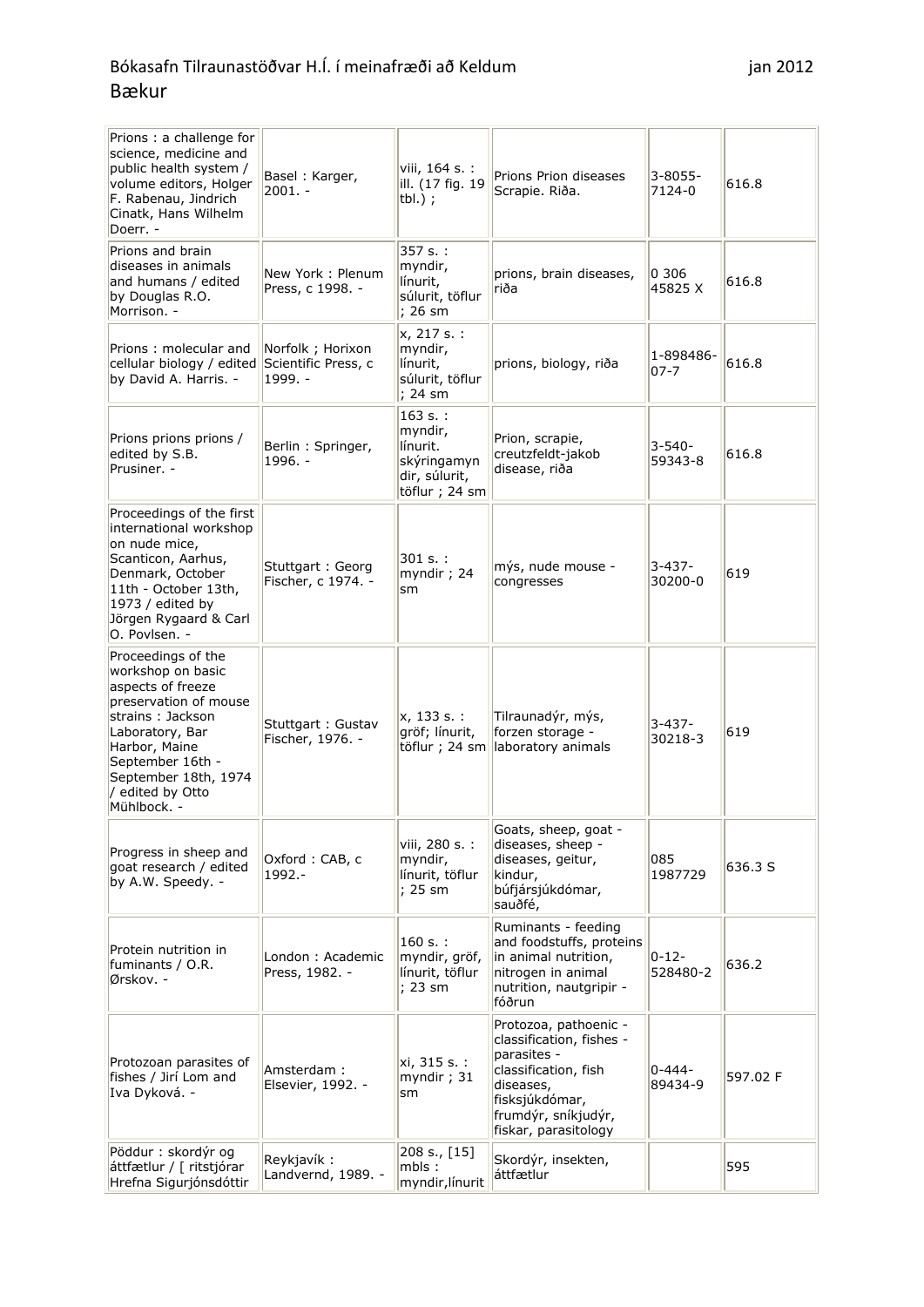| | | | | | |
|---|---|---|---|---|---|
| Prions : a challenge for science, medicine and public health system / volume editors, Holger F. Rabenau, Jindrich Cinatk, Hans Wilhelm Doerr. - | Basel : Karger, 2001. - | viii, 164 s. : ill. (17 fig. 19 tbl.) ; | Prions Prion diseases Scrapie. Riða. | 3-8055-7124-0 | 616.8 |
| Prions and brain diseases in animals and humans / edited by Douglas R.O. Morrison. - | New York : Plenum Press, c 1998. - | 357 s. : myndir, línurit, súlurit, töflur ; 26 sm | prions, brain diseases, riða | 0 306 45825 X | 616.8 |
| Prions : molecular and cellular biology / edited by David A. Harris. - | Norfolk ; Horixon Scientific Press, c 1999. - | x, 217 s. : myndir, línurit, súlurit, töflur ; 24 sm | prions, biology, riða | 1-898486-07-7 | 616.8 |
| Prions prions prions / edited by S.B. Prusiner. - | Berlin : Springer, 1996. - | 163 s. : myndir, línurit. skýringamyndir, súlurit, töflur ; 24 sm | Prion, scrapie, creutzfeldt-jakob disease, riða | 3-540-59343-8 | 616.8 |
| Proceedings of the first international workshop on nude mice, Scanticon, Aarhus, Denmark, October 11th - October 13th, 1973 / edited by Jörgen Rygaard & Carl O. Povlsen. - | Stuttgart : Georg Fischer, c 1974. - | 301 s. : myndir ; 24 sm | mýs, nude mouse - congresses | 3-437-30200-0 | 619 |
| Proceedings of the workshop on basic aspects of freeze preservation of mouse strains : Jackson Laboratory, Bar Harbor, Maine September 16th - September 18th, 1974 / edited by Otto Mühlbock. - | Stuttgart : Gustav Fischer, 1976. - | x, 133 s. : gröf; línurit, töflur ; 24 sm | Tilraunadýr, mýs, forzen storage - laboratory animals | 3-437-30218-3 | 619 |
| Progress in sheep and goat research / edited by A.W. Speedy. - | Oxford : CAB, c 1992.- | viii, 280 s. : myndir, línurit, töflur ; 25 sm | Goats, sheep, goat - diseases, sheep - diseases, geitur, kindur, búfjársjúkdómar, sauðfé, | 085 1987729 | 636.3 S |
| Protein nutrition in fuminants / O.R. Ørskov. - | London : Academic Press, 1982. - | 160 s. : myndir, gröf, línurit, töflur ; 23 sm | Ruminants - feeding and foodstuffs, proteins in animal nutrition, nitrogen in animal nutrition, nautgripir - fóðrun | 0-12-528480-2 | 636.2 |
| Protozoan parasites of fishes / Jirí Lom and Iva Dyková. - | Amsterdam : Elsevier, 1992. - | xi, 315 s. : myndir ; 31 sm | Protozoa, pathoenic - classification, fishes - parasites - classification, fish diseases, fisksjúkdómar, frumdýr, sníkjudýr, fiskar, parasitology | 0-444-89434-9 | 597.02 F |
| Pöddur : skordýr og áttfætlur / [ ritstjórar Hrefna Sigurjónsdóttir | Reykjavík : Landvernd, 1989. - | 208 s., [15] mbls : myndir,línurit | Skordýr, insekten, áttfætlur | | 595 |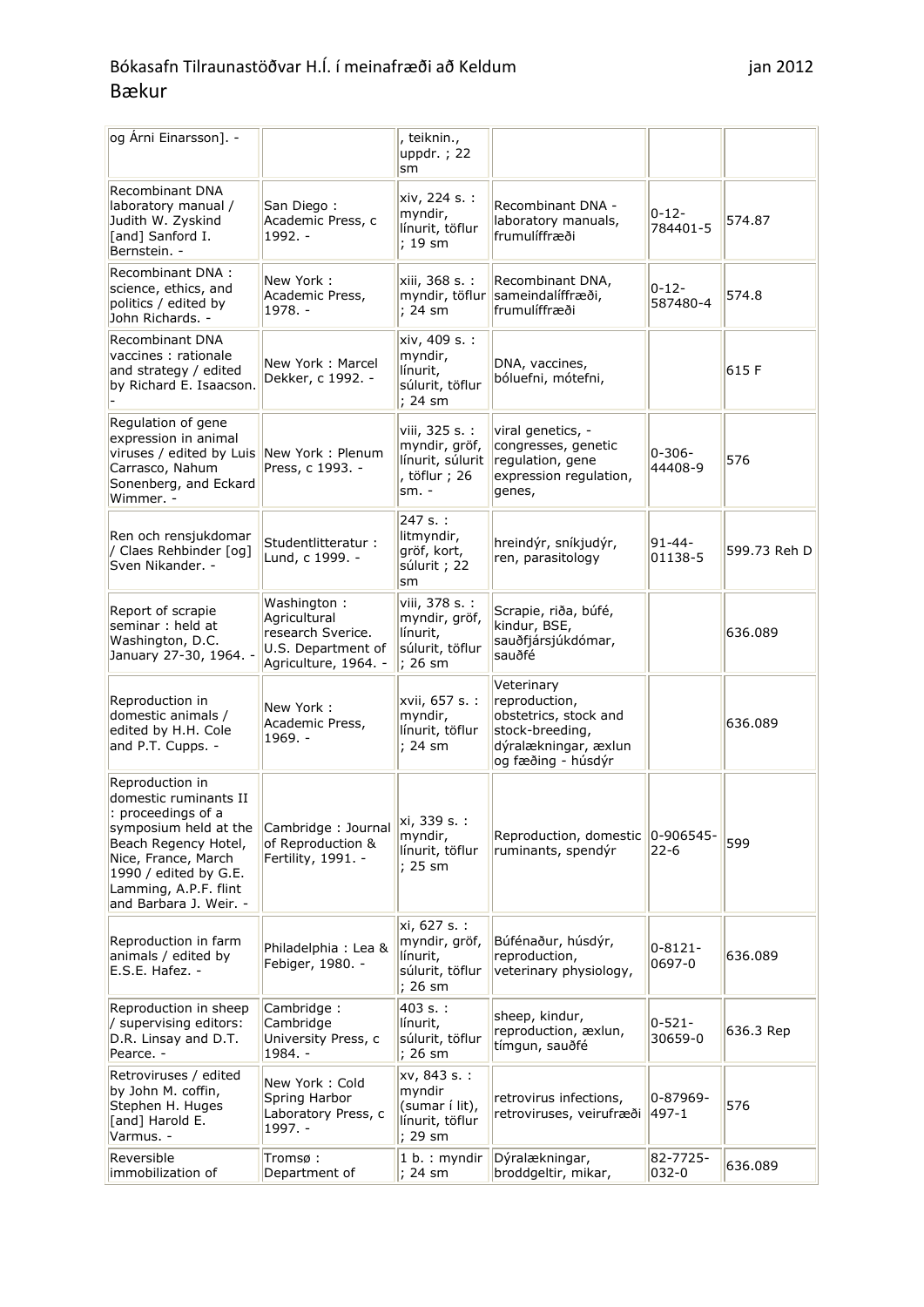| og Árni Einarsson]. - | | , teiknin., uppdr. ; 22 sm | | | |
|---|---|---|---|---|---|
| Recombinant DNA laboratory manual / Judith W. Zyskind [and] Sanford I. Bernstein. - | San Diego : Academic Press, c 1992. - | xiv, 224 s. : myndir, línurit, töflur ; 19 sm | Recombinant DNA - laboratory manuals, frumulíffræði | 0-12-784401-5 | 574.87 |
| Recombinant DNA : science, ethics, and politics / edited by John Richards. - | New York : Academic Press, 1978. - | xiii, 368 s. : myndir, töflur ; 24 sm | Recombinant DNA, sameindalíffræði, frumulíffræði | 0-12-587480-4 | 574.8 |
| Recombinant DNA vaccines : rationale and strategy / edited by Richard E. Isaacson. - | New York : Marcel Dekker, c 1992. - | xiv, 409 s. : myndir, línurit, súlurit, töflur ; 24 sm | DNA, vaccines, bóluefni, mótefni, | | 615 F |
| Regulation of gene expression in animal viruses / edited by Luis Carrasco, Nahum Sonenberg, and Eckard Wimmer. - | New York : Plenum Press, c 1993. - | viii, 325 s. : myndir, gröf, línurit, súlurit, töflur ; 26 sm. - | viral genetics, - congresses, genetic regulation, gene expression regulation, genes, | 0-306-44408-9 | 576 |
| Ren och rensjukdomar / Claes Rehbinder [og] Sven Nikander. - | Studentlitteratur : Lund, c 1999. - | 247 s. : litmyndir, gröf, kort, súlurit ; 22 sm | hreindýr, sníkjudýr, ren, parasitology | 91-44-01138-5 | 599.73 Reh D |
| Report of scrapie seminar : held at Washington, D.C. January 27-30, 1964. - | Washington : Agricultural research Sverice. U.S. Department of Agriculture, 1964. - | viii, 378 s. : myndir, gröf, línurit, súlurit, töflur ; 26 sm | Scrapie, riða, búfé, kindur, BSE, sauðfjársjúkdómar, sauðfé | | 636.089 |
| Reproduction in domestic animals / edited by H.H. Cole and P.T. Cupps. - | New York : Academic Press, 1969. - | xvii, 657 s. : myndir, línurit, töflur ; 24 sm | Veterinary reproduction, obstetrics, stock and stock-breeding, dýralækningar, æxlun og fæðing - húsdýr | | 636.089 |
| Reproduction in domestic ruminants II : proceedings of a symposium held at the Beach Regency Hotel, Nice, France, March 1990 / edited by G.E. Lamming, A.P.F. flint and Barbara J. Weir. - | Cambridge : Journal of Reproduction & Fertility, 1991. - | xi, 339 s. : myndir, línurit, töflur ; 25 sm | Reproduction, domestic ruminants, spendýr | 0-906545-22-6 | 599 |
| Reproduction in farm animals / edited by E.S.E. Hafez. - | Philadelphia : Lea & Febiger, 1980. - | xi, 627 s. : myndir, gröf, línurit, súlurit, töflur ; 26 sm | Búfénaður, húsdýr, reproduction, veterinary physiology, | 0-8121-0697-0 | 636.089 |
| Reproduction in sheep / supervising editors: D.R. Linsay and D.T. Pearce. - | Cambridge : Cambridge University Press, c 1984. - | 403 s. : línurit, súlurit, töflur ; 26 sm | sheep, kindur, reproduction, æxlun, tímgun, sauðfé | 0-521-30659-0 | 636.3 Rep |
| Retroviruses / edited by John M. coffin, Stephen H. Huges [and] Harold E. Varmus. - | New York : Cold Spring Harbor Laboratory Press, c 1997. - | xv, 843 s. : myndir (sumar í lit), línurit, töflur ; 29 sm | retrovirus infections, retroviruses, veirufræði | 0-87969-497-1 | 576 |
| Reversible immobilization of | Tromsø : Department of | 1 b. : myndir ; 24 sm | Dýralækningar, broddgeltir, mikar, | 82-7725-032-0 | 636.089 |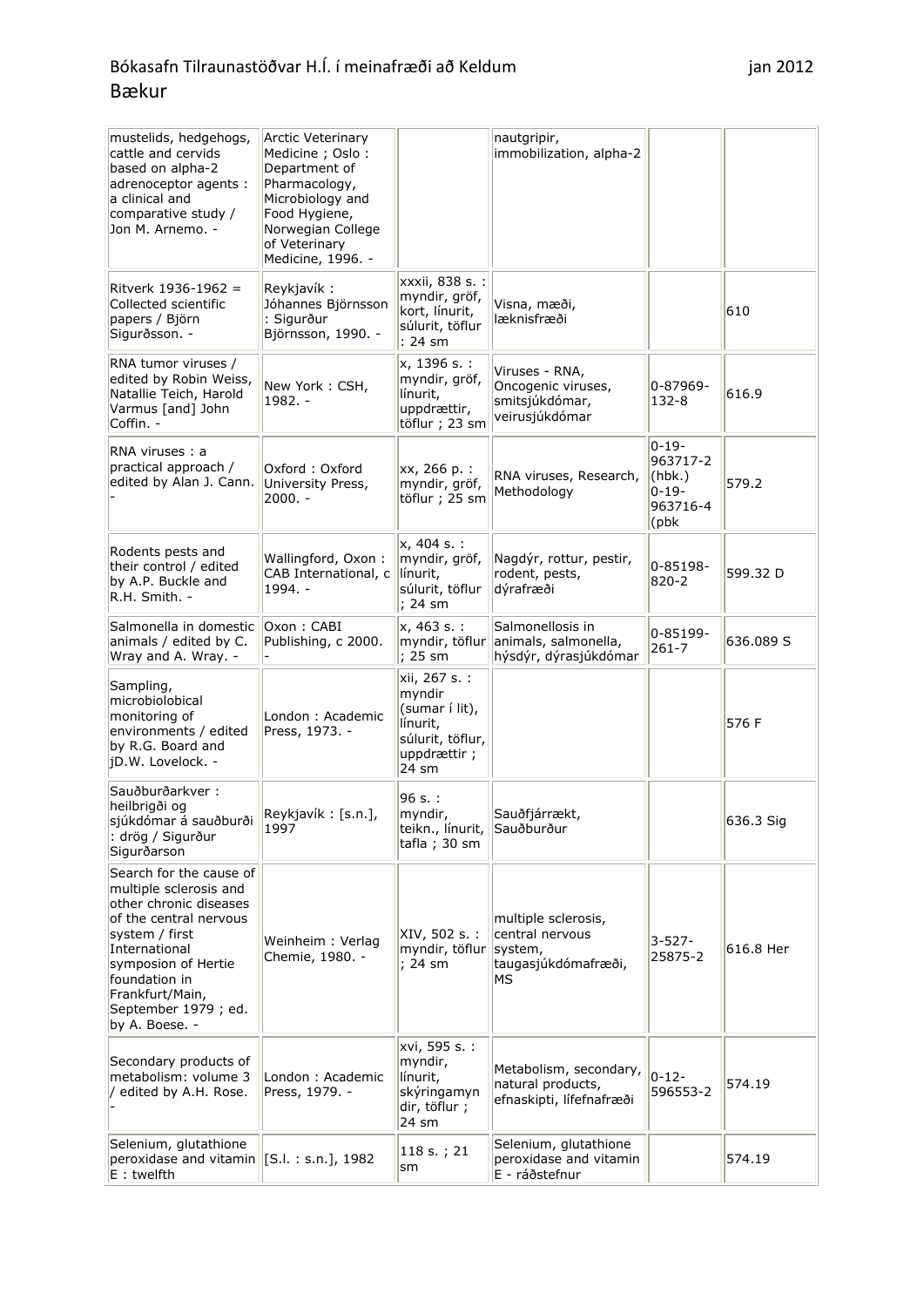| | | | | | |
|---|---|---|---|---|---|
| mustelids, hedgehogs, cattle and cervids based on alpha-2 adrenoceptor agents : a clinical and comparative study / Jon M. Arnemo. - | Arctic Veterinary Medicine ; Oslo : Department of Pharmacology, Microbiology and Food Hygiene, Norwegian College of Veterinary Medicine, 1996. - | | nautgripir, immobilization, alpha-2 | | |
| Ritverk 1936-1962 = Collected scientific papers / Björn Sigurðsson. - | Reykjavík : Jóhannes Björnsson : Sigurður Björnsson, 1990. - | xxxii, 838 s. : myndir, gröf, kort, línurit, súlurit, töflur : 24 sm | Visna, mæði, læknisfræði | | 610 |
| RNA tumor viruses / edited by Robin Weiss, Natallie Teich, Harold Varmus [and] John Coffin. - | New York : CSH, 1982. - | x, 1396 s. : myndir, gröf, línurit, uppdrættir, töflur ; 23 sm | Viruses - RNA, Oncogenic viruses, smitsjúkdómar, veirusjúkdómar | 0-87969-132-8 | 616.9 |
| RNA viruses : a practical approach / edited by Alan J. Cann. - | Oxford : Oxford University Press, 2000. - | xx, 266 p. : myndir, gröf, töflur ; 25 sm | RNA viruses, Research, Methodology | 0-19-963717-2 (hbk.) 0-19-963716-4 (pbk | 579.2 |
| Rodents pests and their control / edited by A.P. Buckle and R.H. Smith. - | Wallingford, Oxon : CAB International, c 1994. - | x, 404 s. : myndir, gröf, línurit, súlurit, töflur ; 24 sm | Nagdýr, rottur, pestir, rodent, pests, dýrafræði | 0-85198-820-2 | 599.32 D |
| Salmonella in domestic animals / edited by C. Wray and A. Wray. - | Oxon : CABI Publishing, c 2000. - | x, 463 s. : myndir, töflur ; 25 sm | Salmonellosis in animals, salmonella, hýsdýr, dýrasjúkdómar | 0-85199-261-7 | 636.089 S |
| Sampling, microbiolobical monitoring of environments / edited by R.G. Board and jD.W. Lovelock. - | London : Academic Press, 1973. - | xii, 267 s. : myndir (sumar í lit), línurit, súlurit, töflur, uppdrættir ; 24 sm | | | 576 F |
| Sauðburðarkver : heilbrigði og sjúkdómar á sauðburði : drög / Sigurður Sigurðarson | Reykjavík : [s.n.], 1997 | 96 s. : myndir, teikn., línurit, tafla ; 30 sm | Sauðfjárrækt, Sauðburður | | 636.3 Sig |
| Search for the cause of multiple sclerosis and other chronic diseases of the central nervous system / first International symposion of Hertie foundation in Frankfurt/Main, September 1979 ; ed. by A. Boese. - | Weinheim : Verlag Chemie, 1980. - | XIV, 502 s. : myndir, töflur ; 24 sm | multiple sclerosis, central nervous system, taugasjúkdómafræði, MS | 3-527-25875-2 | 616.8 Her |
| Secondary products of metabolism: volume 3 / edited by A.H. Rose. - | London : Academic Press, 1979. - | xvi, 595 s. : myndir, línurit, skýringamyndir, töflur ; 24 sm | Metabolism, secondary, natural products, efnaskipti, lífefnafræði | 0-12-596553-2 | 574.19 |
| Selenium, glutathione peroxidase and vitamin E : twelfth | [S.l. : s.n.], 1982 | 118 s. ; 21 sm | Selenium, glutathione peroxidase and vitamin E - ráðstefnur | | 574.19 |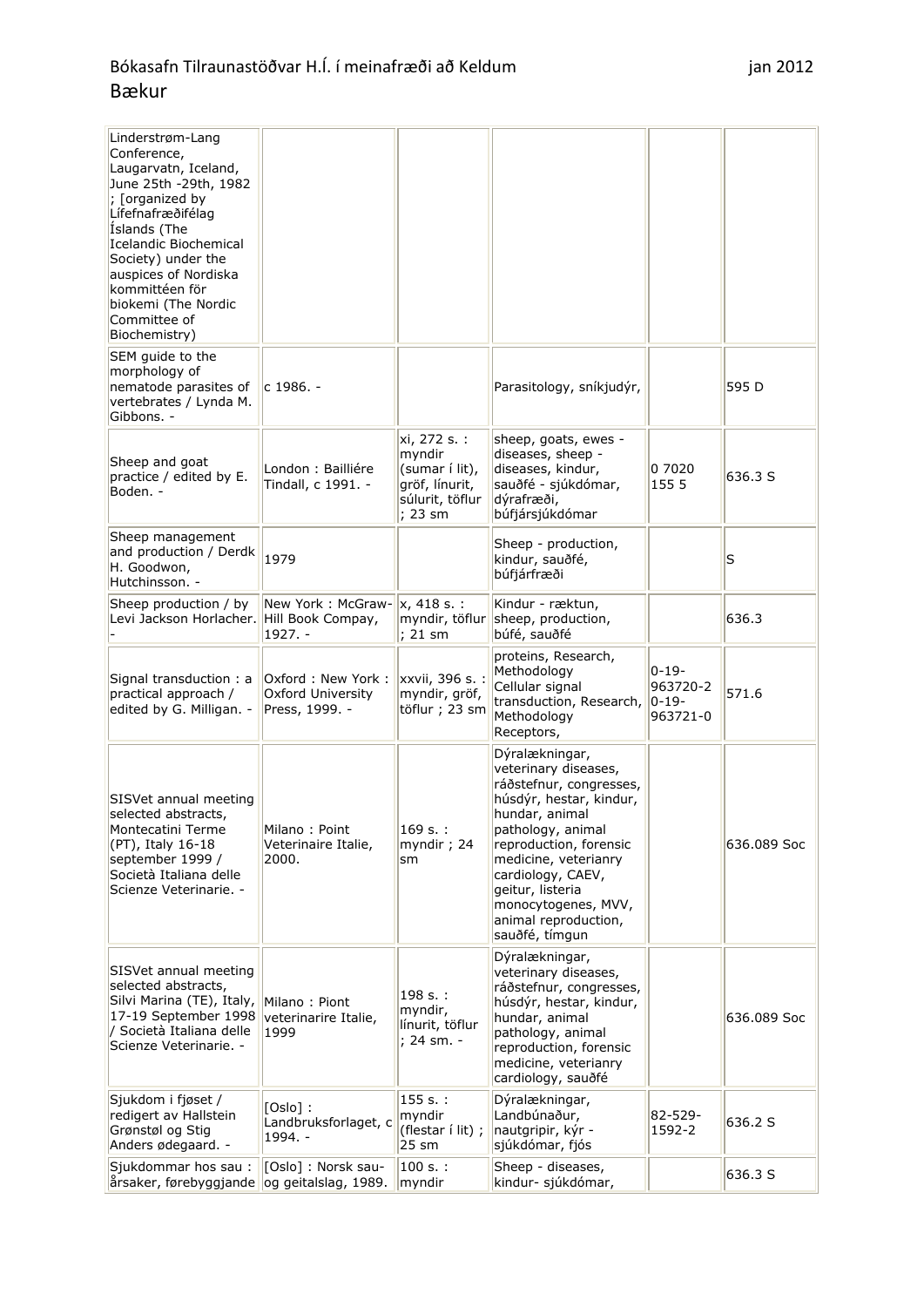| | | | | | |
|---|---|---|---|---|---|
| Linderstrøm-Lang Conference, Laugarvatn, Iceland, June 25th -29th, 1982 ; [organized by Lífefnafræðifélag Íslands (The Icelandic Biochemical Society) under the auspices of Nordiska kommittéen för biokemi (The Nordic Committee of Biochemistry) | | | | | |
| SEM guide to the morphology of nematode parasites of vertebrates / Lynda M. Gibbons. - | c 1986. - | | Parasitology, sníkjudýr, | | 595 D |
| Sheep and goat practice / edited by E. Boden. - | London : Bailliére Tindall, c 1991. - | xi, 272 s. : myndir (sumar í lit), gröf, línurit, súlurit, töflur ; 23 sm | sheep, goats, ewes - diseases, sheep - diseases, kindur, sauðfé - sjúkdómar, dýrafræði, búfjársjúkdómar | 0 7020 155 5 | 636.3 S |
| Sheep management and production / Derdk H. Goodwon, Hutchinsson. - | 1979 | | Sheep - production, kindur, sauðfé, búfjárfræði | | S |
| Sheep production / by Levi Jackson Horlacher. - | New York : McGraw-Hill Book Compay, 1927. - | x, 418 s. : myndir, töflur ; 21 sm | Kindur - ræktun, sheep, production, búfé, sauðfé | | 636.3 |
| Signal transduction : a practical approach / edited by G. Milligan. - | Oxford : New York : Oxford University Press, 1999. - | xxvii, 396 s. : myndir, gröf, töflur ; 23 sm | proteins, Research, Methodology Cellular signal transduction, Research, Methodology Receptors, | 0-19-963720-2 0-19-963721-0 | 571.6 |
| SISVet annual meeting selected abstracts, Montecatini Terme (PT), Italy 16-18 september 1999 / Società Italiana delle Scienze Veterinarie. - | Milano : Point Veterinaire Italie, 2000. | 169 s. : myndir ; 24 sm | Dýralækningar, veterinary diseases, ráðstefnur, congresses, húsdýr, hestar, kindur, hundar, animal pathology, animal reproduction, forensic medicine, veterianry cardiology, CAEV, geitur, listeria monocytogenes, MVV, animal reproduction, sauðfé, tímgun | | 636.089 Soc |
| SISVet annual meeting selected abstracts, Silvi Marina (TE), Italy, 17-19 September 1998 / Società Italiana delle Scienze Veterinarie. - | Milano : Piont veterinarire Italie, 1999 | 198 s. : myndir, línurit, töflur ; 24 sm. - | Dýralækningar, veterinary diseases, ráðstefnur, congresses, húsdýr, hestar, kindur, hundar, animal pathology, animal reproduction, forensic medicine, veterianry cardiology, sauðfé | | 636.089 Soc |
| Sjukdom i fjøset / redigert av Hallstein Grønstøl og Stig Anders ødegaard. - | [Oslo] : Landbruksforlaget, c 1994. - | 155 s. : myndir (flestar í lit) ; 25 sm | Dýralækningar, Landbúnaður, nautgripir, kýr - sjúkdómar, fjós | 82-529-1592-2 | 636.2 S |
| Sjukdommar hos sau : årsaker, førebyggjande | [Oslo] : Norsk sau- og geitalslag, 1989. | 100 s. : myndir | Sheep - diseases, kindur- sjúkdómar, | | 636.3 S |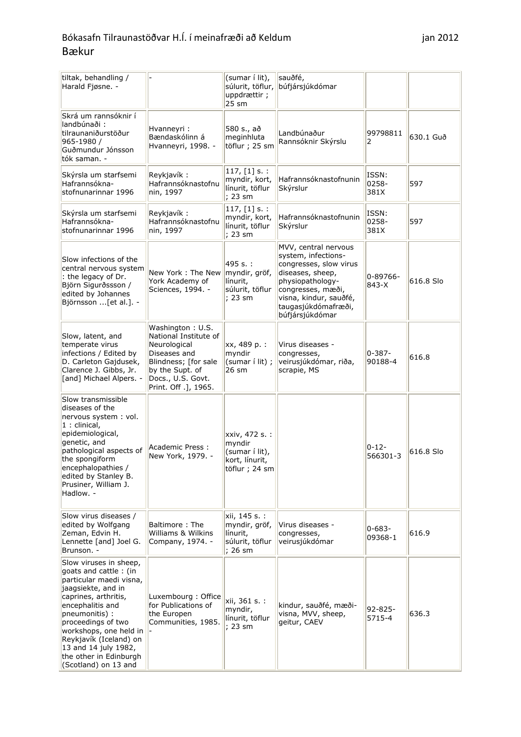| | | | | | |
|---|---|---|---|---|---|
| tiltak, behandling / Harald Fjøsne. - | - | (sumar í lit), súlurit, töflur, uppdrættir ; 25 sm | sauðfé, búfjársjúkdómar | | |
| Skrá um rannsóknir í landbúnaði : tilraunaniðurstöður 965-1980 / Guðmundur Jónsson tók saman. - | Hvanneyri : Bændaskólinn á Hvanneyri, 1998. - | 580 s., að meginhluta töflur ; 25 sm | Landbúnaður Rannsóknir Skýrslu | 997988112 | 630.1 Guð |
| Skýrsla um starfsemi Hafrannsókna-stofnunarinnar 1996 | Reykjavík : Hafrannsóknastofnunin, 1997 | 117, [1] s. : myndir, kort, línurit, töflur ; 23 sm | Hafrannsóknastofnunin Skýrslur | ISSN: 0258-381X | 597 |
| Skýrsla um starfsemi Hafrannsókna-stofnunarinnar 1996 | Reykjavík : Hafrannsóknastofnunin, 1997 | 117, [1] s. : myndir, kort, línurit, töflur ; 23 sm | Hafrannsóknastofnunin Skýrslur | ISSN: 0258-381X | 597 |
| Slow infections of the central nervous system : the legacy of Dr. Björn Sigurðsson / edited by Johannes Björnsson ...[et al.]. - | New York : The New York Academy of Sciences, 1994. - | 495 s. : myndir, gröf, línurit, súlurit, töflur ; 23 sm | MVV, central nervous system, infections-congresses, slow virus diseases, sheep, physiopathology-congresses, mæði, visna, kindur, sauðfé, taugasjúkdómafræði, búfjársjúkdómar | 0-89766-843-X | 616.8 Slo |
| Slow, latent, and temperate virus infections / Edited by D. Carleton Gajdusek, Clarence J. Gibbs, Jr. [and] Michael Alpers. - | Washington : U.S. National Institute of Neurological Diseases and Blindness; [for sale by the Supt. of Docs., U.S. Govt. Print. Off .], 1965. | xx, 489 p. : myndir (sumar í lit) ; 26 sm | Virus diseases - congresses, veirusjúkdómar, riða, scrapie, MS | 0-387-90188-4 | 616.8 |
| Slow transmissible diseases of the nervous system : vol. 1 : clinical, epidemiological, genetic, and pathological aspects of the spongiform encephalopathies / edited by Stanley B. Prusiner, William J. Hadlow. - | Academic Press : New York, 1979. - | xxiv, 472 s. : myndir (sumar í lit), kort, línurit, töflur ; 24 sm | | 0-12-566301-3 | 616.8 Slo |
| Slow virus diseases / edited by Wolfgang Zeman, Edvin H. Lennette [and] Joel G. Brunson. - | Baltimore : The Williams & Wilkins Company, 1974. - | xii, 145 s. : myndir, gröf, línurit, súlurit, töflur ; 26 sm | Virus diseases - congresses, veirusjúkdómar | 0-683-09368-1 | 616.9 |
| Slow viruses in sheep, goats and cattle : (in particular maedi visna, jaagsiekte, and in caprines, arthritis, encephalitis and pneumonitis) : proceedings of two workshops, one held in Reykjavík (Iceland) on 13 and 14 july 1982, the other in Edinburgh (Scotland) on 13 and | Luxembourg : Office for Publications of the Europen Communities, 1985. - | xii, 361 s. : myndir, línurit, töflur ; 23 sm | kindur, sauðfé, mæði-visna, MVV, sheep, geitur, CAEV | 92-825-5715-4 | 636.3 |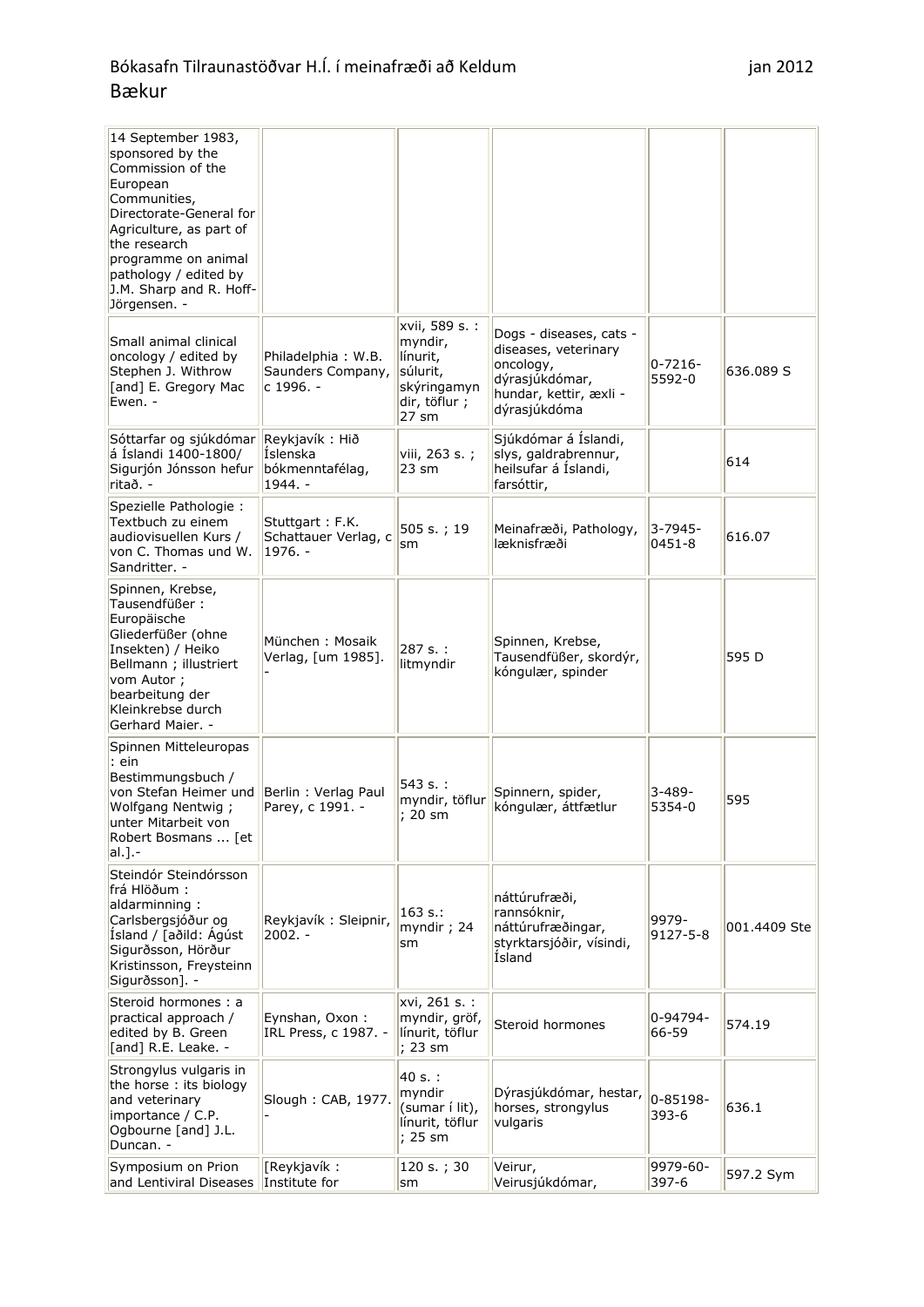| | | | | | |
|---|---|---|---|---|---|
| 14 September 1983, sponsored by the Commission of the European Communities, Directorate-General for Agriculture, as part of the research programme on animal pathology / edited by J.M. Sharp and R. Hoff-Jörgensen. - | | | | | |
| Small animal clinical oncology / edited by Stephen J. Withrow [and] E. Gregory Mac Ewen. - | Philadelphia : W.B. Saunders Company, c 1996. - | xvii, 589 s. : myndir, línurit, súlurit, skýringamyndir, töflur ; 27 sm | Dogs - diseases, cats - diseases, veterinary oncology, dýrasjúkdómar, hundar, kettir, æxli - dýrasjúkdóma | 0-7216-5592-0 | 636.089 S |
| Sóttarfar og sjúkdómar á Íslandi 1400-1800/ Sigurjón Jónsson hefur ritað. - | Reykjavík : Hið Íslenska bókmenntafélag, 1944. - | viii, 263 s. ; 23 sm | Sjúkdómar á Íslandi, slys, galdrabrennur, heilsufar á Íslandi, farsóttir, | | 614 |
| Spezielle Pathologie : Textbuch zu einem audiovisuellen Kurs / von C. Thomas und W. Sandritter. - | Stuttgart : F.K. Schattauer Verlag, c 1976. - | 505 s. ; 19 sm | Meinafræði, Pathology, læknisfræði | 3-7945-0451-8 | 616.07 |
| Spinnen, Krebse, Tausendfüßer : Europäische Gliederfüßer (ohne Insekten) / Heiko Bellmann ; illustriert vom Autor ; bearbeitung der Kleinkrebse durch Gerhard Maier. - | München : Mosaik Verlag, [um 1985]. - | 287 s. : litmyndir | Spinnen, Krebse, Tausendfüßer, skordýr, kóngulær, spinder | | 595 D |
| Spinnen Mitteleuropas : ein Bestimmungsbuch / von Stefan Heimer und Wolfgang Nentwig ; unter Mitarbeit von Robert Bosmans ... [et al.].- | Berlin : Verlag Paul Parey, c 1991. - | 543 s. : myndir, töflur ; 20 sm | Spinnern, spider, kóngulær, áttfætlur | 3-489-5354-0 | 595 |
| Steindór Steindórsson frá Hlöðum : aldarminning : Carlsbergsjóður og Ísland / [aðild: Ágúst Sigurðsson, Hörður Kristinsson, Freysteinn Sigurðsson]. - | Reykjavík : Sleipnir, 2002. - | 163 s.: myndir ; 24 sm | náttúrufræði, rannsóknir, náttúrufræðingar, styrktarsjóðir, vísindi, Ísland | 9979-9127-5-8 | 001.4409 Ste |
| Steroid hormones : a practical approach / edited by B. Green [and] R.E. Leake. - | Eynshan, Oxon : IRL Press, c 1987. - | xvi, 261 s. : myndir, gröf, línurit, töflur ; 23 sm | Steroid hormones | 0-94794-66-59 | 574.19 |
| Strongylus vulgaris in the horse : its biology and veterinary importance / C.P. Ogbourne [and] J.L. Duncan. - | Slough : CAB, 1977. - | 40 s. : myndir (sumar í lit), línurit, töflur ; 25 sm | Dýrasjúkdómar, hestar, horses, strongylus vulgaris | 0-85198-393-6 | 636.1 |
| Symposium on Prion and Lentiviral Diseases | [Reykjavík : Institute for | 120 s. ; 30 sm | Veirur, Veirusjúkdómar, | 9979-60-397-6 | 597.2 Sym |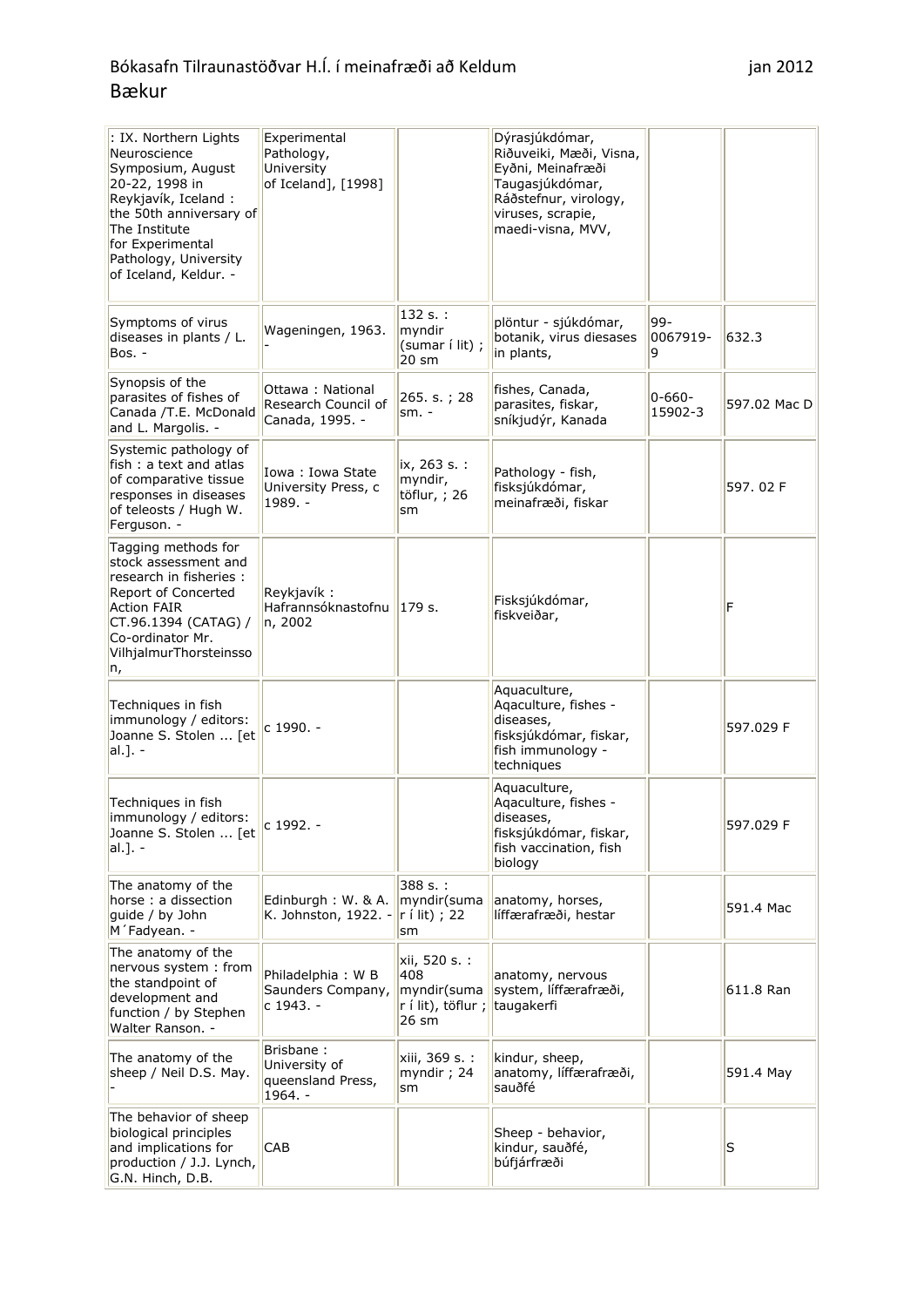| | | | | | |
|---|---|---|---|---|---|
| : IX. Northern Lights Neuroscience Symposium, August 20-22, 1998 in Reykjavík, Iceland : the 50th anniversary of The Institute for Experimental Pathology, University of Iceland, Keldur. - | Experimental Pathology, University of Iceland], [1998] | | Dýrasjúkdómar, Riðuveiki, Mæði, Visna, Eyðni, Meinafræði Taugasjúkdómar, Ráðstefnur, virology, viruses, scrapie, maedi-visna, MVV, | | |
| Symptoms of virus diseases in plants / L. Bos. - | Wageningen, 1963. - | 132 s. : myndir (sumar í lit) ; 20 sm | plöntur - sjúkdómar, botanik, virus diesases in plants, | 99-0067919-9 | 632.3 |
| Synopsis of the parasites of fishes of Canada /T.E. McDonald and L. Margolis. - | Ottawa : National Research Council of Canada, 1995. - | 265. s. ; 28 sm. - | fishes, Canada, parasites, fiskar, sníkjudýr, Kanada | 0-660-15902-3 | 597.02 Mac D |
| Systemic pathology of fish : a text and atlas of comparative tissue responses in diseases of teleosts / Hugh W. Ferguson. - | Iowa : Iowa State University Press, c 1989. - | ix, 263 s. : myndir, töflur, ; 26 sm | Pathology - fish, fisksjúkdómar, meinafræði, fiskar | | 597. 02 F |
| Tagging methods for stock assessment and research in fisheries : Report of Concerted Action FAIR CT.96.1394 (CATAG) / Co-ordinator Mr. VilhjalmurThorsteinsson, | Reykjavík : Hafrannsóknastofnun, 2002 | 179 s. | Fisksjúkdómar, fiskveiðar, | | F |
| Techniques in fish immunology / editors: Joanne S. Stolen ... [et al.]. - | c 1990. - | | Aquaculture, Aqaculture, fishes - diseases, fisksjúkdómar, fiskar, fish immunology - techniques | | 597.029 F |
| Techniques in fish immunology / editors: Joanne S. Stolen ... [et al.]. - | c 1992. - | | Aquaculture, Aqaculture, fishes - diseases, fisksjúkdómar, fiskar, fish vaccination, fish biology | | 597.029 F |
| The anatomy of the horse : a dissection guide / by John M´Fadyean. - | Edinburgh : W. & A. K. Johnston, 1922. - | 388 s. : myndir(sumar í lit) ; 22 sm | anatomy, horses, líffærafræði, hestar | | 591.4 Mac |
| The anatomy of the nervous system : from the standpoint of development and function / by Stephen Walter Ranson. - | Philadelphia : W B Saunders Company, c 1943. - | xii, 520 s. : 408 myndir(sumar í lit), töflur ; 26 sm | anatomy, nervous system, líffærafræði, taugakerfi | | 611.8 Ran |
| The anatomy of the sheep / Neil D.S. May. - | Brisbane : University of queensland Press, 1964. - | xiii, 369 s. : myndir ; 24 sm | kindur, sheep, anatomy, líffærafræði, sauðfé | | 591.4 May |
| The behavior of sheep biological principles and implications for production / J.J. Lynch, G.N. Hinch, D.B. | CAB | | Sheep - behavior, kindur, sauðfé, búfjárfræði | | S |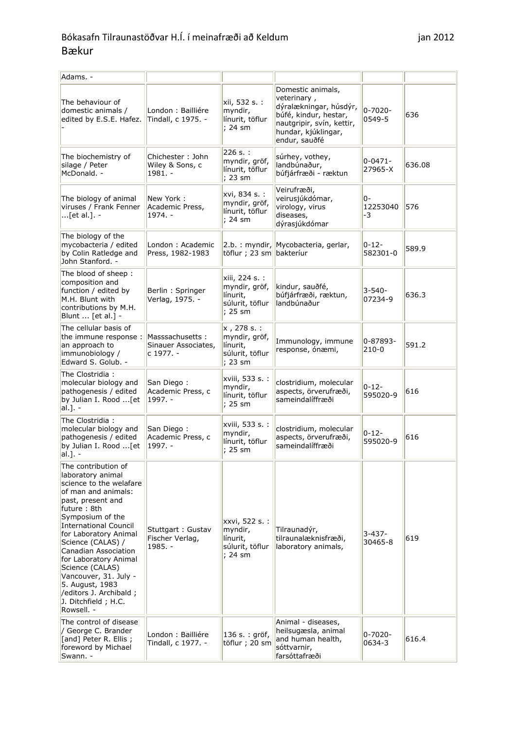Bókasafn Tilraunastöðvar H.Í. í meinafræði að Keldum jan 2012

Bækur

| | | | | | |
|---|---|---|---|---|---|
| Adams. - | | | | | |
| The behaviour of domestic animals / edited by E.S.E. Hafez. - | London : Bailliére Tindall, c 1975. - | xii, 532 s. : myndir, línurit, töflur ; 24 sm | Domestic animals, veterinary , dýralækningar, húsdýr, búfé, kindur, hestar, nautgripir, svín, kettir, hundar, kjúklingar, endur, sauðfé | 0-7020-0549-5 | 636 |
| The biochemistry of silage / Peter McDonald. - | Chichester : John Wiley & Sons, c 1981. - | 226 s. : myndir, gröf, línurit, töflur ; 23 sm | súrhey, vothey, landbúnaður, búfjárfræði - ræktun | 0-0471-27965-X | 636.08 |
| The biology of animal viruses / Frank Fenner ...[et al.]. - | New York : Academic Press, 1974. - | xvi, 834 s. : myndir, gröf, línurit, töflur ; 24 sm | Veirufræði, veirusjúkdómar, virology, virus diseases, dýrasjúkdómar | 0-12253040-3 | 576 |
| The biology of the mycobacteria / edited by Colin Ratledge and John Stanford. - | London : Academic Press, 1982-1983 | 2.b. : myndir, töflur ; 23 sm | Mycobacteria, gerlar, bakteríur | 0-12-582301-0 | 589.9 |
| The blood of sheep : composition and function / edited by M.H. Blunt with contributions by M.H. Blunt ... [et al.] - | Berlin : Springer Verlag, 1975. - | xiii, 224 s. : myndir, gröf, línurit, súlurit, töflur ; 25 sm | kindur, sauðfé, búfjárfræði, ræktun, landbúnaður | 3-540-07234-9 | 636.3 |
| The cellular basis of the immune response : an approach to immunobiology / Edward S. Golub. - | Masssachusetts : Sinauer Associates, c 1977. - | x , 278 s. : myndir, gröf, línurit, súlurit, töflur ; 23 sm | Immunology, immune response, ónæmi, | 0-87893-210-0 | 591.2 |
| The Clostridia : molecular biology and pathogenesis / edited by Julian I. Rood ...[et al.]. - | San Diego : Academic Press, c 1997. - | xviii, 533 s. : myndir, línurit, töflur ; 25 sm | clostridium, molecular aspects, örverufræði, sameindalíffræði | 0-12-595020-9 | 616 |
| The Clostridia : molecular biology and pathogenesis / edited by Julian I. Rood ...[et al.]. - | San Diego : Academic Press, c 1997. - | xviii, 533 s. : myndir, línurit, töflur ; 25 sm | clostridium, molecular aspects, örverufræði, sameindalíffræði | 0-12-595020-9 | 616 |
| The contribution of laboratory animal science to the welafare of man and animals: past, present and future : 8th Symposium of the International Council for Laboratory Animal Science (CALAS) / Canadian Association for Laboratory Animal Science (CALAS) Vancouver, 31. July - 5. August, 1983 /editors J. Archibald ; J. Ditchfield ; H.C. Rowsell. - | Stuttgart : Gustav Fischer Verlag, 1985. - | xxvi, 522 s. : myndir, línurit, súlurit, töflur ; 24 sm | Tilraunadýr, tilraunalæknisfræði, laboratory animals, | 3-437-30465-8 | 619 |
| The control of disease / George C. Brander [and] Peter R. Ellis ; foreword by Michael Swann. - | London : Bailliére Tindall, c 1977. - | 136 s. : gröf, töflur ; 20 sm | Animal - diseases, heilsugæsla, animal and human health, sóttvarnir, farsóttafræði | 0-7020-0634-3 | 616.4 |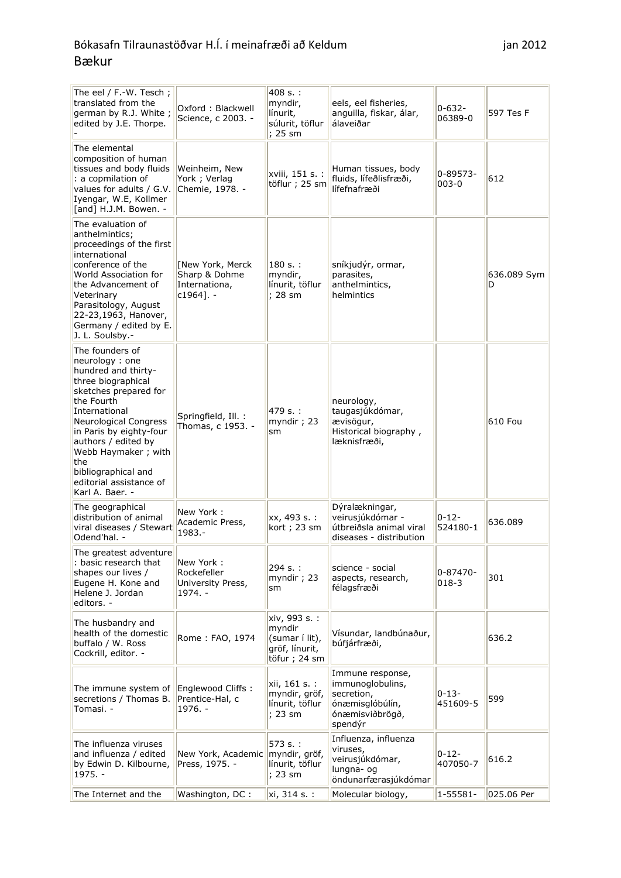| | | | | | |
|---|---|---|---|---|---|
| The eel / F.-W. Tesch ; translated from the german by R.J. White ; edited by J.E. Thorpe. - | Oxford : Blackwell Science, c 2003. - | 408 s. : myndir, línurit, súlurit, töflur ; 25 sm | eels, eel fisheries, anguilla, fiskar, álar, álaveiðar | 0-632-06389-0 | 597 Tes F |
| The elemental composition of human tissues and body fluids : a copmilation of values for adults / G.V. Iyengar, W.E, Kollmer [and] H.J.M. Bowen. - | Weinheim, New York ; Verlag Chemie, 1978. - | xviii, 151 s. : töflur ; 25 sm | Human tissues, body fluids, lífeðlisfræði, lífefnafræði | 0-89573-003-0 | 612 |
| The evaluation of anthelmintics; proceedings of the first international conference of the World Association for the Advancement of Veterinary Parasitology, August 22-23,1963, Hanover, Germany / edited by E. J. L. Soulsby.- | [New York, Merck Sharp & Dohme Internationa, c1964]. - | 180 s. : myndir, línurit, töflur ; 28 sm | sníkjudýr, ormar, parasites, anthelmintics, helmintics | | 636.089 Sym D |
| The founders of neurology : one hundred and thirty-three biographical sketches prepared for the Fourth International Neurological Congress in Paris by eighty-four authors / edited by Webb Haymaker ; with the bibliographical and editorial assistance of Karl A. Baer. - | Springfield, Ill. : Thomas, c 1953. - | 479 s. : myndir ; 23 sm | neurology, taugasjúkdómar, ævisögur, Historical biography , læknisfræði, | | 610 Fou |
| The geographical distribution of animal viral diseases / Stewart Odend'hal. - | New York : Academic Press, 1983.- | xx, 493 s. : kort ; 23 sm | Dýralækningar, veirusjúkdómar - útbreiðsla animal viral diseases - distribution | 0-12-524180-1 | 636.089 |
| The greatest adventure : basic research that shapes our lives / Eugene H. Kone and Helene J. Jordan editors. - | New York : Rockefeller University Press, 1974. - | 294 s. : myndir ; 23 sm | science - social aspects, research, félagsfræði | 0-87470-018-3 | 301 |
| The husbandry and health of the domestic buffalo / W. Ross Cockrill, editor. - | Rome : FAO, 1974 | xiv, 993 s. : myndir (sumar í lit), gröf, línurit, töfur ; 24 sm | Vísundar, landbúnaður, búfjárfræði, | | 636.2 |
| The immune system of secretions / Thomas B. Tomasi. - | Englewood Cliffs : Prentice-Hal, c 1976. - | xii, 161 s. : myndir, gröf, línurit, töflur ; 23 sm | Immune response, immunoglobulins, secretion, ónæmisglóbúlín, ónæmisviðbrögð, spendýr | 0-13-451609-5 | 599 |
| The influenza viruses and influenza / edited by Edwin D. Kilbourne, 1975. - | New York, Academic Press, 1975. - | 573 s. : myndir, gröf, línurit, töflur ; 23 sm | Influenza, influenza viruses, veirusjúkdómar, lungna- og öndunarfærasjúkdómar | 0-12-407050-7 | 616.2 |
| The Internet and the | Washington, DC : | xi, 314 s. : | Molecular biology, | 1-55581- | 025.06 Per |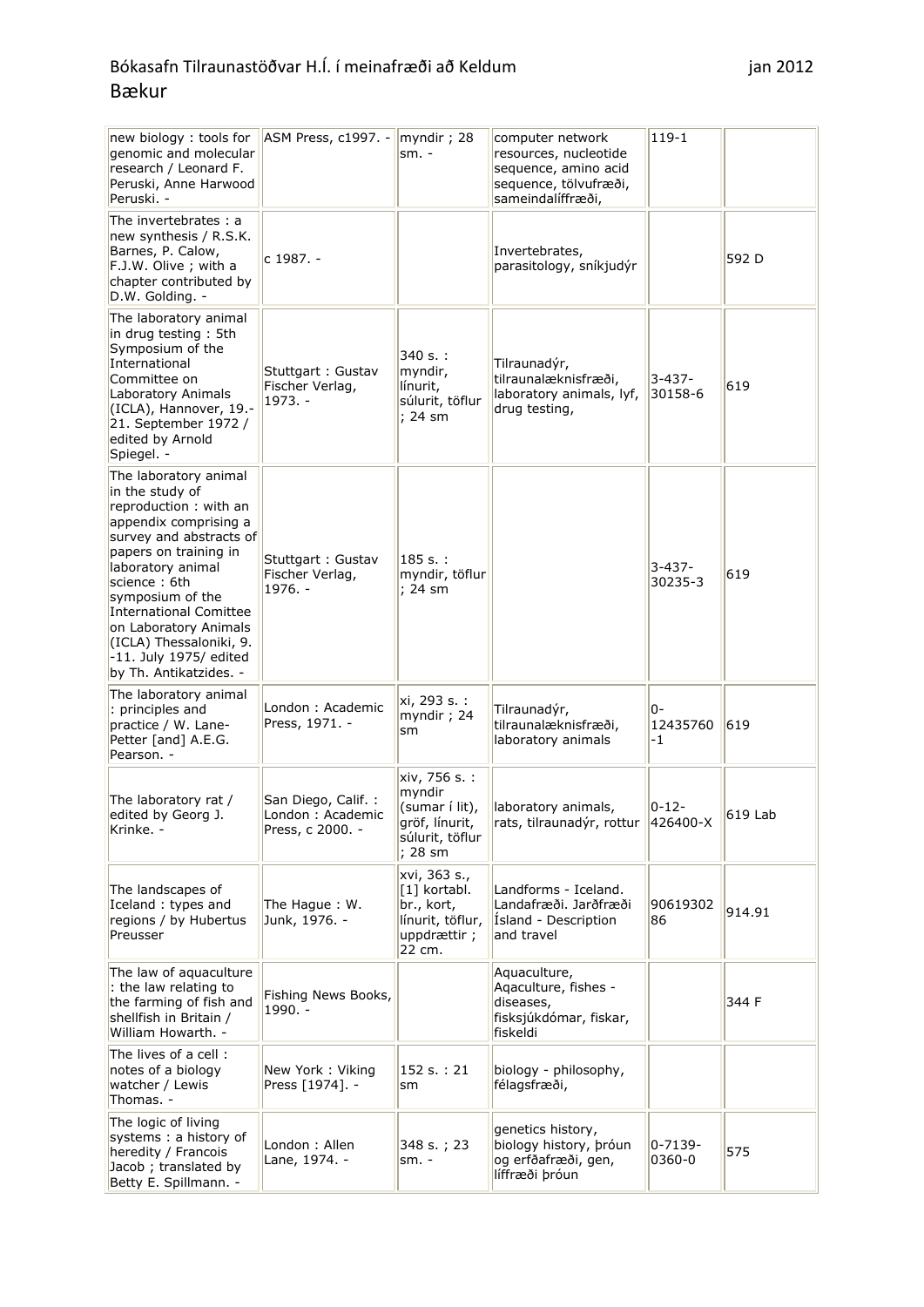# Bókasafn Tilraunastöðvar H.Í. í meinafræði að Keldum

jan 2012

## Bækur

| | | | | | |
|---|---|---|---|---|---|
| new biology : tools for genomic and molecular research / Leonard F. Peruski, Anne Harwood Peruski. - | ASM Press, c1997. - | myndir ; 28 sm. - | computer network resources, nucleotide sequence, amino acid sequence, tölvufræði, sameindalíffræði, | 119-1 | |
| The invertebrates : a new synthesis / R.S.K. Barnes, P. Calow, F.J.W. Olive ; with a chapter contributed by D.W. Golding. - | c 1987. - | | Invertebrates, parasitology, sníkjudýr | | 592 D |
| The laboratory animal in drug testing : 5th Symposium of the International Committee on Laboratory Animals (ICLA), Hannover, 19.-21. September 1972 / edited by Arnold Spiegel. - | Stuttgart : Gustav Fischer Verlag, 1973. - | 340 s. : myndir, línurit, súlurit, töflur ; 24 sm | Tilraunadýr, tilraunalæknisfræði, laboratory animals, lyf, drug testing, | 3-437-30158-6 | 619 |
| The laboratory animal in the study of reproduction : with an appendix comprising a survey and abstracts of papers on training in laboratory animal science : 6th symposium of the International Comittee on Laboratory Animals (ICLA) Thessaloniki, 9.-11. July 1975/ edited by Th. Antikatzides. - | Stuttgart : Gustav Fischer Verlag, 1976. - | 185 s. : myndir, töflur ; 24 sm | | 3-437-30235-3 | 619 |
| The laboratory animal : principles and practice / W. Lane-Petter [and] A.E.G. Pearson. - | London : Academic Press, 1971. - | xi, 293 s. : myndir ; 24 sm | Tilraunadýr, tilraunalæknisfræði, laboratory animals | 0-12435760-1 | 619 |
| The laboratory rat / edited by Georg J. Krinke. - | San Diego, Calif. : London : Academic Press, c 2000. - | xiv, 756 s. : myndir (sumar í lit), gröf, línurit, súlurit, töflur ; 28 sm | laboratory animals, rats, tilraunadýr, rottur | 0-12-426400-X | 619 Lab |
| The landscapes of Iceland : types and regions / by Hubertus Preusser | The Hague : W. Junk, 1976. - | xvi, 363 s., [1] kortabl. br., kort, línurit, töflur, uppdrættir ; 22 cm. | Landforms - Iceland. Landafræði. Jarðfræði Ísland - Description and travel | 9061930286 | 914.91 |
| The law of aquaculture : the law relating to the farming of fish and shellfish in Britain / William Howarth. - | Fishing News Books, 1990. - | | Aquaculture, Aqaculture, fishes - diseases, fisksjúkdómar, fiskar, fiskeldi | | 344 F |
| The lives of a cell : notes of a biology watcher / Lewis Thomas. - | New York : Viking Press [1974]. - | 152 s. : 21 sm | biology - philosophy, félagsfræði, | | |
| The logic of living systems : a history of heredity / Francois Jacob ; translated by Betty E. Spillmann. - | London : Allen Lane, 1974. - | 348 s. ; 23 sm. - | genetics history, biology history, þróun og erfðafræði, gen, líffræði þróun | 0-7139-0360-0 | 575 |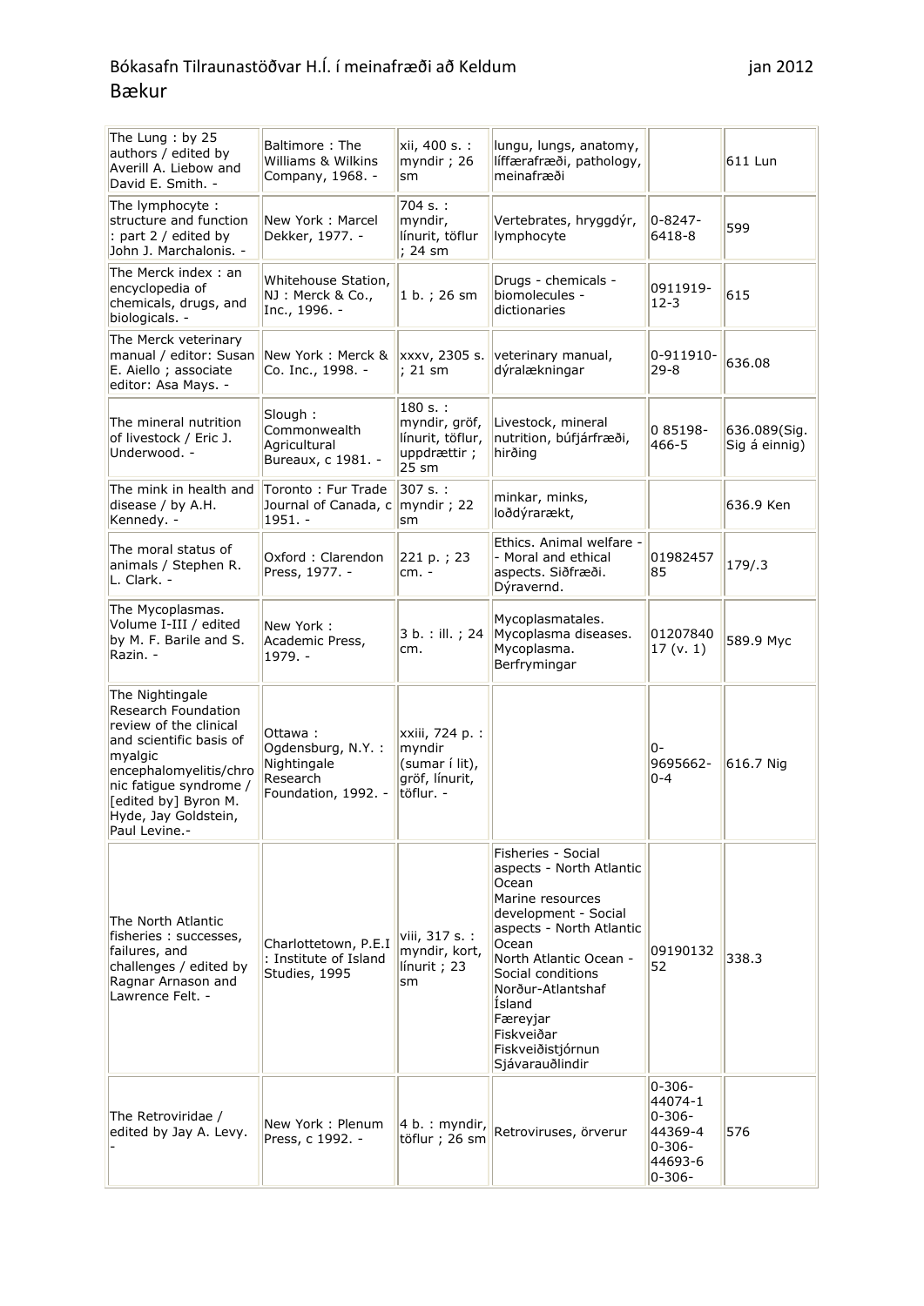## Bókasafn Tilraunastöðvar H.Í. í meinafræði að Keldum

## Bækur

| | | | | | |
|---|---|---|---|---|---|
| The Lung : by 25 authors / edited by Averill A. Liebow and David E. Smith. - | Baltimore : The Williams & Wilkins Company, 1968. - | xii, 400 s. : myndir ; 26 sm | lungu, lungs, anatomy, líffærafræði, pathology, meinafræði | | 611 Lun |
| The lymphocyte : structure and function : part 2 / edited by John J. Marchalonis. - | New York : Marcel Dekker, 1977. - | 704 s. : myndir, línurit, töflur ; 24 sm | Vertebrates, hryggdýr, lymphocyte | 0-8247-6418-8 | 599 |
| The Merck index : an encyclopedia of chemicals, drugs, and biologicals. - | Whitehouse Station, NJ : Merck & Co., Inc., 1996. - | 1 b. ; 26 sm | Drugs - chemicals - biomolecules - dictionaries | 0911919-12-3 | 615 |
| The Merck veterinary manual / editor: Susan E. Aiello ; associate editor: Asa Mays. - | New York : Merck & Co. Inc., 1998. - | xxxv, 2305 s. ; 21 sm | veterinary manual, dýralækningar | 0-911910-29-8 | 636.08 |
| The mineral nutrition of livestock / Eric J. Underwood. - | Slough : Commonwealth Agricultural Bureaux, c 1981. - | 180 s. : myndir, gröf, línurit, töflur, uppdrættir ; 25 sm | Livestock, mineral nutrition, búfjárfræði, hirðing | 0 85198-466-5 | 636.089(Sig. Sig á einnig) |
| The mink in health and disease / by A.H. Kennedy. - | Toronto : Fur Trade Journal of Canada, c 1951. - | 307 s. : myndir ; 22 sm | minkar, minks, loðdýrarækt, | | 636.9 Ken |
| The moral status of animals / Stephen R. L. Clark. - | Oxford : Clarendon Press, 1977. - | 221 p. ; 23 cm. - | Ethics. Animal welfare - - Moral and ethical aspects. Siðfræði. Dýravernd. | 0198245785 | 179/.3 |
| The Mycoplasmas. Volume I-III / edited by M. F. Barile and S. Razin. - | New York : Academic Press, 1979. - | 3 b. : ill. ; 24 cm. | Mycoplasmatales. Mycoplasma diseases. Mycoplasma. Berfrymingar | 0120784017 (v. 1) | 589.9 Myc |
| The Nightingale Research Foundation review of the clinical and scientific basis of myalgic encephalomyelitis/chronic fatigue syndrome / [edited by] Byron M. Hyde, Jay Goldstein, Paul Levine.- | Ottawa : Ogdensburg, N.Y. : Nightingale Research Foundation, 1992. - | xxiii, 724 p. : myndir (sumar í lit), gröf, línurit, töflur. - | | 0-9695662-0-4 | 616.7 Nig |
| The North Atlantic fisheries : successes, failures, and challenges / edited by Ragnar Arnason and Lawrence Felt. - | Charlottetown, P.E.I : Institute of Island Studies, 1995 | viii, 317 s. : myndir, kort, línurit ; 23 sm | Fisheries - Social aspects - North Atlantic Ocean<br>Marine resources development - Social aspects - North Atlantic Ocean<br>North Atlantic Ocean - Social conditions<br>Norður-Atlantshaf<br>Ísland<br>Færeyjar<br>Fiskveiðar<br>Fiskveiðistjórnun<br>Sjávarauðlindir | 0919013252 | 338.3 |
| The Retroviridae / edited by Jay A. Levy. - | New York : Plenum Press, c 1992. - | 4 b. : myndir, töflur ; 26 sm | Retroviruses, örverur | 0-306-44074-1<br>0-306-44369-4<br>0-306-44693-6<br>0-306- | 576 |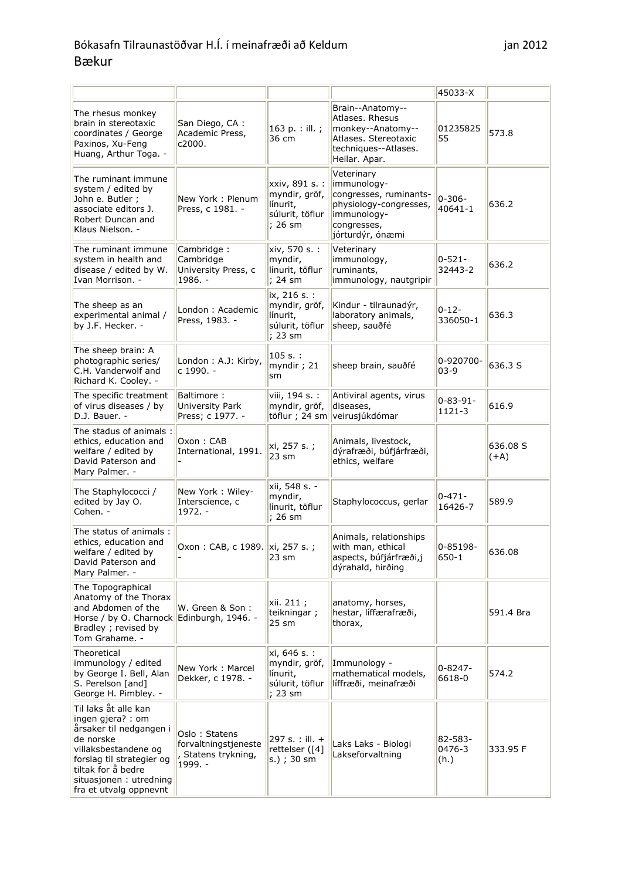| | | | | | |
|---|---|---|---|---|---|
| | | | | 45033-X | |
| The rhesus monkey brain in stereotaxic coordinates / George Paxinos, Xu-Feng Huang, Arthur Toga. - | San Diego, CA : Academic Press, c2000. | 163 p. : ill. ; 36 cm | Brain--Anatomy--Atlases. Rhesus monkey--Anatomy--Atlases. Stereotaxic techniques--Atlases. Heilar. Apar. | 0123582555 | 573.8 |
| The ruminant immune system / edited by John e. Butler ; associate editors J. Robert Duncan and Klaus Nielson. - | New York : Plenum Press, c 1981. - | xxiv, 891 s. : myndir, gröf, línurit, súlurit, töflur ; 26 sm | Veterinary immunology-congresses, ruminants-physiology-congresses, immunology-congresses, jórturdýr, ónæmi | 0-306-40641-1 | 636.2 |
| The ruminant immune system in health and disease / edited by W. Ivan Morrison. - | Cambridge : Cambridge University Press, c 1986. - | xiv, 570 s. : myndir, línurit, töflur ; 24 sm | Veterinary immunology, ruminants, immunology, nautgripir | 0-521-32443-2 | 636.2 |
| The sheep as an experimental animal / by J.F. Hecker. - | London : Academic Press, 1983. - | ix, 216 s. : myndir, gröf, línurit, súlurit, töflur ; 23 sm | Kindur - tilraunadýr, laboratory animals, sheep, sauðfé | 0-12-336050-1 | 636.3 |
| The sheep brain: A photographic series/ C.H. Vanderwolf and Richard K. Cooley. - | London : A.J: Kirby, c 1990. - | 105 s. : myndir ; 21 sm | sheep brain, sauðfé | 0-920700-03-9 | 636.3 S |
| The specific treatment of virus diseases / by D.J. Bauer. - | Baltimore : University Park Press; c 1977. - | viii, 194 s. : myndir, gröf, töflur ; 24 sm | Antiviral agents, virus diseases, veirusjúkdómar | 0-83-91-1121-3 | 616.9 |
| The stadus of animals : ethics, education and welfare / edited by David Paterson and Mary Palmer. - | Oxon : CAB International, 1991. - | xi, 257 s. ; 23 sm | Animals, livestock, dýrafræði, búfjárfræði, ethics, welfare | | 636.08 S (+A) |
| The Staphylococci / edited by Jay O. Cohen. - | New York : Wiley-Interscience, c 1972. - | xii, 548 s. - myndir, línurit, töflur ; 26 sm | Staphylococcus, gerlar | 0-471-16426-7 | 589.9 |
| The status of animals : ethics, education and welfare / edited by David Paterson and Mary Palmer. - | Oxon : CAB, c 1989. - | xi, 257 s. ; 23 sm | Animals, relationships with man, ethical aspects, búfjárfræði,j dýrahald, hirðing | 0-85198-650-1 | 636.08 |
| The Topographical Anatomy of the Thorax and Abdomen of the Horse / by O. Charnock Bradley ; revised by Tom Grahame. - | W. Green & Son : Edinburgh, 1946. - | xii. 211 ; teikningar ; 25 sm | anatomy, horses, hestar, líffærafræði, thorax, | | 591.4 Bra |
| Theoretical immunology / edited by George I. Bell, Alan S. Perelson [and] George H. Pimbley. - | New York : Marcel Dekker, c 1978. - | xi, 646 s. : myndir, gröf, línurit, súlurit, töflur ; 23 sm | Immunology - mathematical models, líffræði, meinafræði | 0-8247-6618-0 | 574.2 |
| Til laks åt alle kan ingen gjera? : om årsaker til nedgangen i de norske villaksbestandene og forslag til strategier og tiltak for å bedre situasjonen : utredning fra et utvalg oppnevnt | Oslo : Statens forvaltningstjeneste , Statens trykning, 1999. - | 297 s. : ill. + rettelser ([4] s.) ; 30 sm | Laks Laks - Biologi Lakseforvaltning | 82-583-0476-3 (h.) | 333.95 F |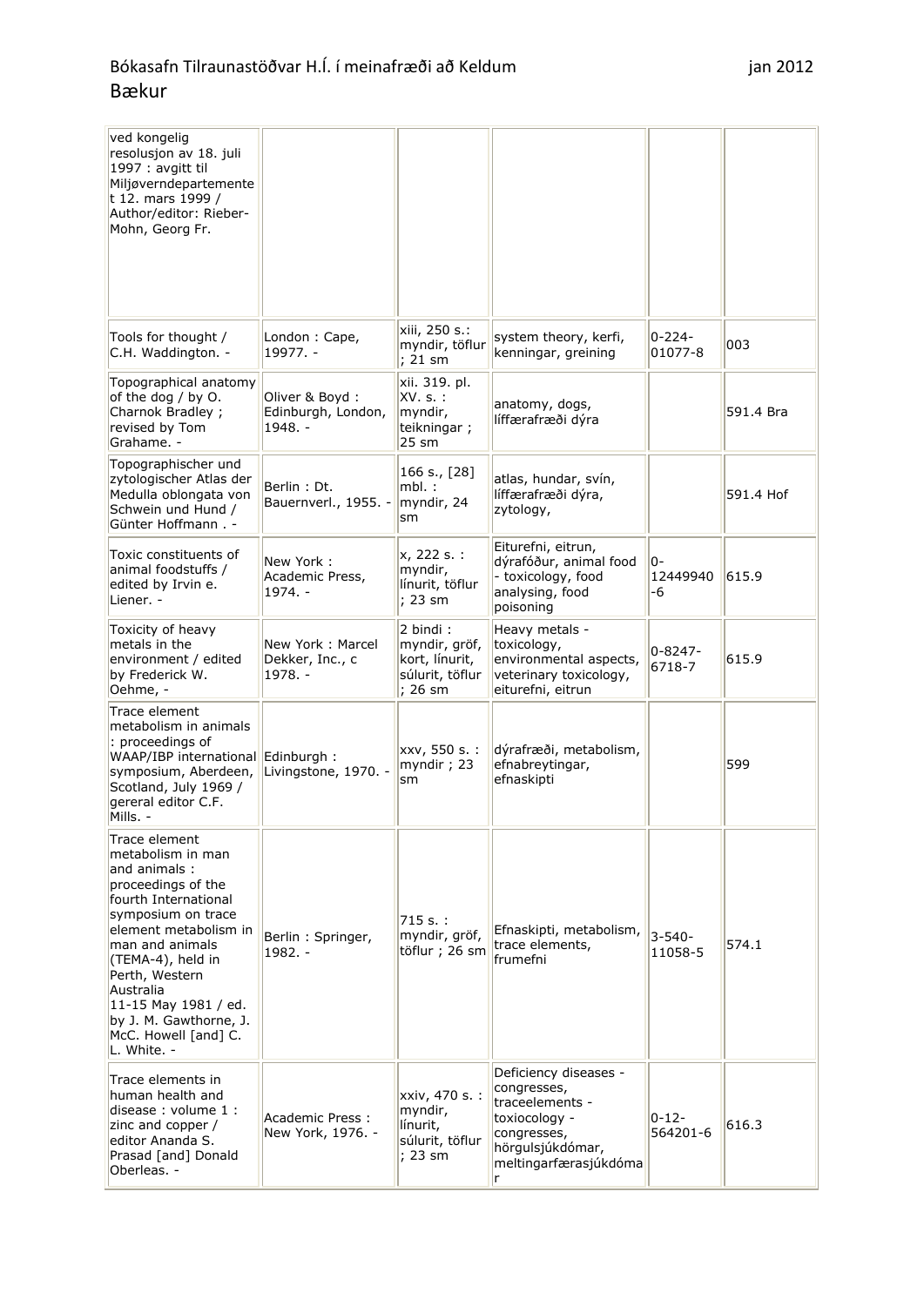| | | | | | |
|---|---|---|---|---|---|
| ved kongelig resolusjon av 18. juli 1997 : avgitt til Miljøverndepartemente t 12. mars 1999 / Author/editor: Rieber-Mohn, Georg Fr. | | | | | |
| Tools for thought / C.H. Waddington. - | London : Cape, 19977. - | xiii, 250 s.: myndir, töflur ; 21 sm | system theory, kerfi, kenningar, greining | 0-224-01077-8 | 003 |
| Topographical anatomy of the dog / by O. Charnok Bradley ; revised by Tom Grahame. - | Oliver & Boyd : Edinburgh, London, 1948. - | xii. 319. pl. XV. s. : myndir, teikningar ; 25 sm | anatomy, dogs, líffærafræði dýra | | 591.4 Bra |
| Topographischer und zytologischer Atlas der Medulla oblongata von Schwein und Hund / Günter Hoffmann . - | Berlin : Dt. Bauernverl., 1955. - | 166 s., [28] mbl. : myndir, 24 sm | atlas, hundar, svín, líffærafræði dýra, zytology, | | 591.4 Hof |
| Toxic constituents of animal foodstuffs / edited by Irvin e. Liener. - | New York : Academic Press, 1974. - | x, 222 s. : myndir, línurit, töflur ; 23 sm | Eiturefni, eitrun, dýrafóður, animal food - toxicology, food analysing, food poisoning | 0-12449940-6 | 615.9 |
| Toxicity of heavy metals in the environment / edited by Frederick W. Oehme, - | New York : Marcel Dekker, Inc., c 1978. - | 2 bindi : myndir, gröf, kort, línurit, súlurit, töflur ; 26 sm | Heavy metals - toxicology, environmental aspects, veterinary toxicology, eiturefni, eitrun | 0-8247-6718-7 | 615.9 |
| Trace element metabolism in animals : proceedings of WAAP/IBP international symposium, Aberdeen, Scotland, July 1969 / gereral editor C.F. Mills. - | Edinburgh : Livingstone, 1970. - | xxv, 550 s. : myndir ; 23 sm | dýrafræði, metabolism, efnabreytingar, efnaskipti | | 599 |
| Trace element metabolism in man and animals : proceedings of the fourth International symposium on trace element metabolism in man and animals (TEMA-4), held in Perth, Western Australia 11-15 May 1981 / ed. by J. M. Gawthorne, J. McC. Howell [and] C. L. White. - | Berlin : Springer, 1982. - | 715 s. : myndir, gröf, töflur ; 26 sm | Efnaskipti, metabolism, trace elements, frumefni | 3-540-11058-5 | 574.1 |
| Trace elements in human health and disease : volume 1 : zinc and copper / editor Ananda S. Prasad [and] Donald Oberleas. - | Academic Press : New York, 1976. - | xxiv, 470 s. : myndir, línurit, súlurit, töflur ; 23 sm | Deficiency diseases - congresses, traceelements - toxiocology - congresses, hörgulsjúkdómar, meltingarfærasjúkdómar | 0-12-564201-6 | 616.3 |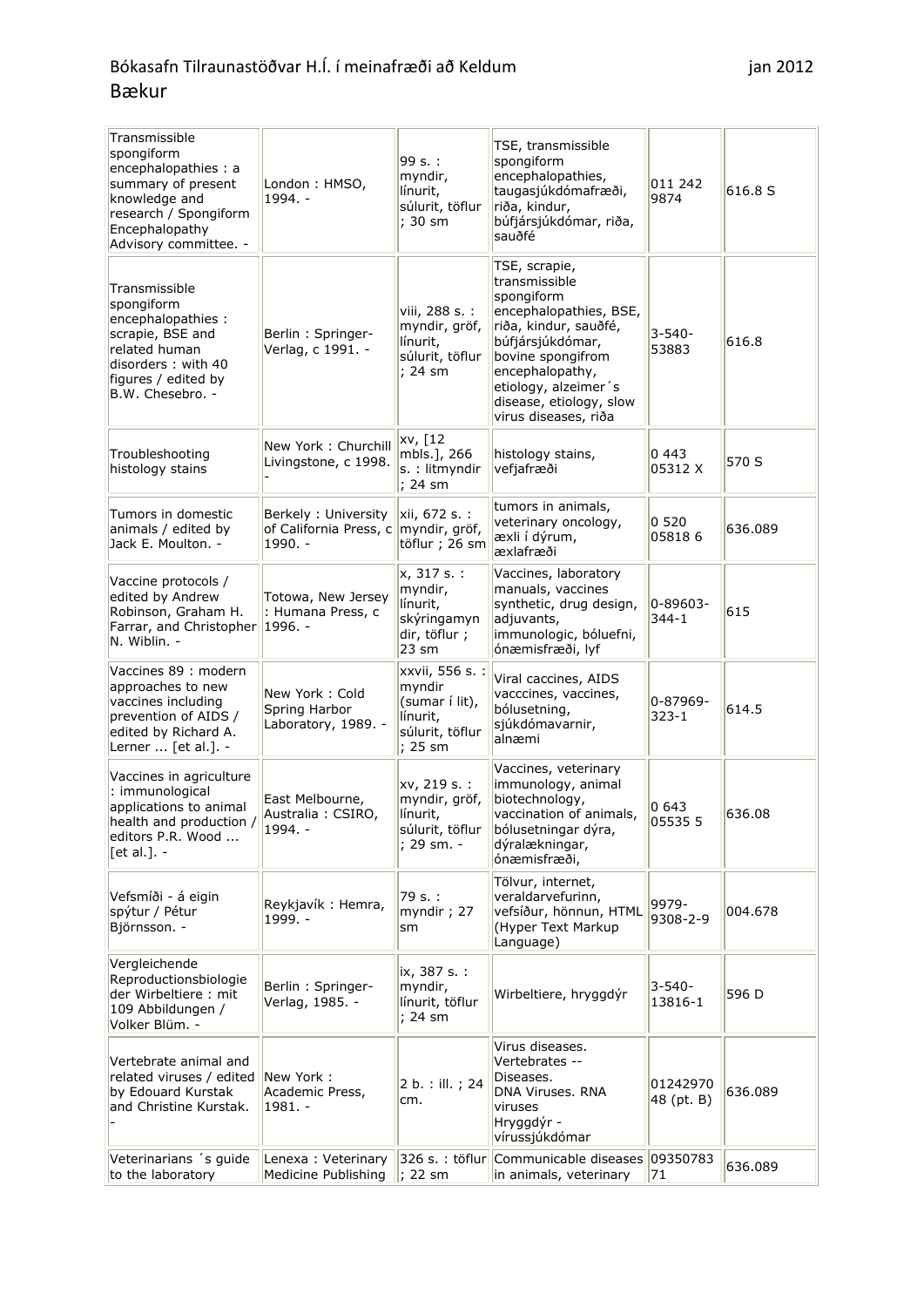| | | | | | |
|---|---|---|---|---|---|
| Transmissible spongiform encephalopathies : a summary of present knowledge and research / Spongiform Encephalopathy Advisory committee. - | London : HMSO, 1994. - | 99 s. : myndir, línurit, súlurit, töflur ; 30 sm | TSE, transmissible spongiform encephalopathies, taugasjúkdómafræði, riða, kindur, búfjársjúkdómar, riða, sauðfé | 011 242 9874 | 616.8 S |
| Transmissible spongiform encephalopathies : scrapie, BSE and related human disorders : with 40 figures / edited by B.W. Chesebro. - | Berlin : Springer-Verlag, c 1991. - | viii, 288 s. : myndir, gröf, línurit, súlurit, töflur ; 24 sm | TSE, scrapie, transmissible spongiform encephalopathies, BSE, riða, kindur, sauðfé, búfjársjúkdómar, bovine spongifrom encephalopathy, etiology, alzeimer´s disease, etiology, slow virus diseases, riða | 3-540-53883 | 616.8 |
| Troubleshooting histology stains | New York : Churchill Livingstone, c 1998. - | xv, [12 mbls.], 266 s. : litmyndir ; 24 sm | histology stains, vefjafræði | 0 443 05312 X | 570 S |
| Tumors in domestic animals / edited by Jack E. Moulton. - | Berkely : University of California Press, c 1990. - | xii, 672 s. : myndir, gröf, töflur ; 26 sm | tumors in animals, veterinary oncology, æxli í dýrum, æxlafræði | 0 520 05818 6 | 636.089 |
| Vaccine protocols / edited by Andrew Robinson, Graham H. Farrar, and Christopher N. Wiblin. - | Totowa, New Jersey : Humana Press, c 1996. - | x, 317 s. : myndir, línurit, skýringamyndir, töflur ; 23 sm | Vaccines, laboratory manuals, vaccines synthetic, drug design, adjuvants, immunologic, bóluefni, ónæmisfræði, lyf | 0-89603-344-1 | 615 |
| Vaccines 89 : modern approaches to new vaccines including prevention of AIDS / edited by Richard A. Lerner ... [et al.]. - | New York : Cold Spring Harbor Laboratory, 1989. - | xxvii, 556 s. : myndir (sumar í lit), línurit, súlurit, töflur ; 25 sm | Viral caccines, AIDS vacccines, vaccines, bólusetning, sjúkdómavarnir, alnæmi | 0-87969-323-1 | 614.5 |
| Vaccines in agriculture : immunological applications to animal health and production / editors P.R. Wood ... [et al.]. - | East Melbourne, Australia : CSIRO, 1994. - | xv, 219 s. : myndir, gröf, línurit, súlurit, töflur ; 29 sm. - | Vaccines, veterinary immunology, animal biotechnology, vaccination of animals, bólusetningar dýra, dýralækningar, ónæmisfræði, | 0 643 05535 5 | 636.08 |
| Vefsmíði - á eigin spýtur / Pétur Björnsson. - | Reykjavík : Hemra, 1999. - | 79 s. : myndir ; 27 sm | Tölvur, internet, veraldarvefurinn, vefsíður, hönnun, HTML (Hyper Text Markup Language) | 9979-9308-2-9 | 004.678 |
| Vergleichende Reproductionsbiologie der Wirbeltiere : mit 109 Abbildungen / Volker Blüm. - | Berlin : Springer-Verlag, 1985. - | ix, 387 s. : myndir, línurit, töflur ; 24 sm | Wirbeltiere, hryggdýr | 3-540-13816-1 | 596 D |
| Vertebrate animal and related viruses / edited by Edouard Kurstak and Christine Kurstak. - | New York : Academic Press, 1981. - | 2 b. : ill. ; 24 cm. | Virus diseases. Vertebrates -- Diseases. DNA Viruses. RNA viruses Hryggdýr - vírussjúkdómar | 01242970 48 (pt. B) | 636.089 |
| Veterinarians ´s guide to the laboratory | Lenexa : Veterinary Medicine Publishing | 326 s. : töflur ; 22 sm | Communicable diseases in animals, veterinary | 09350783 71 | 636.089 |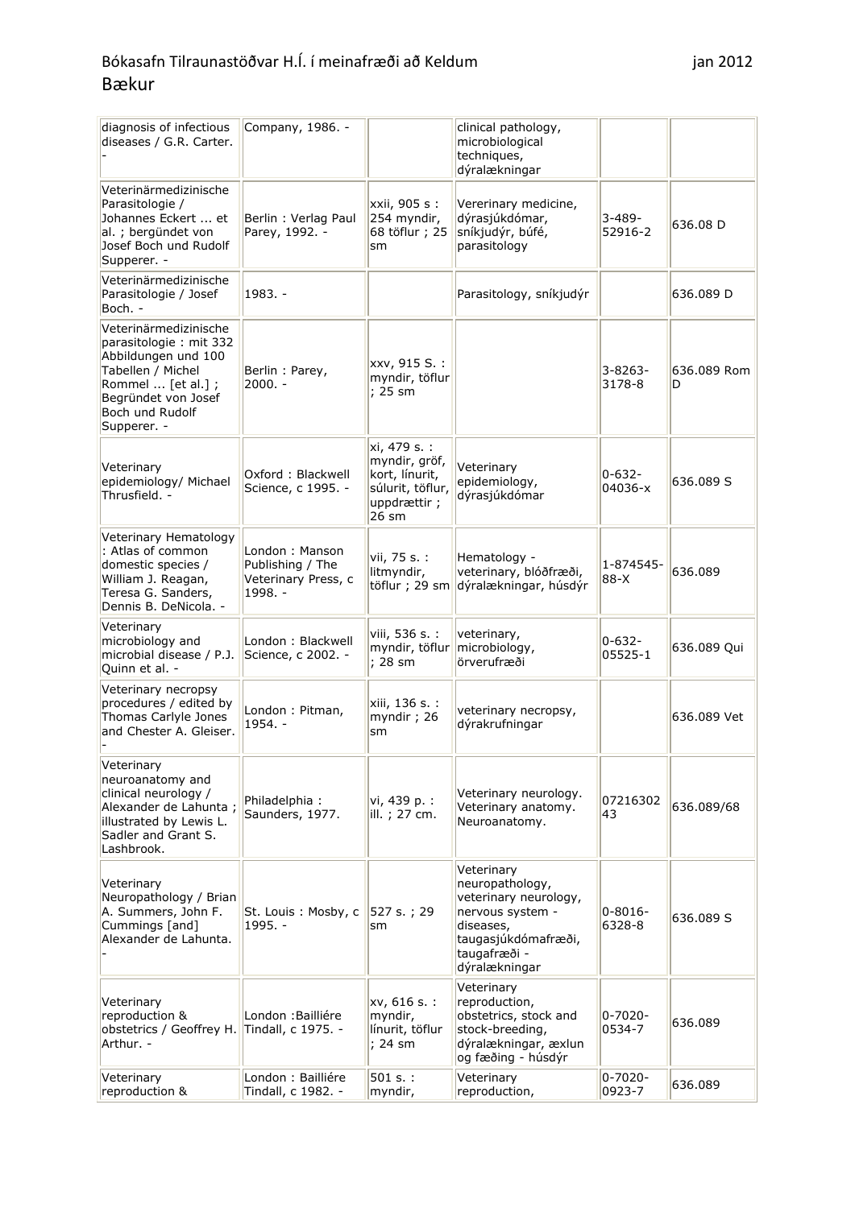| | | | | | |
|---|---|---|---|---|---|
| diagnosis of infectious diseases / G.R. Carter. - | Company, 1986. - | | clinical pathology, microbiological techniques, dýralækningar | | |
| Veterinärmedizinische Parasitologie / Johannes Eckert ... et al. ; bergündet von Josef Boch und Rudolf Supperer. - | Berlin : Verlag Paul Parey, 1992. - | xxii, 905 s : 254 myndir, 68 töflur ; 25 sm | Vererinary medicine, dýrasjúkdómar, sníkjudýr, búfé, parasitology | 3-489-52916-2 | 636.08 D |
| Veterinärmedizinische Parasitologie / Josef Boch. - | 1983. - | | Parasitology, sníkjudýr | | 636.089 D |
| Veterinärmedizinische parasitologie : mit 332 Abbildungen und 100 Tabellen / Michel Rommel ... [et al.] ; Begründet von Josef Boch und Rudolf Supperer. - | Berlin : Parey, 2000. - | xxv, 915 S. : myndir, töflur ; 25 sm | | 3-8263-3178-8 | 636.089 Rom D |
| Veterinary epidemiology/ Michael Thrusfield. - | Oxford : Blackwell Science, c 1995. - | xi, 479 s. : myndir, gröf, kort, línurit, súlurit, töflur, uppdrættir ; 26 sm | Veterinary epidemiology, dýrasjúkdómar | 0-632-04036-x | 636.089 S |
| Veterinary Hematology : Atlas of common domestic species / William J. Reagan, Teresa G. Sanders, Dennis B. DeNicola. - | London : Manson Publishing / The Veterinary Press, c 1998. - | vii, 75 s. : litmyndir, töflur ; 29 sm | Hematology - veterinary, blóðfræði, dýralækningar, húsdýr | 1-874545-88-X | 636.089 |
| Veterinary microbiology and microbial disease / P.J. Quinn et al. - | London : Blackwell Science, c 2002. - | viii, 536 s. : myndir, töflur ; 28 sm | veterinary, microbiology, örverufræði | 0-632-05525-1 | 636.089 Qui |
| Veterinary necropsy procedures / edited by Thomas Carlyle Jones and Chester A. Gleiser. - | London : Pitman, 1954. - | xiii, 136 s. : myndir ; 26 sm | veterinary necropsy, dýrakrufningar | | 636.089 Vet |
| Veterinary neuroanatomy and clinical neurology / Alexander de Lahunta ; illustrated by Lewis L. Sadler and Grant S. Lashbrook. | Philadelphia : Saunders, 1977. | vi, 439 p. : ill. ; 27 cm. | Veterinary neurology. Veterinary anatomy. Neuroanatomy. | 0721630243 | 636.089/68 |
| Veterinary Neuropathology / Brian A. Summers, John F. Cummings [and] Alexander de Lahunta. - | St. Louis : Mosby, c 1995. - | 527 s. ; 29 sm | Veterinary neuropathology, veterinary neurology, nervous system - diseases, taugasjúkdómafræði, taugafræði - dýralækningar | 0-8016-6328-8 | 636.089 S |
| Veterinary reproduction & obstetrics / Geoffrey H. Arthur. - | London :Bailliére Tindall, c 1975. - | xv, 616 s. : myndir, línurit, töflur ; 24 sm | Veterinary reproduction, obstetrics, stock and stock-breeding, dýralækningar, æxlun og fæðing - húsdýr | 0-7020-0534-7 | 636.089 |
| Veterinary reproduction & | London : Bailliére Tindall, c 1982. - | 501 s. : myndir, | Veterinary reproduction, | 0-7020-0923-7 | 636.089 |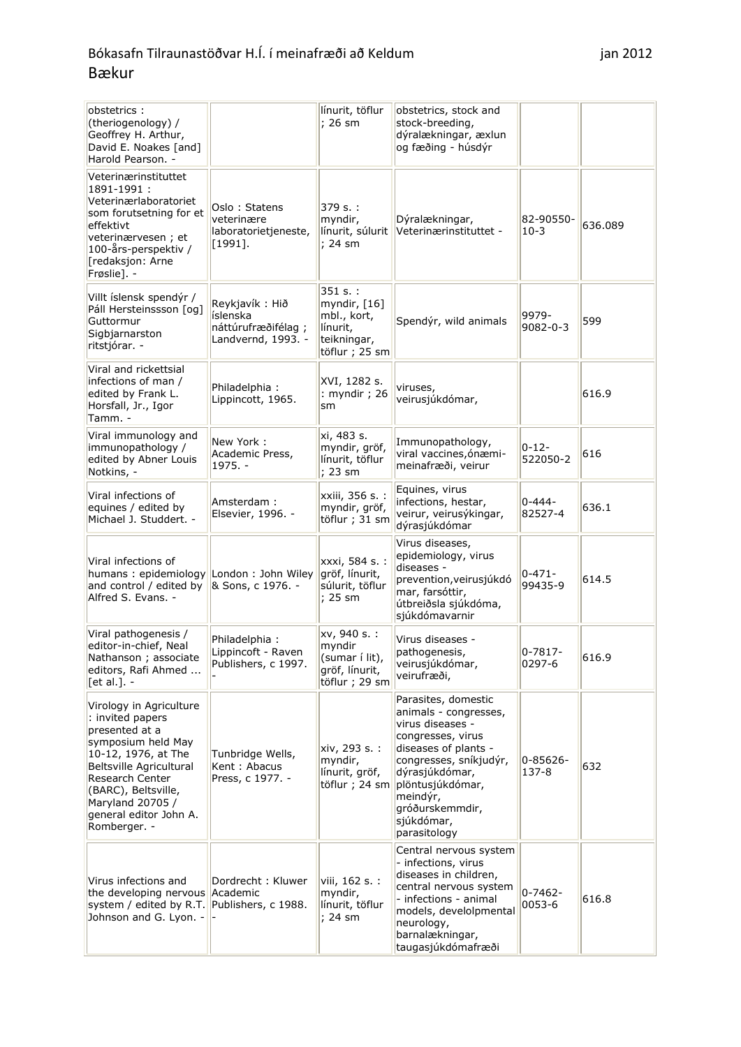| | | | | | |
|---|---|---|---|---|---|
| obstetrics : (theriogenology) / Geoffrey H. Arthur, David E. Noakes [and] Harold Pearson. - | | línurit, töflur ; 26 sm | obstetrics, stock and stock-breeding, dýralækningar, æxlun og fæðing - húsdýr | | |
| Veterinærinstituttet 1891-1991 : Veterinærlaboratoriet som forutsetning for et effektivt veterinærvesen ; et 100-års-perspektiv / [redaksjon: Arne Frøslie]. - | Oslo : Statens veterinære laboratorietjeneste, [1991]. | 379 s. : myndir, línurit, súlurit ; 24 sm | Dýralækningar, Veterinærinstituttet - | 82-90550-10-3 | 636.089 |
| Villt íslensk spendýr / Páll Hersteinsson [og] Guttormur Sigbjarnarson ritstjórar. - | Reykjavík : Hið íslenska náttúrufræðifélag ; Landvernd, 1993. - | 351 s. : myndir, [16] mbl., kort, línurit, teikningar, töflur ; 25 sm | Spendýr, wild animals | 9979-9082-0-3 | 599 |
| Viral and rickettsial infections of man / edited by Frank L. Horsfall, Jr., Igor Tamm. - | Philadelphia : Lippincott, 1965. | XVI, 1282 s. : myndir ; 26 sm | viruses, veirusjúkdómar, | | 616.9 |
| Viral immunology and immunopathology / edited by Abner Louis Notkins, - | New York : Academic Press, 1975. - | xi, 483 s. myndir, gröf, línurit, töflur ; 23 sm | Immunopathology, viral vaccines,ónæmi-meinafræði, veirur | 0-12-522050-2 | 616 |
| Viral infections of equines / edited by Michael J. Studdert. - | Amsterdam : Elsevier, 1996. - | xxiii, 356 s. : myndir, gröf, töflur ; 31 sm | Equines, virus infections, hestar, veirur, veirusýkingar, dýrasjúkdómar | 0-444-82527-4 | 636.1 |
| Viral infections of humans : epidemiology and control / edited by Alfred S. Evans. - | London : John Wiley & Sons, c 1976. - | xxxi, 584 s. : gröf, línurit, súlurit, töflur ; 25 sm | Virus diseases, epidemiology, virus diseases - prevention,veirusjúkdómar, farsóttir, útbreiðsla sjúkdóma, sjúkdómavarnir | 0-471-99435-9 | 614.5 |
| Viral pathogenesis / editor-in-chief, Neal Nathanson ; associate editors, Rafi Ahmed ... [et al.]. - | Philadelphia : Lippincoft - Raven Publishers, c 1997. - | xv, 940 s. : myndir (sumar í lit), gröf, línurit, töflur ; 29 sm | Virus diseases - pathogenesis, veirusjúkdómar, veirufræði, | 0-7817-0297-6 | 616.9 |
| Virology in Agriculture : invited papers presented at a symposium held May 10-12, 1976, at The Beltsville Agricultural Research Center (BARC), Beltsville, Maryland 20705 / general editor John A. Romberger. - | Tunbridge Wells, Kent : Abacus Press, c 1977. - | xiv, 293 s. : myndir, línurit, gröf, töflur ; 24 sm | Parasites, domestic animals - congresses, virus diseases - congresses, virus diseases of plants - congresses, sníkjudýr, dýrasjúkdómar, plöntusjúkdómar, meindýr, gróðurskemmdir, sjúkdómar, parasitology | 0-85626-137-8 | 632 |
| Virus infections and the developing nervous system / edited by R.T. Johnson and G. Lyon. - | Dordrecht : Kluwer Academic Publishers, c 1988. - | viii, 162 s. : myndir, línurit, töflur ; 24 sm | Central nervous system - infections, virus diseases in children, central nervous system - infections - animal models, develolpmental neurology, barnalækningar, taugasjúkdómafræði | 0-7462-0053-6 | 616.8 |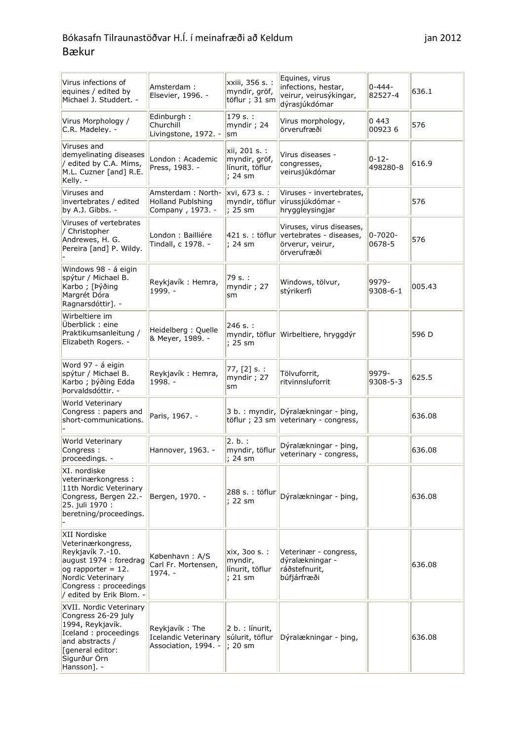| | | | | | |
|---|---|---|---|---|---|
| Virus infections of equines / edited by Michael J. Studdert. - | Amsterdam : Elsevier, 1996. - | xxiii, 356 s. : myndir, gröf, töflur ; 31 sm | Equines, virus infections, hestar, veirur, veirusýkingar, dýrasjúkdómar | 0-444-82527-4 | 636.1 |
| Virus Morphology / C.R. Madeley. - | Edinburgh : Churchill Livingstone, 1972. - | 179 s. : myndir ; 24 sm | Virus morphology, örverufræði | 0 443 00923 6 | 576 |
| Viruses and demyelinating diseases / edited by C.A. Mims, M.L. Cuzner [and] R.E. Kelly. - | London : Academic Press, 1983. - | xii, 201 s. : myndir, gröf, línurit, töflur ; 24 sm | Virus diseases - congresses, veirusjúkdómar | 0-12-498280-8 | 616.9 |
| Viruses and invertebrates / edited by A.J. Gibbs. - | Amsterdam : North-Holland Publshing Company , 1973. - | xvi, 673 s. : myndir, töflur ; 25 sm | Viruses - invertebrates, vírussjúkdómar - hryggleysingjar | | 576 |
| Viruses of vertebrates / Christopher Andrewes, H. G. Pereira [and] P. Wildy. - | London : Bailliére Tindall, c 1978. - | 421 s. : töflur ; 24 sm | Viruses, virus diseases, vertebrates - diseases, örverur, veirur, örverufræði | 0-7020-0678-5 | 576 |
| Windows 98 - á eigin spýtur / Michael B. Karbo ; [Þýðing Margrét Dóra Ragnarsdóttir]. - | Reykjavík : Hemra, 1999. - | 79 s. : myndir ; 27 sm | Windows, tölvur, stýrikerfi | 9979-9308-6-1 | 005.43 |
| Wirbeltiere im Überblick : eine Praktikumsanleitung / Elizabeth Rogers. - | Heidelberg : Quelle & Meyer, 1989. - | 246 s. : myndir, töflur ; 25 sm | Wirbeltiere, hryggdýr | | 596 D |
| Word 97 - á eigin spýtur / Michael B. Karbo ; þýðing Edda Þorvaldsdóttir. - | Reykjavík : Hemra, 1998. - | 77, [2] s. : myndir ; 27 sm | Tölvuforrit, ritvinnsluforrit | 9979-9308-5-3 | 625.5 |
| World Veterinary Congress : papers and short-communications. - | Paris, 1967. - | 3 b. : myndir, töflur ; 23 sm | Dýralækningar - þing, veterinary - congress, | | 636.08 |
| World Veterinary Congress : proceedings. - | Hannover, 1963. - | 2. b. : myndir, töflur ; 24 sm | Dýralækningar - þing, veterinary - congress, | | 636.08 |
| XI. nordiske veterinærkongress : 11th Nordic Veterinary Congress, Bergen 22.-25. juli 1970 : beretning/proceedings. - | Bergen, 1970. - | 288 s. : töflur ; 22 sm | Dýralækningar - þing, | | 636.08 |
| XII Nordiske Veterinærkongress, Reykjavík 7.-10. august 1974 : foredrag og rapporter = 12. Nordic Veterinary Congress : proceedings / edited by Erik Blom. - | København : A/S Carl Fr. Mortensen, 1974. - | xix, 3oo s. : myndir, línurit, töflur ; 21 sm | Veterinær - congress, dýralækningar - ráðstefnurit, búfjárfræði | | 636.08 |
| XVII. Nordic Veterinary Congress 26-29 july 1994, Reykjavík. Iceland : proceedings and abstracts / [general editor: Sigurður Örn Hansson]. - | Reykjavík : The Icelandic Veterinary Association, 1994. - | 2 b. : línurit, súlurit, töflur ; 20 sm | Dýralækningar - þing, | | 636.08 |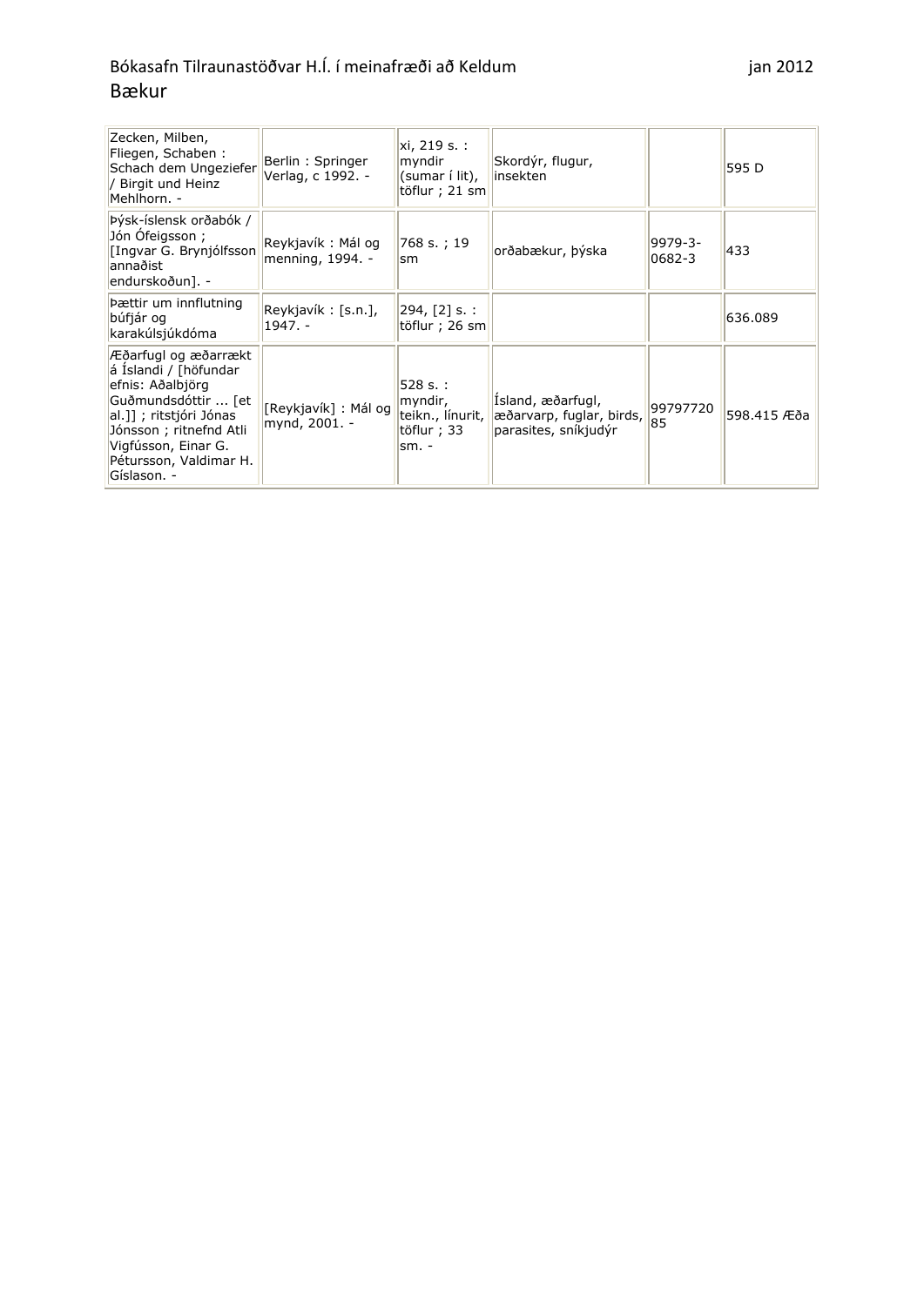| | | | | | |
|---|---|---|---|---|---|
| Zecken, Milben, Fliegen, Schaben : Schach dem Ungeziefer / Birgit und Heinz Mehlhorn. - | Berlin : Springer Verlag, c 1992. - | xi, 219 s. : myndir (sumar í lit), töflur ; 21 sm | Skordýr, flugur, insekten | | 595 D |
| Þýsk-íslensk orðabók / Jón Ófeigsson ; [Ingvar G. Brynjólfsson annaðist endurskoðun]. - | Reykjavík : Mál og menning, 1994. - | 768 s. ; 19 sm | orðabækur, þýska | 9979-3-0682-3 | 433 |
| Þættir um innflutning búfjár og karakúlsjúkdóma | Reykjavík : [s.n.], 1947. - | 294, [2] s. : töflur ; 26 sm | | | 636.089 |
| Æðarfugl og æðarrækt á Íslandi / [höfundar efnis: Aðalbjörg Guðmundsdóttir ... [et al.]] ; ritstjóri Jónas Jónsson ; ritnefnd Atli Vigfússon, Einar G. Pétursson, Valdimar H. Gíslason. - | [Reykjavík] : Mál og mynd, 2001. - | 528 s. : myndir, teikn., línurit, töflur ; 33 sm. - | Ísland, æðarfugl, æðarvarp, fuglar, birds, parasites, sníkjudýr | 9979772085 | 598.415 Æða |